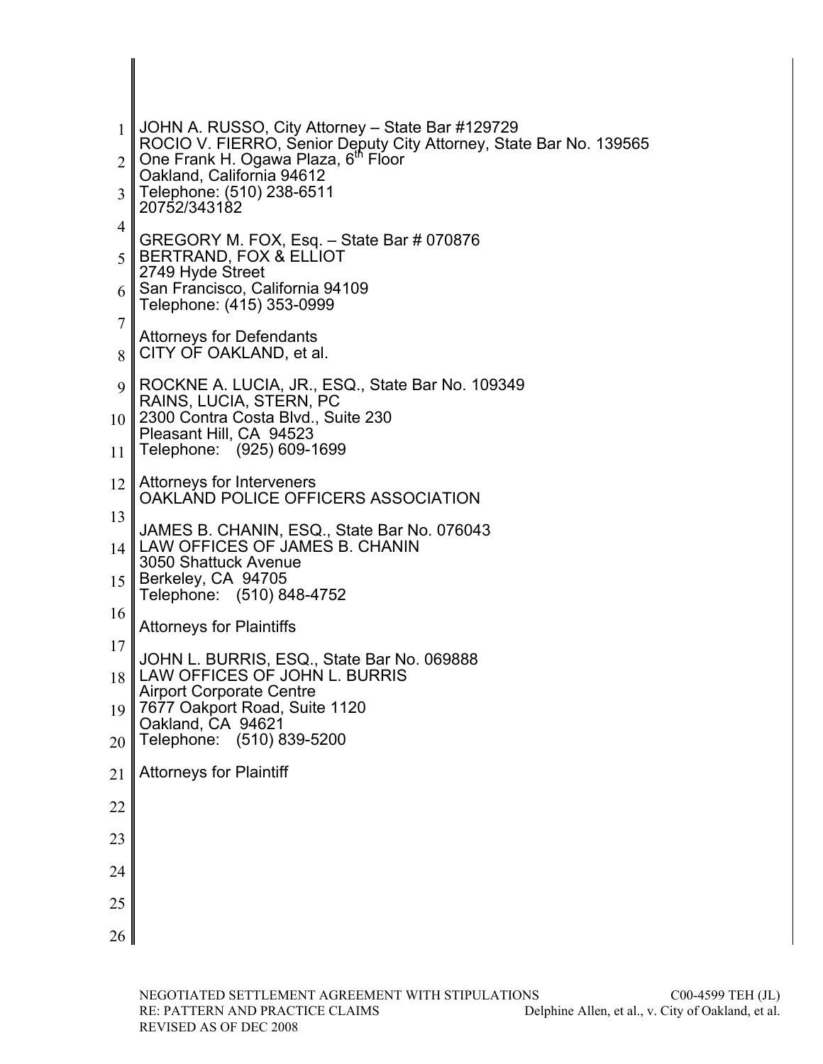JOHN A. RUSSO, City Attorney – State Bar #129729
ROCIO V. FIERRO, Senior Deputy City Attorney, State Bar No. 139565
One Frank H. Ogawa Plaza, 6th Floor
Oakland, California 94612
Telephone: (510) 238-6511
20752/343182

GREGORY M. FOX, Esq. – State Bar # 070876
BERTRAND, FOX & ELLIOT
2749 Hyde Street
San Francisco, California 94109
Telephone: (415) 353-0999

Attorneys for Defendants
CITY OF OAKLAND, et al.

ROCKNE A. LUCIA, JR., ESQ., State Bar No. 109349
RAINS, LUCIA, STERN, PC
2300 Contra Costa Blvd., Suite 230
Pleasant Hill, CA 94523
Telephone: (925) 609-1699

Attorneys for Interveners
OAKLAND POLICE OFFICERS ASSOCIATION

JAMES B. CHANIN, ESQ., State Bar No. 076043
LAW OFFICES OF JAMES B. CHANIN
3050 Shattuck Avenue
Berkeley, CA 94705
Telephone: (510) 848-4752

Attorneys for Plaintiffs

JOHN L. BURRIS, ESQ., State Bar No. 069888
LAW OFFICES OF JOHN L. BURRIS
Airport Corporate Centre
7677 Oakport Road, Suite 1120
Oakland, CA 94621
Telephone: (510) 839-5200

Attorneys for Plaintiff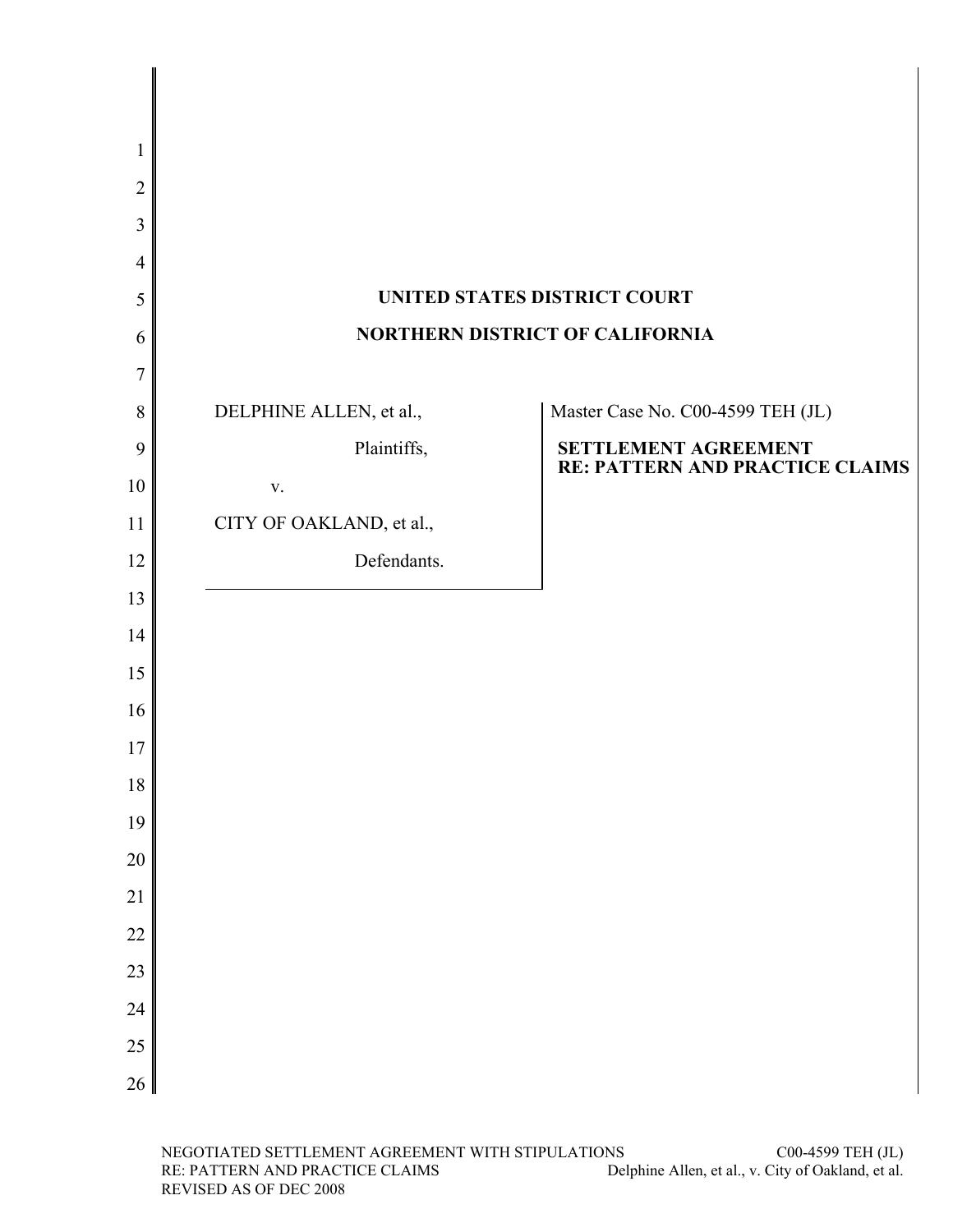**UNITED STATES DISTRICT COURT**

**NORTHERN DISTRICT OF CALIFORNIA**

| | |
|---|---|
| DELPHINE ALLEN, et al.,<br><br>Plaintiffs,<br><br>v.<br><br>CITY OF OAKLAND, et al.,<br><br>Defendants. | Master Case No. C00-4599 TEH (JL)<br><br>**SETTLEMENT AGREEMENT RE: PATTERN AND PRACTICE CLAIMS** |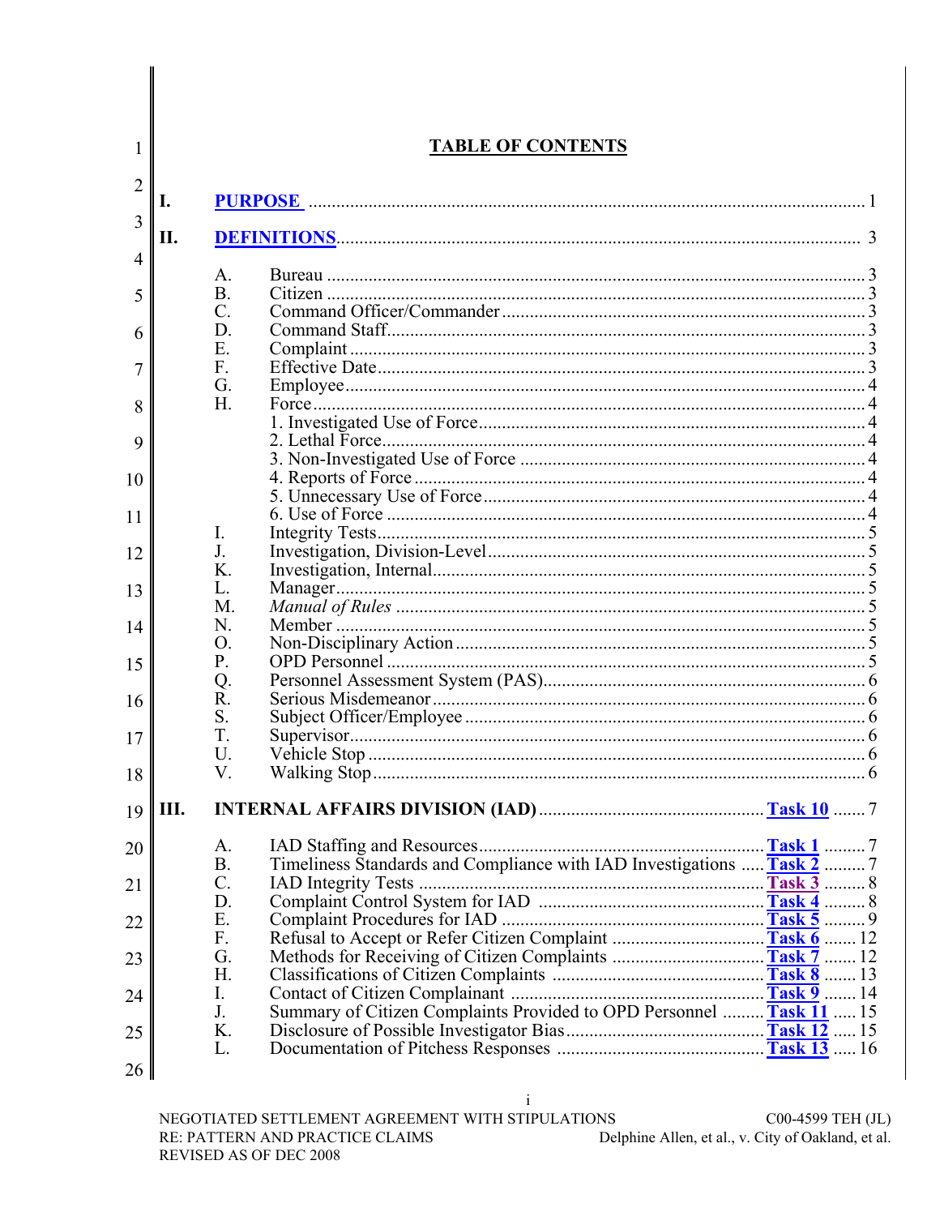# TABLE OF CONTENTS

**I. PURPOSE** .......... 1

**II. DEFINITIONS** .......... 3

- A. Bureau .......... 3
- B. Citizen .......... 3
- C. Command Officer/Commander .......... 3
- D. Command Staff .......... 3
- E. Complaint .......... 3
- F. Effective Date .......... 3
- G. Employee .......... 4
- H. Force .......... 4
  - 1. Investigated Use of Force .......... 4
  - 2. Lethal Force .......... 4
  - 3. Non-Investigated Use of Force .......... 4
  - 4. Reports of Force .......... 4
  - 5. Unnecessary Use of Force .......... 4
  - 6. Use of Force .......... 4
- I. Integrity Tests .......... 5
- J. Investigation, Division-Level .......... 5
- K. Investigation, Internal .......... 5
- L. Manager .......... 5
- M. *Manual of Rules* .......... 5
- N. Member .......... 5
- O. Non-Disciplinary Action .......... 5
- P. OPD Personnel .......... 5
- Q. Personnel Assessment System (PAS) .......... 6
- R. Serious Misdemeanor .......... 6
- S. Subject Officer/Employee .......... 6
- T. Supervisor .......... 6
- U. Vehicle Stop .......... 6
- V. Walking Stop .......... 6

**III. INTERNAL AFFAIRS DIVISION (IAD)** .......... **Task 10** .......... 7

- A. IAD Staffing and Resources .......... **Task 1** .......... 7
- B. Timeliness Standards and Compliance with IAD Investigations .......... **Task 2** .......... 7
- C. IAD Integrity Tests .......... **Task 3** .......... 8
- D. Complaint Control System for IAD .......... **Task 4** .......... 8
- E. Complaint Procedures for IAD .......... **Task 5** .......... 9
- F. Refusal to Accept or Refer Citizen Complaint .......... **Task 6** .......... 12
- G. Methods for Receiving of Citizen Complaints .......... **Task 7** .......... 12
- H. Classifications of Citizen Complaints .......... **Task 8** .......... 13
- I. Contact of Citizen Complainant .......... **Task 9** .......... 14
- J. Summary of Citizen Complaints Provided to OPD Personnel .......... **Task 11** .......... 15
- K. Disclosure of Possible Investigator Bias .......... **Task 12** .......... 15
- L. Documentation of Pitchess Responses .......... **Task 13** .......... 16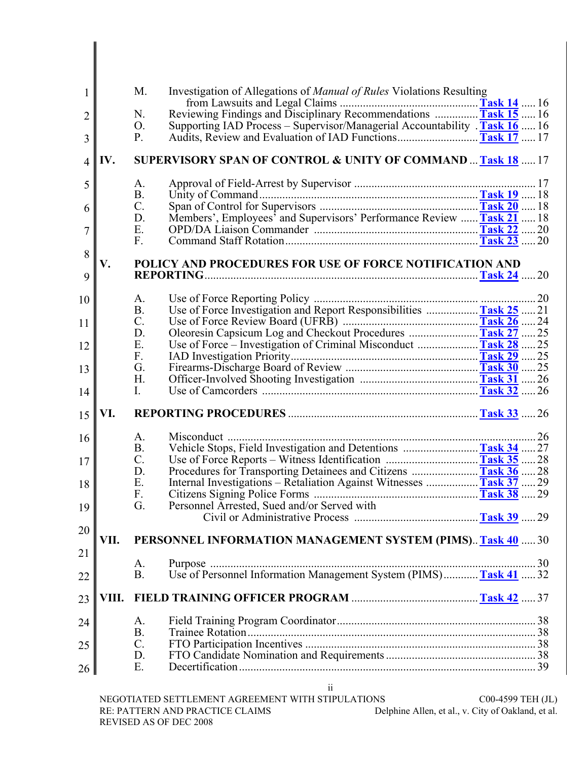| | | | |
|---|---|---|---|
| | M. | Investigation of Allegations of *Manual of Rules* Violations Resulting from Lawsuits and Legal Claims | **Task 14** ..... 16 |
| | N. | Reviewing Findings and Disciplinary Recommendations | **Task 15** ..... 16 |
| | O. | Supporting IAD Process – Supervisor/Managerial Accountability | **Task 16** ..... 16 |
| | P. | Audits, Review and Evaluation of IAD Functions | **Task 17** ..... 17 |
| **IV.** | **SUPERVISORY SPAN OF CONTROL & UNITY OF COMMAND** | | **Task 18** ..... 17 |
| | A. | Approval of Field-Arrest by Supervisor | 17 |
| | B. | Unity of Command | **Task 19** ..... 18 |
| | C. | Span of Control for Supervisors | **Task 20** ..... 18 |
| | D. | Members', Employees' and Supervisors' Performance Review | **Task 21** ..... 18 |
| | E. | OPD/DA Liaison Commander | **Task 22** ..... 20 |
| | F. | Command Staff Rotation | **Task 23** ..... 20 |
| **V.** | **POLICY AND PROCEDURES FOR USE OF FORCE NOTIFICATION AND REPORTING** | | **Task 24** ..... 20 |
| | A. | Use of Force Reporting Policy | 20 |
| | B. | Use of Force Investigation and Report Responsibilities | **Task 25** ..... 21 |
| | C. | Use of Force Review Board (UFRB) | **Task 26** ..... 24 |
| | D. | Oleoresin Capsicum Log and Checkout Procedures | **Task 27** ..... 25 |
| | E. | Use of Force – Investigation of Criminal Misconduct | **Task 28** ..... 25 |
| | F. | IAD Investigation Priority | **Task 29** ..... 25 |
| | G. | Firearms-Discharge Board of Review | **Task 30** ..... 25 |
| | H. | Officer-Involved Shooting Investigation | **Task 31** ..... 26 |
| | I. | Use of Camcorders | **Task 32** ..... 26 |
| **VI.** | **REPORTING PROCEDURES** | | **Task 33** ..... 26 |
| | A. | Misconduct | 26 |
| | B. | Vehicle Stops, Field Investigation and Detentions | **Task 34** ..... 27 |
| | C. | Use of Force Reports – Witness Identification | **Task 35** ..... 28 |
| | D. | Procedures for Transporting Detainees and Citizens | **Task 36** ..... 28 |
| | E. | Internal Investigations – Retaliation Against Witnesses | **Task 37** ..... 29 |
| | F. | Citizens Signing Police Forms | **Task 38** ..... 29 |
| | G. | Personnel Arrested, Sued and/or Served with Civil or Administrative Process | **Task 39** ..... 29 |
| **VII.** | **PERSONNEL INFORMATION MANAGEMENT SYSTEM (PIMS)** | | **Task 40** ..... 30 |
| | A. | Purpose | 30 |
| | B. | Use of Personnel Information Management System (PIMS) | **Task 41** ..... 32 |
| **VIII.** | **FIELD TRAINING OFFICER PROGRAM** | | **Task 42** ..... 37 |
| | A. | Field Training Program Coordinator | 38 |
| | B. | Trainee Rotation | 38 |
| | C. | FTO Participation Incentives | 38 |
| | D. | FTO Candidate Nomination and Requirements | 38 |
| | E. | Decertification | 39 |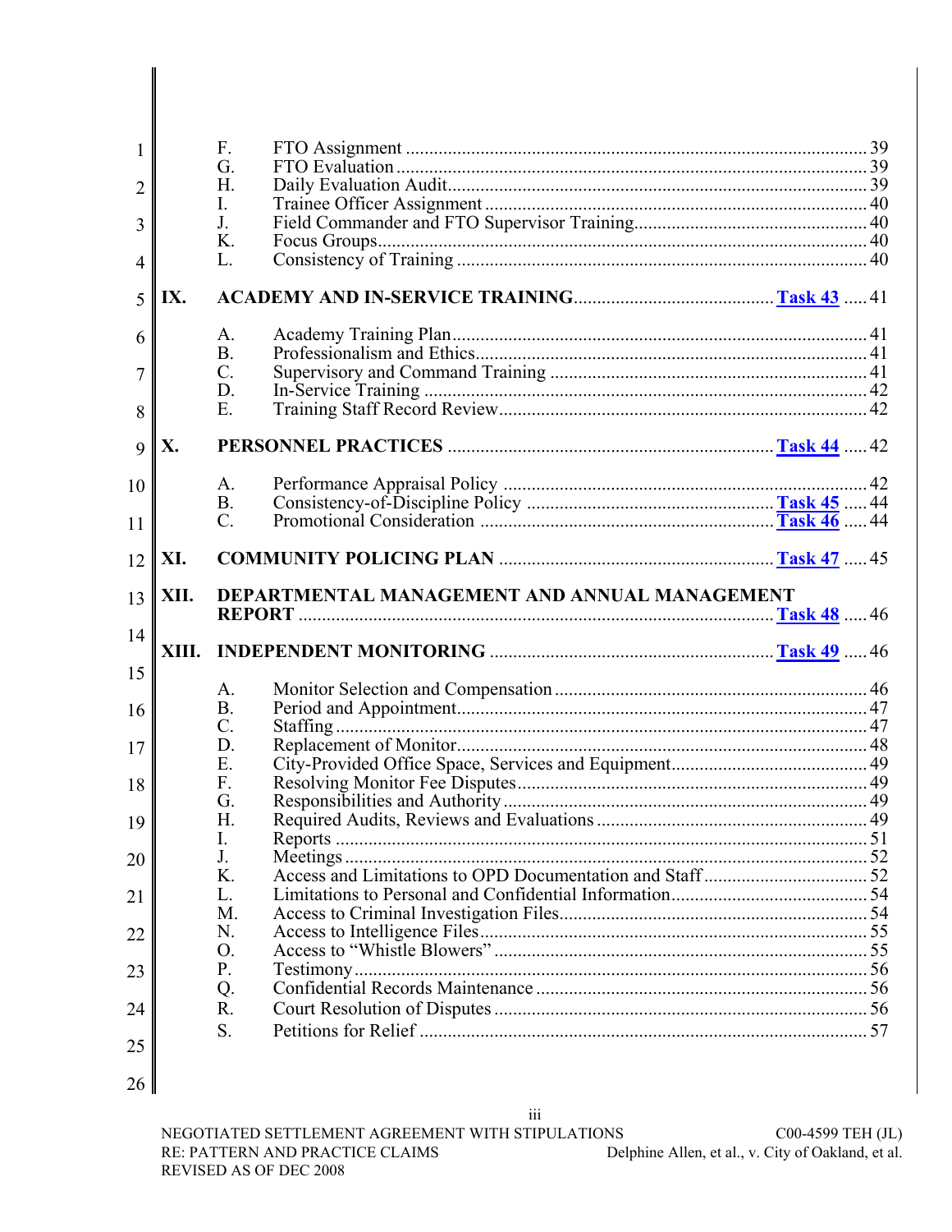F. FTO Assignment ..... 39
G. FTO Evaluation ..... 39
H. Daily Evaluation Audit ..... 39
I. Trainee Officer Assignment ..... 40
J. Field Commander and FTO Supervisor Training ..... 40
K. Focus Groups ..... 40
L. Consistency of Training ..... 40

**IX. ACADEMY AND IN-SERVICE TRAINING ..... Task 43 ..... 41**

A. Academy Training Plan ..... 41
B. Professionalism and Ethics ..... 41
C. Supervisory and Command Training ..... 41
D. In-Service Training ..... 42
E. Training Staff Record Review ..... 42

**X. PERSONNEL PRACTICES ..... Task 44 ..... 42**

A. Performance Appraisal Policy ..... 42
B. Consistency-of-Discipline Policy ..... Task 45 ..... 44
C. Promotional Consideration ..... Task 46 ..... 44

**XI. COMMUNITY POLICING PLAN ..... Task 47 ..... 45**

**XII. DEPARTMENTAL MANAGEMENT AND ANNUAL MANAGEMENT REPORT ..... Task 48 ..... 46**

**XIII. INDEPENDENT MONITORING ..... Task 49 ..... 46**

A. Monitor Selection and Compensation ..... 46
B. Period and Appointment ..... 47
C. Staffing ..... 47
D. Replacement of Monitor ..... 48
E. City-Provided Office Space, Services and Equipment ..... 49
F. Resolving Monitor Fee Disputes ..... 49
G. Responsibilities and Authority ..... 49
H. Required Audits, Reviews and Evaluations ..... 49
I. Reports ..... 51
J. Meetings ..... 52
K. Access and Limitations to OPD Documentation and Staff ..... 52
L. Limitations to Personal and Confidential Information ..... 54
M. Access to Criminal Investigation Files ..... 54
N. Access to Intelligence Files ..... 55
O. Access to "Whistle Blowers" ..... 55
P. Testimony ..... 56
Q. Confidential Records Maintenance ..... 56
R. Court Resolution of Disputes ..... 56
S. Petitions for Relief ..... 57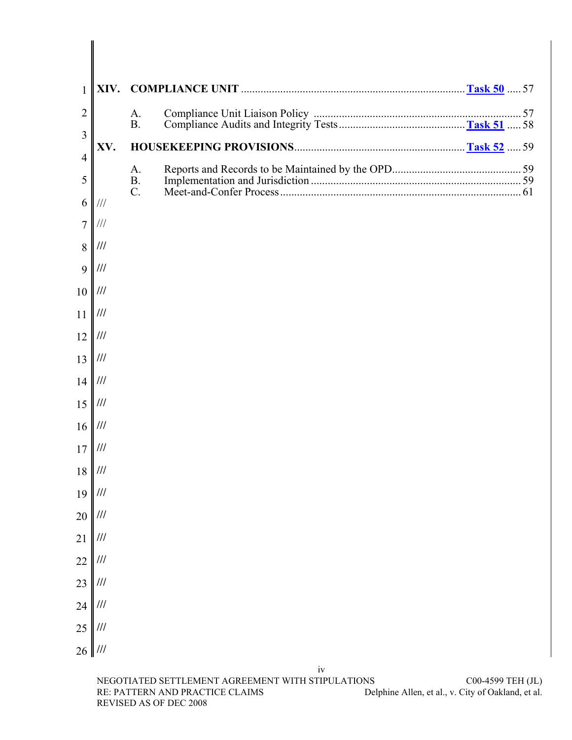**XIV. COMPLIANCE UNIT** ........................................ **Task 50** ..... 57

- A. Compliance Unit Liaison Policy ........................................ 57
- B. Compliance Audits and Integrity Tests ........................................ **Task 51** ..... 58

**XV. HOUSEKEEPING PROVISIONS** ........................................ **Task 52** ..... 59

- A. Reports and Records to be Maintained by the OPD ........................................ 59
- B. Implementation and Jurisdiction ........................................ 59
- C. Meet-and-Confer Process ........................................ 61

///

///

///

///

///

///

///

///

///

///

///

///

///

///

///

///

///

///

///

///

///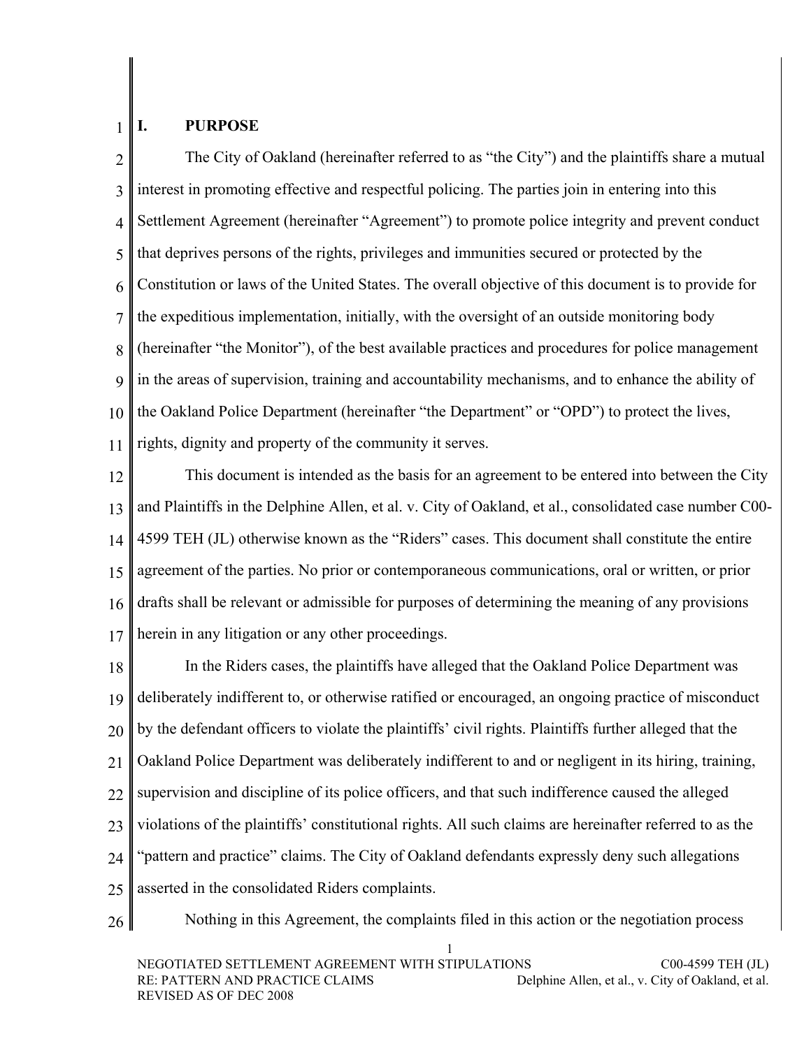## I. PURPOSE

The City of Oakland (hereinafter referred to as "the City") and the plaintiffs share a mutual interest in promoting effective and respectful policing. The parties join in entering into this Settlement Agreement (hereinafter "Agreement") to promote police integrity and prevent conduct that deprives persons of the rights, privileges and immunities secured or protected by the Constitution or laws of the United States. The overall objective of this document is to provide for the expeditious implementation, initially, with the oversight of an outside monitoring body (hereinafter "the Monitor"), of the best available practices and procedures for police management in the areas of supervision, training and accountability mechanisms, and to enhance the ability of the Oakland Police Department (hereinafter "the Department" or "OPD") to protect the lives, rights, dignity and property of the community it serves.

This document is intended as the basis for an agreement to be entered into between the City and Plaintiffs in the Delphine Allen, et al. v. City of Oakland, et al., consolidated case number C00-4599 TEH (JL) otherwise known as the "Riders" cases. This document shall constitute the entire agreement of the parties. No prior or contemporaneous communications, oral or written, or prior drafts shall be relevant or admissible for purposes of determining the meaning of any provisions herein in any litigation or any other proceedings.

In the Riders cases, the plaintiffs have alleged that the Oakland Police Department was deliberately indifferent to, or otherwise ratified or encouraged, an ongoing practice of misconduct by the defendant officers to violate the plaintiffs' civil rights. Plaintiffs further alleged that the Oakland Police Department was deliberately indifferent to and or negligent in its hiring, training, supervision and discipline of its police officers, and that such indifference caused the alleged violations of the plaintiffs' constitutional rights. All such claims are hereinafter referred to as the "pattern and practice" claims. The City of Oakland defendants expressly deny such allegations asserted in the consolidated Riders complaints.

Nothing in this Agreement, the complaints filed in this action or the negotiation process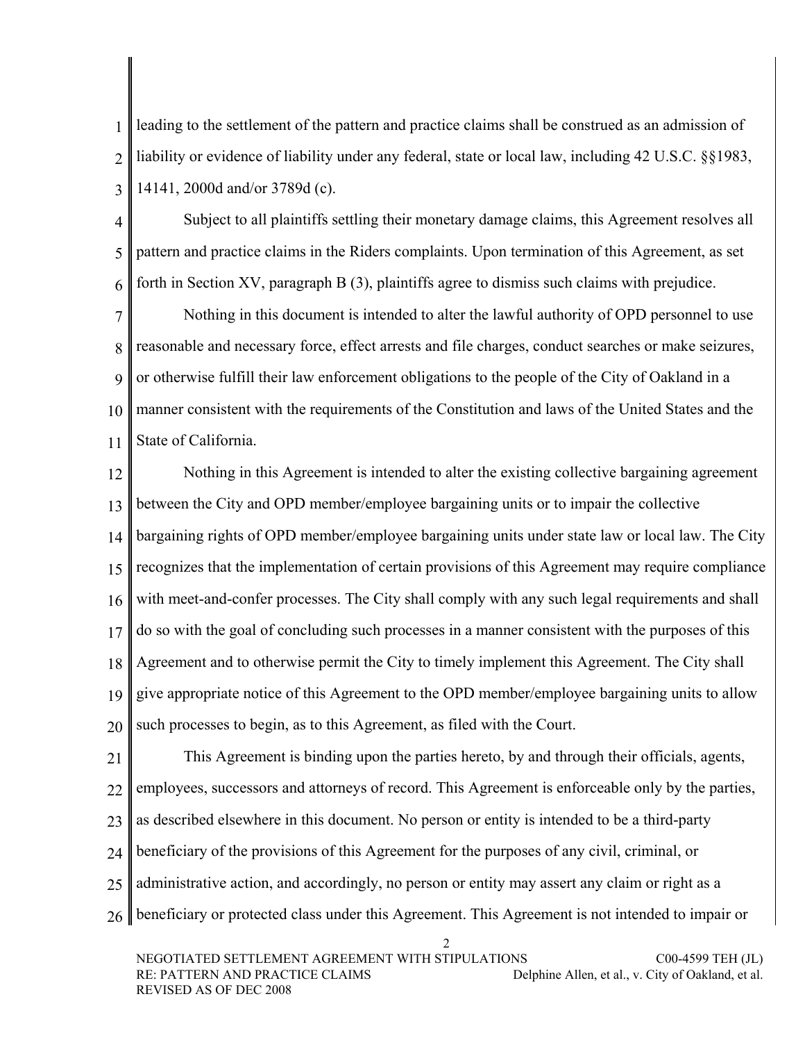leading to the settlement of the pattern and practice claims shall be construed as an admission of liability or evidence of liability under any federal, state or local law, including 42 U.S.C. §§1983, 14141, 2000d and/or 3789d (c).

Subject to all plaintiffs settling their monetary damage claims, this Agreement resolves all pattern and practice claims in the Riders complaints. Upon termination of this Agreement, as set forth in Section XV, paragraph B (3), plaintiffs agree to dismiss such claims with prejudice.

Nothing in this document is intended to alter the lawful authority of OPD personnel to use reasonable and necessary force, effect arrests and file charges, conduct searches or make seizures, or otherwise fulfill their law enforcement obligations to the people of the City of Oakland in a manner consistent with the requirements of the Constitution and laws of the United States and the State of California.

Nothing in this Agreement is intended to alter the existing collective bargaining agreement between the City and OPD member/employee bargaining units or to impair the collective bargaining rights of OPD member/employee bargaining units under state law or local law. The City recognizes that the implementation of certain provisions of this Agreement may require compliance with meet-and-confer processes. The City shall comply with any such legal requirements and shall do so with the goal of concluding such processes in a manner consistent with the purposes of this Agreement and to otherwise permit the City to timely implement this Agreement. The City shall give appropriate notice of this Agreement to the OPD member/employee bargaining units to allow such processes to begin, as to this Agreement, as filed with the Court.

This Agreement is binding upon the parties hereto, by and through their officials, agents, employees, successors and attorneys of record. This Agreement is enforceable only by the parties, as described elsewhere in this document. No person or entity is intended to be a third-party beneficiary of the provisions of this Agreement for the purposes of any civil, criminal, or administrative action, and accordingly, no person or entity may assert any claim or right as a beneficiary or protected class under this Agreement. This Agreement is not intended to impair or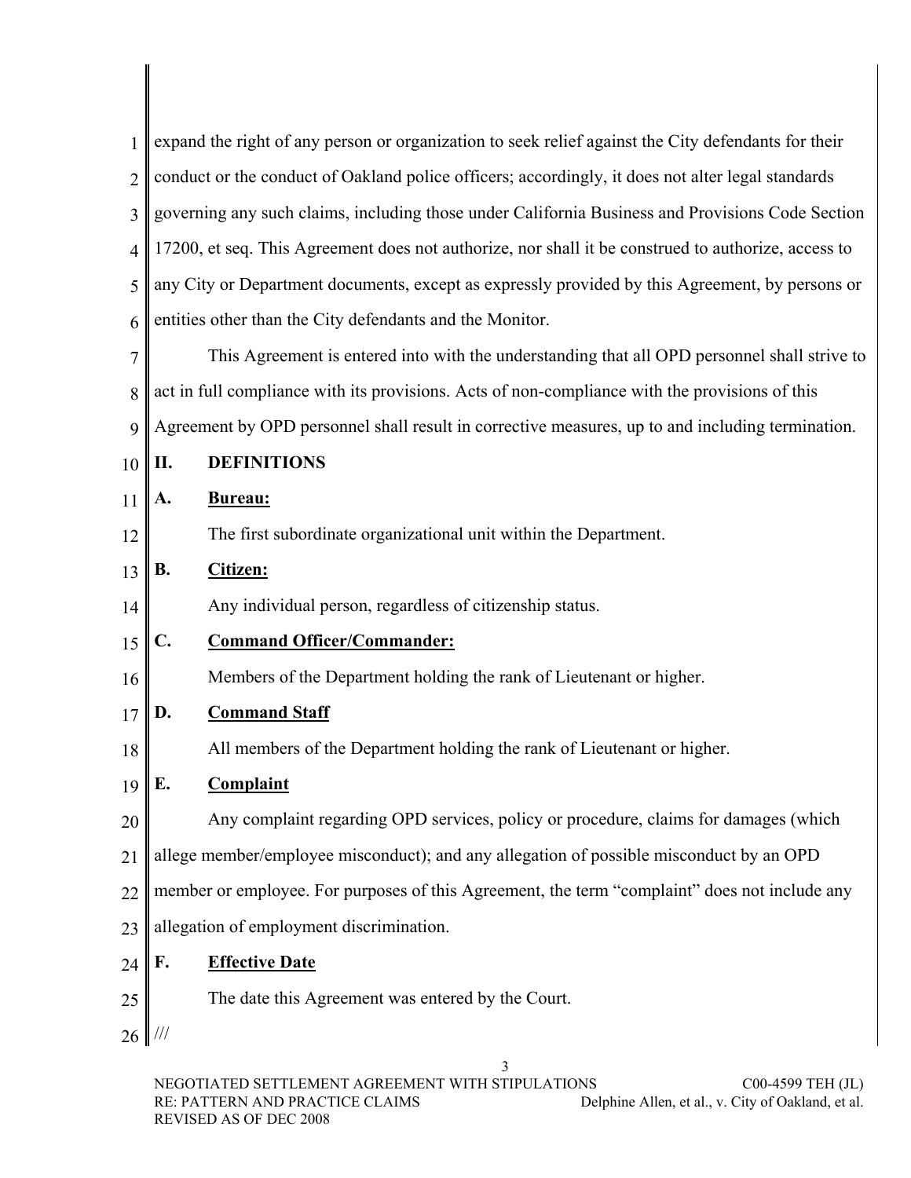expand the right of any person or organization to seek relief against the City defendants for their conduct or the conduct of Oakland police officers; accordingly, it does not alter legal standards governing any such claims, including those under California Business and Provisions Code Section 17200, et seq. This Agreement does not authorize, nor shall it be construed to authorize, access to any City or Department documents, except as expressly provided by this Agreement, by persons or entities other than the City defendants and the Monitor.

This Agreement is entered into with the understanding that all OPD personnel shall strive to act in full compliance with its provisions. Acts of non-compliance with the provisions of this Agreement by OPD personnel shall result in corrective measures, up to and including termination.

## II. DEFINITIONS

### A. Bureau:

The first subordinate organizational unit within the Department.

### B. Citizen:

Any individual person, regardless of citizenship status.

### C. Command Officer/Commander:

Members of the Department holding the rank of Lieutenant or higher.

### D. Command Staff

All members of the Department holding the rank of Lieutenant or higher.

### E. Complaint

Any complaint regarding OPD services, policy or procedure, claims for damages (which allege member/employee misconduct); and any allegation of possible misconduct by an OPD member or employee. For purposes of this Agreement, the term "complaint" does not include any allegation of employment discrimination.

### F. Effective Date

The date this Agreement was entered by the Court.

///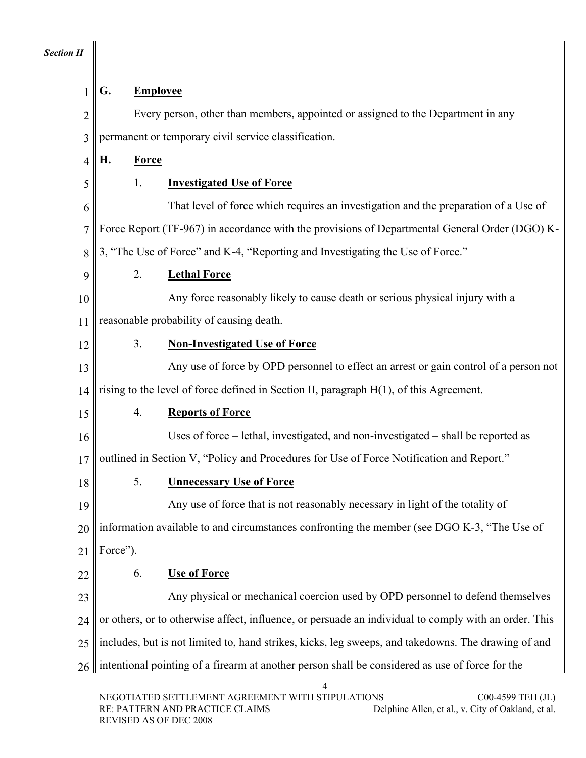## G. Employee

Every person, other than members, appointed or assigned to the Department in any permanent or temporary civil service classification.

## H. Force

### 1. Investigated Use of Force

That level of force which requires an investigation and the preparation of a Use of Force Report (TF-967) in accordance with the provisions of Departmental General Order (DGO) K-3, "The Use of Force" and K-4, "Reporting and Investigating the Use of Force."

### 2. Lethal Force

Any force reasonably likely to cause death or serious physical injury with a reasonable probability of causing death.

### 3. Non-Investigated Use of Force

Any use of force by OPD personnel to effect an arrest or gain control of a person not rising to the level of force defined in Section II, paragraph H(1), of this Agreement.

### 4. Reports of Force

Uses of force – lethal, investigated, and non-investigated – shall be reported as outlined in Section V, "Policy and Procedures for Use of Force Notification and Report."

### 5. Unnecessary Use of Force

Any use of force that is not reasonably necessary in light of the totality of information available to and circumstances confronting the member (see DGO K-3, "The Use of Force").

### 6. Use of Force

Any physical or mechanical coercion used by OPD personnel to defend themselves or others, or to otherwise affect, influence, or persuade an individual to comply with an order. This includes, but is not limited to, hand strikes, kicks, leg sweeps, and takedowns. The drawing of and intentional pointing of a firearm at another person shall be considered as use of force for the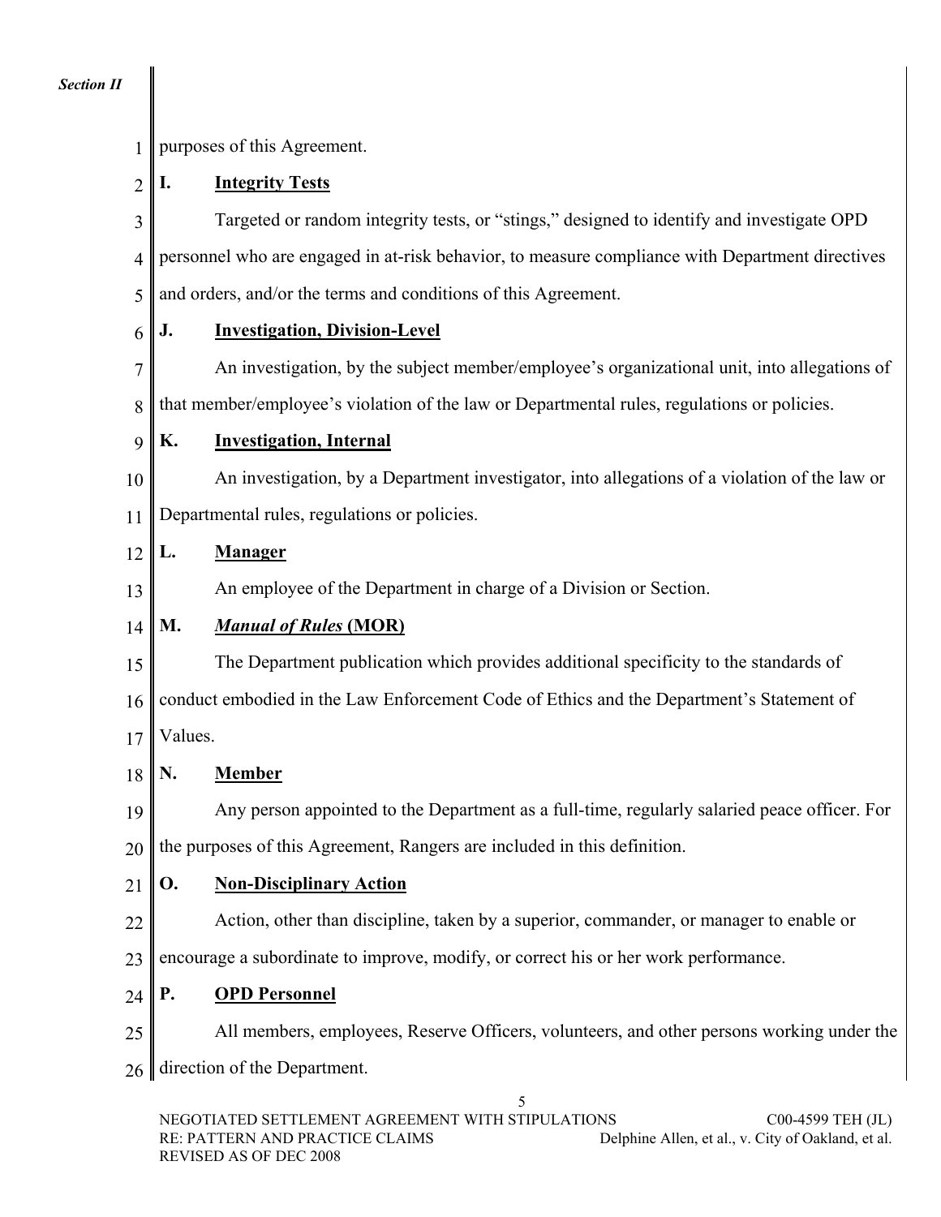purposes of this Agreement.

**I. Integrity Tests**

Targeted or random integrity tests, or "stings," designed to identify and investigate OPD personnel who are engaged in at-risk behavior, to measure compliance with Department directives and orders, and/or the terms and conditions of this Agreement.

**J. Investigation, Division-Level**

An investigation, by the subject member/employee's organizational unit, into allegations of that member/employee's violation of the law or Departmental rules, regulations or policies.

**K. Investigation, Internal**

An investigation, by a Department investigator, into allegations of a violation of the law or Departmental rules, regulations or policies.

**L. Manager**

An employee of the Department in charge of a Division or Section.

**M. *Manual of Rules* (MOR)**

The Department publication which provides additional specificity to the standards of conduct embodied in the Law Enforcement Code of Ethics and the Department's Statement of Values.

**N. Member**

Any person appointed to the Department as a full-time, regularly salaried peace officer. For the purposes of this Agreement, Rangers are included in this definition.

**O. Non-Disciplinary Action**

Action, other than discipline, taken by a superior, commander, or manager to enable or encourage a subordinate to improve, modify, or correct his or her work performance.

**P. OPD Personnel**

All members, employees, Reserve Officers, volunteers, and other persons working under the direction of the Department.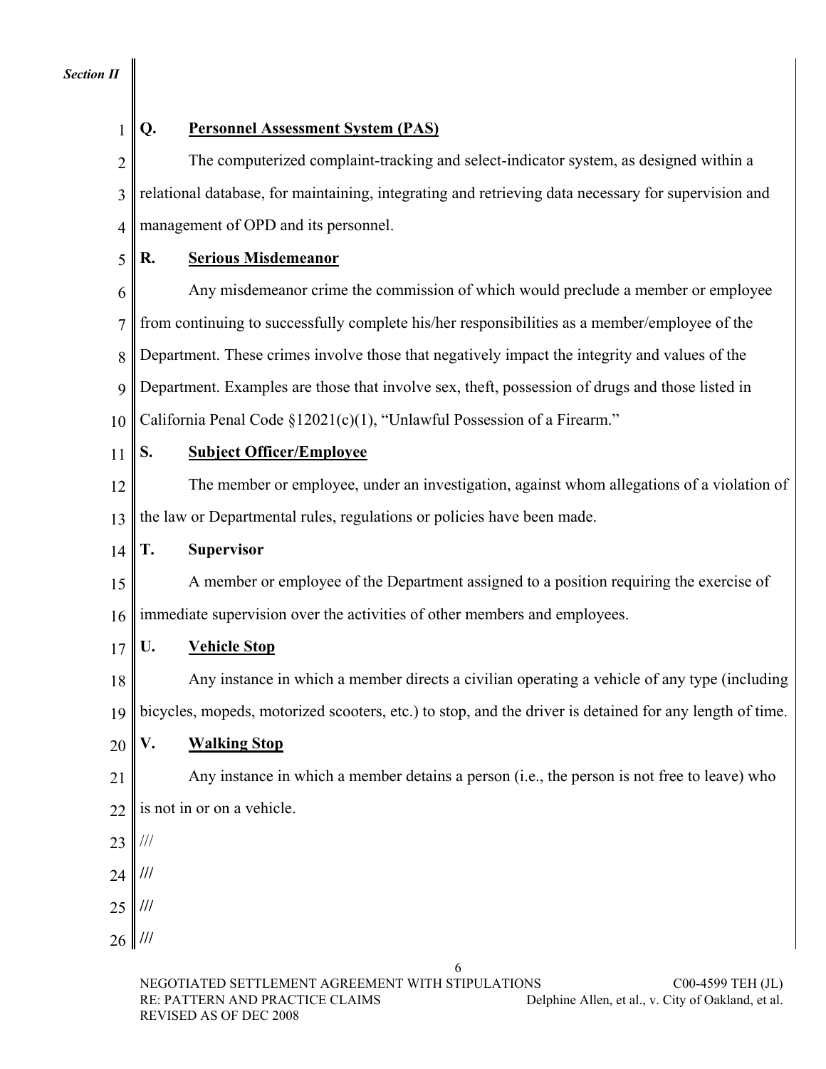### Q. Personnel Assessment System (PAS)

The computerized complaint-tracking and select-indicator system, as designed within a relational database, for maintaining, integrating and retrieving data necessary for supervision and management of OPD and its personnel.

### R. Serious Misdemeanor

Any misdemeanor crime the commission of which would preclude a member or employee from continuing to successfully complete his/her responsibilities as a member/employee of the Department. These crimes involve those that negatively impact the integrity and values of the Department. Examples are those that involve sex, theft, possession of drugs and those listed in California Penal Code §12021(c)(1), "Unlawful Possession of a Firearm."

### S. Subject Officer/Employee

The member or employee, under an investigation, against whom allegations of a violation of the law or Departmental rules, regulations or policies have been made.

### T. Supervisor

A member or employee of the Department assigned to a position requiring the exercise of immediate supervision over the activities of other members and employees.

### U. Vehicle Stop

Any instance in which a member directs a civilian operating a vehicle of any type (including bicycles, mopeds, motorized scooters, etc.) to stop, and the driver is detained for any length of time.

### V. Walking Stop

Any instance in which a member detains a person (i.e., the person is not free to leave) who is not in or on a vehicle.

///

///

///

///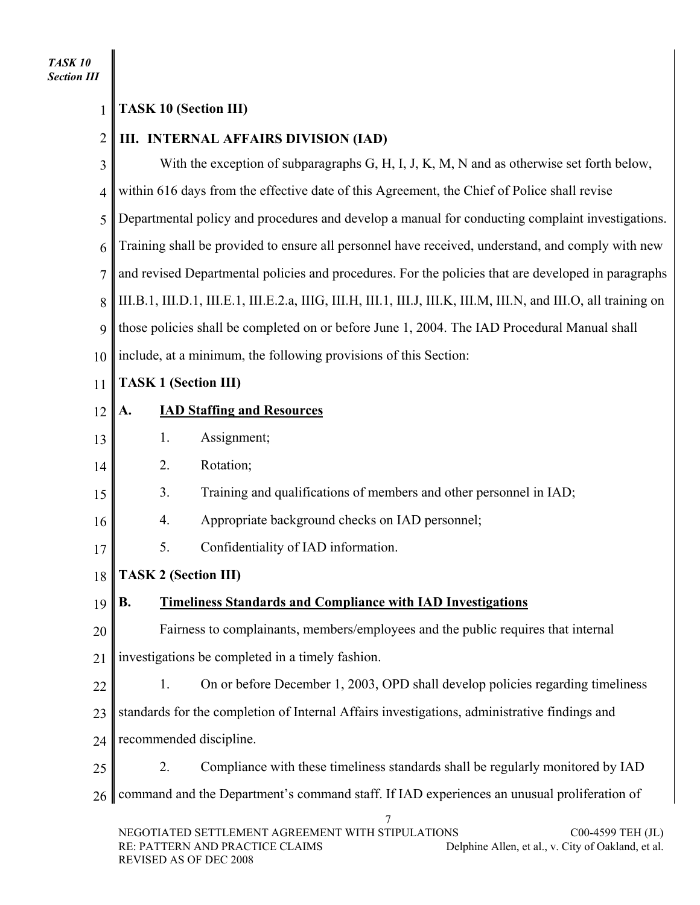**TASK 10 (Section III)**

## III. INTERNAL AFFAIRS DIVISION (IAD)

With the exception of subparagraphs G, H, I, J, K, M, N and as otherwise set forth below, within 616 days from the effective date of this Agreement, the Chief of Police shall revise Departmental policy and procedures and develop a manual for conducting complaint investigations. Training shall be provided to ensure all personnel have received, understand, and comply with new and revised Departmental policies and procedures. For the policies that are developed in paragraphs III.B.1, III.D.1, III.E.1, III.E.2.a, IIIG, III.H, III.1, III.J, III.K, III.M, III.N, and III.O, all training on those policies shall be completed on or before June 1, 2004. The IAD Procedural Manual shall include, at a minimum, the following provisions of this Section:

**TASK 1 (Section III)**

### A. IAD Staffing and Resources

1. Assignment;
2. Rotation;
3. Training and qualifications of members and other personnel in IAD;
4. Appropriate background checks on IAD personnel;
5. Confidentiality of IAD information.

**TASK 2 (Section III)**

### B. Timeliness Standards and Compliance with IAD Investigations

Fairness to complainants, members/employees and the public requires that internal investigations be completed in a timely fashion.

1. On or before December 1, 2003, OPD shall develop policies regarding timeliness standards for the completion of Internal Affairs investigations, administrative findings and recommended discipline.

2. Compliance with these timeliness standards shall be regularly monitored by IAD command and the Department's command staff. If IAD experiences an unusual proliferation of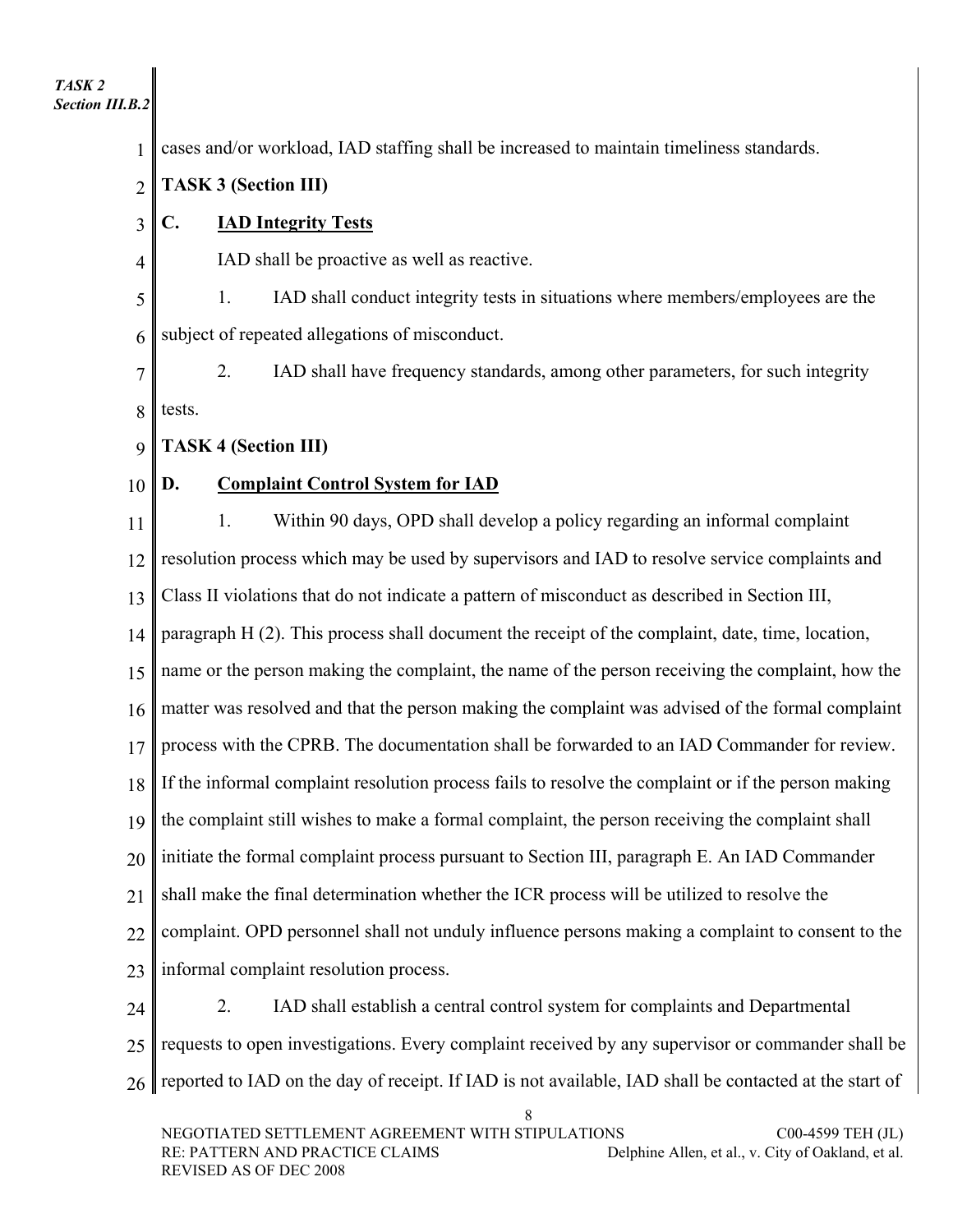cases and/or workload, IAD staffing shall be increased to maintain timeliness standards.

**TASK 3 (Section III)**

**C. IAD Integrity Tests**

IAD shall be proactive as well as reactive.

1. IAD shall conduct integrity tests in situations where members/employees are the subject of repeated allegations of misconduct.

2. IAD shall have frequency standards, among other parameters, for such integrity tests.

**TASK 4 (Section III)**

**D. Complaint Control System for IAD**

1. Within 90 days, OPD shall develop a policy regarding an informal complaint resolution process which may be used by supervisors and IAD to resolve service complaints and Class II violations that do not indicate a pattern of misconduct as described in Section III, paragraph H (2). This process shall document the receipt of the complaint, date, time, location, name or the person making the complaint, the name of the person receiving the complaint, how the matter was resolved and that the person making the complaint was advised of the formal complaint process with the CPRB. The documentation shall be forwarded to an IAD Commander for review. If the informal complaint resolution process fails to resolve the complaint or if the person making the complaint still wishes to make a formal complaint, the person receiving the complaint shall initiate the formal complaint process pursuant to Section III, paragraph E. An IAD Commander shall make the final determination whether the ICR process will be utilized to resolve the complaint. OPD personnel shall not unduly influence persons making a complaint to consent to the informal complaint resolution process.

2. IAD shall establish a central control system for complaints and Departmental requests to open investigations. Every complaint received by any supervisor or commander shall be reported to IAD on the day of receipt. If IAD is not available, IAD shall be contacted at the start of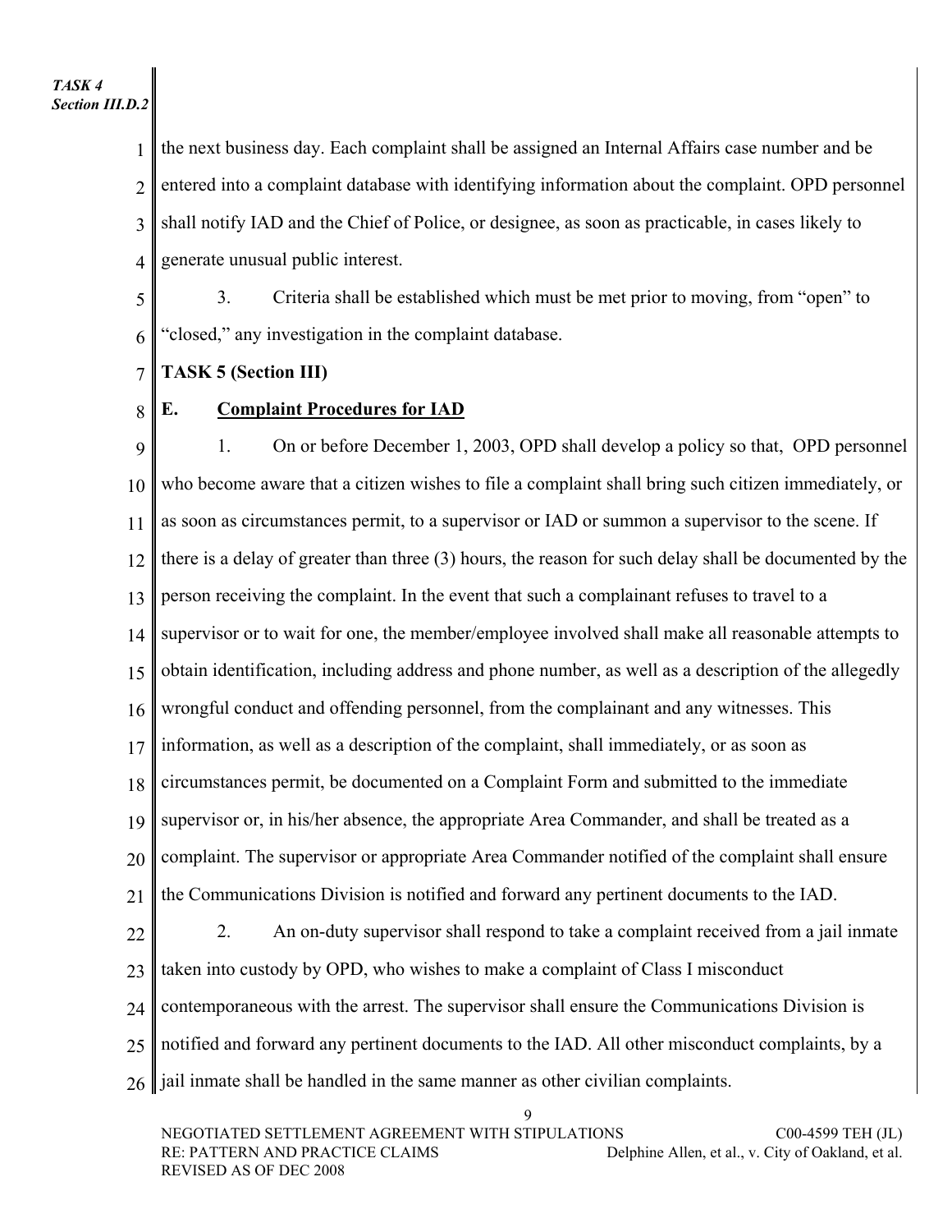the next business day. Each complaint shall be assigned an Internal Affairs case number and be entered into a complaint database with identifying information about the complaint. OPD personnel shall notify IAD and the Chief of Police, or designee, as soon as practicable, in cases likely to generate unusual public interest.

3. Criteria shall be established which must be met prior to moving, from "open" to "closed," any investigation in the complaint database.

**TASK 5 (Section III)**

**E. Complaint Procedures for IAD**

1. On or before December 1, 2003, OPD shall develop a policy so that, OPD personnel who become aware that a citizen wishes to file a complaint shall bring such citizen immediately, or as soon as circumstances permit, to a supervisor or IAD or summon a supervisor to the scene. If there is a delay of greater than three (3) hours, the reason for such delay shall be documented by the person receiving the complaint. In the event that such a complainant refuses to travel to a supervisor or to wait for one, the member/employee involved shall make all reasonable attempts to obtain identification, including address and phone number, as well as a description of the allegedly wrongful conduct and offending personnel, from the complainant and any witnesses. This information, as well as a description of the complaint, shall immediately, or as soon as circumstances permit, be documented on a Complaint Form and submitted to the immediate supervisor or, in his/her absence, the appropriate Area Commander, and shall be treated as a complaint. The supervisor or appropriate Area Commander notified of the complaint shall ensure the Communications Division is notified and forward any pertinent documents to the IAD.

2. An on-duty supervisor shall respond to take a complaint received from a jail inmate taken into custody by OPD, who wishes to make a complaint of Class I misconduct contemporaneous with the arrest. The supervisor shall ensure the Communications Division is notified and forward any pertinent documents to the IAD. All other misconduct complaints, by a jail inmate shall be handled in the same manner as other civilian complaints.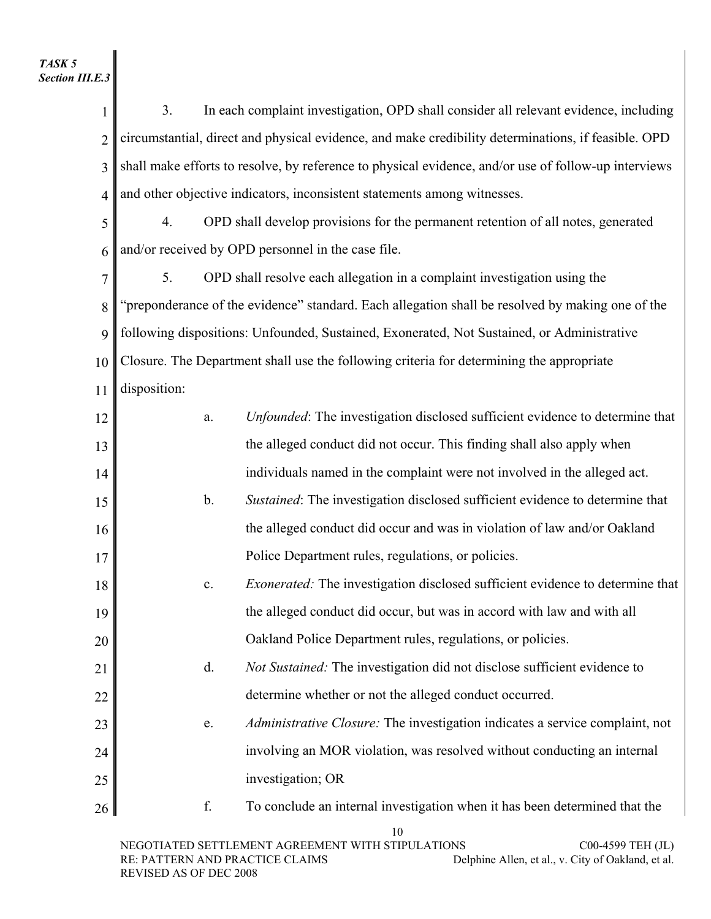*TASK 5*
*Section III.E.3*

3. In each complaint investigation, OPD shall consider all relevant evidence, including circumstantial, direct and physical evidence, and make credibility determinations, if feasible. OPD shall make efforts to resolve, by reference to physical evidence, and/or use of follow-up interviews and other objective indicators, inconsistent statements among witnesses.

4. OPD shall develop provisions for the permanent retention of all notes, generated and/or received by OPD personnel in the case file.

5. OPD shall resolve each allegation in a complaint investigation using the "preponderance of the evidence" standard. Each allegation shall be resolved by making one of the following dispositions: Unfounded, Sustained, Exonerated, Not Sustained, or Administrative Closure. The Department shall use the following criteria for determining the appropriate disposition:

a. *Unfounded*: The investigation disclosed sufficient evidence to determine that the alleged conduct did not occur. This finding shall also apply when individuals named in the complaint were not involved in the alleged act.

b. *Sustained*: The investigation disclosed sufficient evidence to determine that the alleged conduct did occur and was in violation of law and/or Oakland Police Department rules, regulations, or policies.

c. *Exonerated:* The investigation disclosed sufficient evidence to determine that the alleged conduct did occur, but was in accord with law and with all Oakland Police Department rules, regulations, or policies.

d. *Not Sustained:* The investigation did not disclose sufficient evidence to determine whether or not the alleged conduct occurred.

e. *Administrative Closure:* The investigation indicates a service complaint, not involving an MOR violation, was resolved without conducting an internal investigation; OR

f. To conclude an internal investigation when it has been determined that the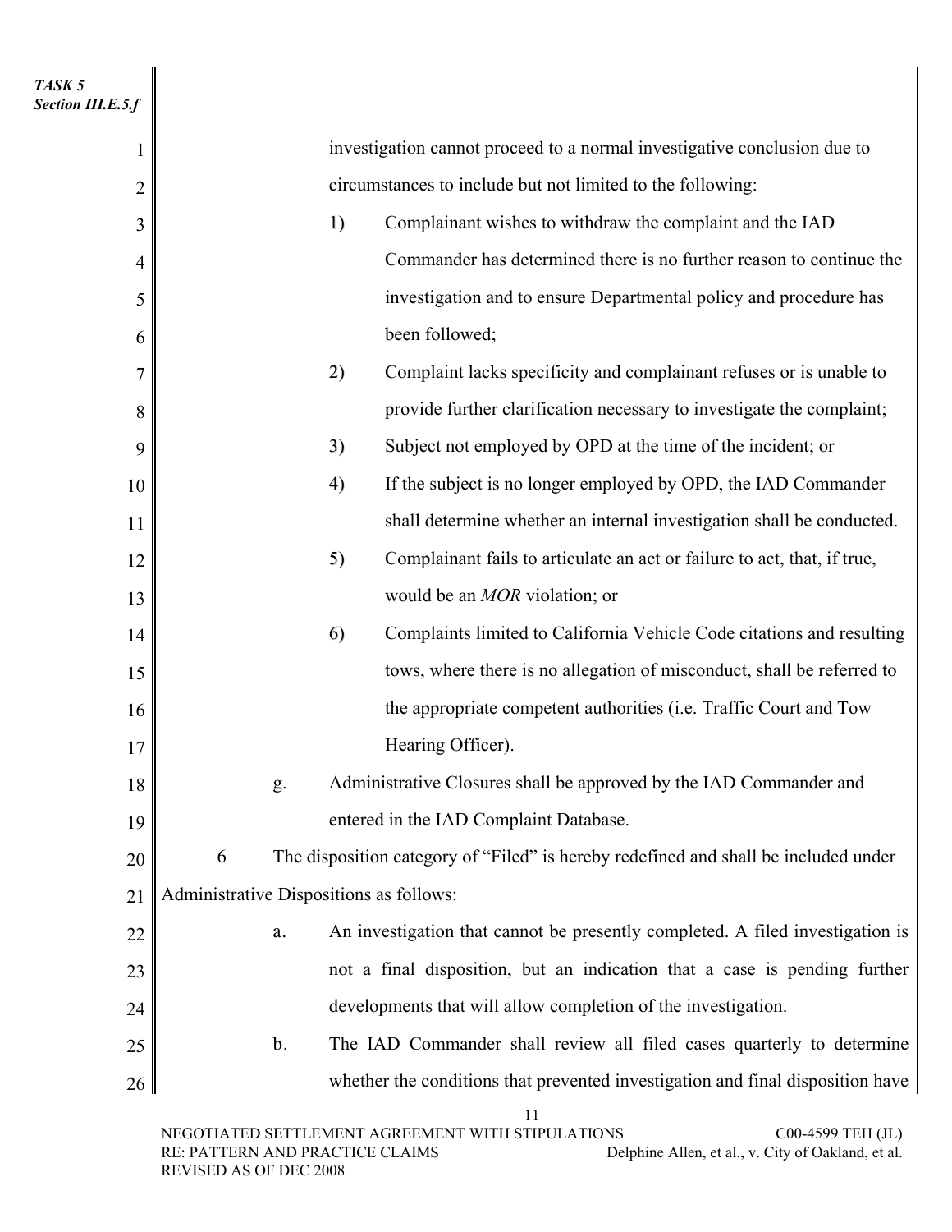investigation cannot proceed to a normal investigative conclusion due to circumstances to include but not limited to the following:

1) Complainant wishes to withdraw the complaint and the IAD Commander has determined there is no further reason to continue the investigation and to ensure Departmental policy and procedure has been followed;

2) Complaint lacks specificity and complainant refuses or is unable to provide further clarification necessary to investigate the complaint;

3) Subject not employed by OPD at the time of the incident; or

4) If the subject is no longer employed by OPD, the IAD Commander shall determine whether an internal investigation shall be conducted.

5) Complainant fails to articulate an act or failure to act, that, if true, would be an *MOR* violation; or

6) Complaints limited to California Vehicle Code citations and resulting tows, where there is no allegation of misconduct, shall be referred to the appropriate competent authorities (i.e. Traffic Court and Tow Hearing Officer).

g. Administrative Closures shall be approved by the IAD Commander and entered in the IAD Complaint Database.

6 The disposition category of "Filed" is hereby redefined and shall be included under Administrative Dispositions as follows:

a. An investigation that cannot be presently completed. A filed investigation is not a final disposition, but an indication that a case is pending further developments that will allow completion of the investigation.

b. The IAD Commander shall review all filed cases quarterly to determine whether the conditions that prevented investigation and final disposition have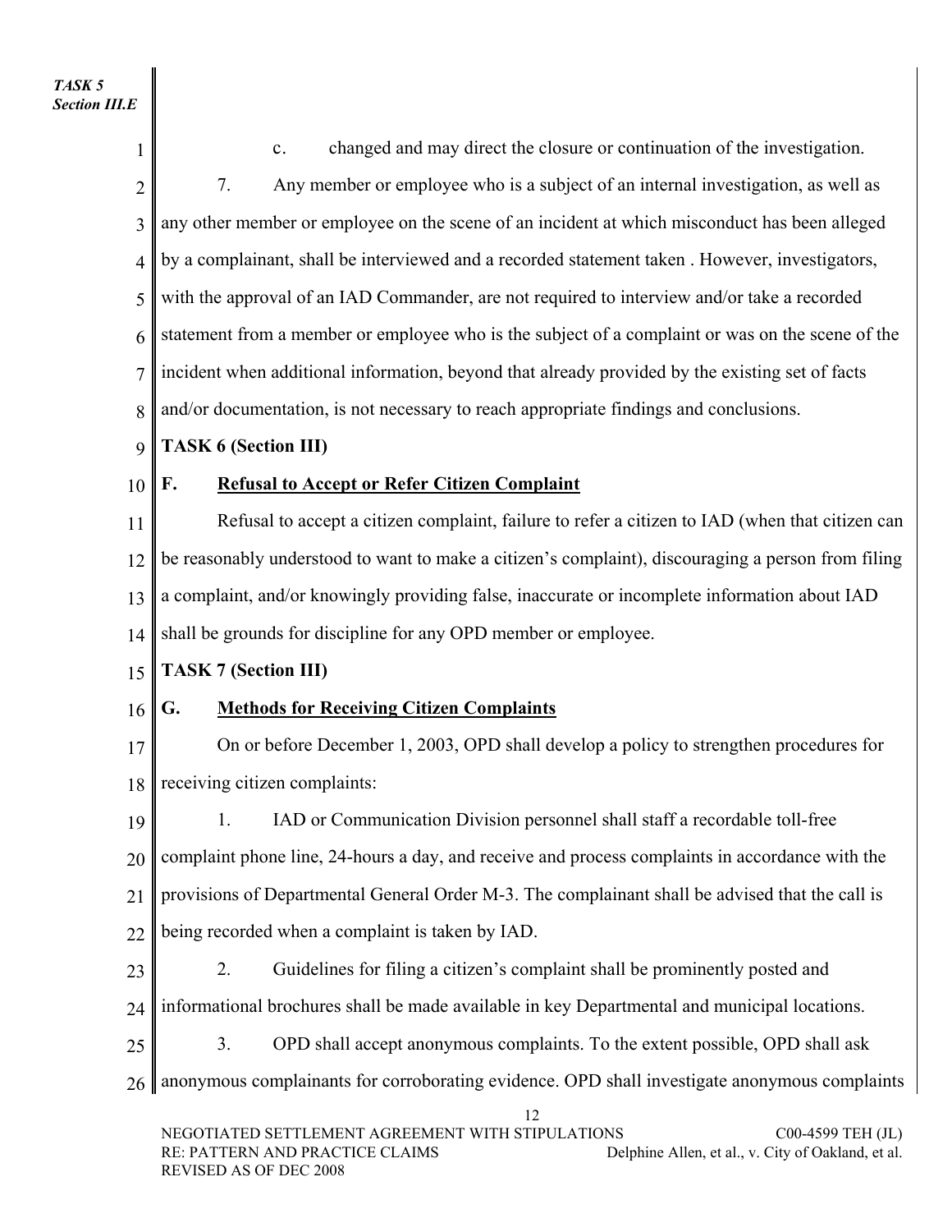c. changed and may direct the closure or continuation of the investigation.

7. Any member or employee who is a subject of an internal investigation, as well as any other member or employee on the scene of an incident at which misconduct has been alleged by a complainant, shall be interviewed and a recorded statement taken . However, investigators, with the approval of an IAD Commander, are not required to interview and/or take a recorded statement from a member or employee who is the subject of a complaint or was on the scene of the incident when additional information, beyond that already provided by the existing set of facts and/or documentation, is not necessary to reach appropriate findings and conclusions.

**TASK 6 (Section III)**

**F. Refusal to Accept or Refer Citizen Complaint**

Refusal to accept a citizen complaint, failure to refer a citizen to IAD (when that citizen can be reasonably understood to want to make a citizen's complaint), discouraging a person from filing a complaint, and/or knowingly providing false, inaccurate or incomplete information about IAD shall be grounds for discipline for any OPD member or employee.

**TASK 7 (Section III)**

**G. Methods for Receiving Citizen Complaints**

On or before December 1, 2003, OPD shall develop a policy to strengthen procedures for receiving citizen complaints:

1. IAD or Communication Division personnel shall staff a recordable toll-free complaint phone line, 24-hours a day, and receive and process complaints in accordance with the provisions of Departmental General Order M-3. The complainant shall be advised that the call is being recorded when a complaint is taken by IAD.

2. Guidelines for filing a citizen's complaint shall be prominently posted and informational brochures shall be made available in key Departmental and municipal locations.

3. OPD shall accept anonymous complaints. To the extent possible, OPD shall ask anonymous complainants for corroborating evidence. OPD shall investigate anonymous complaints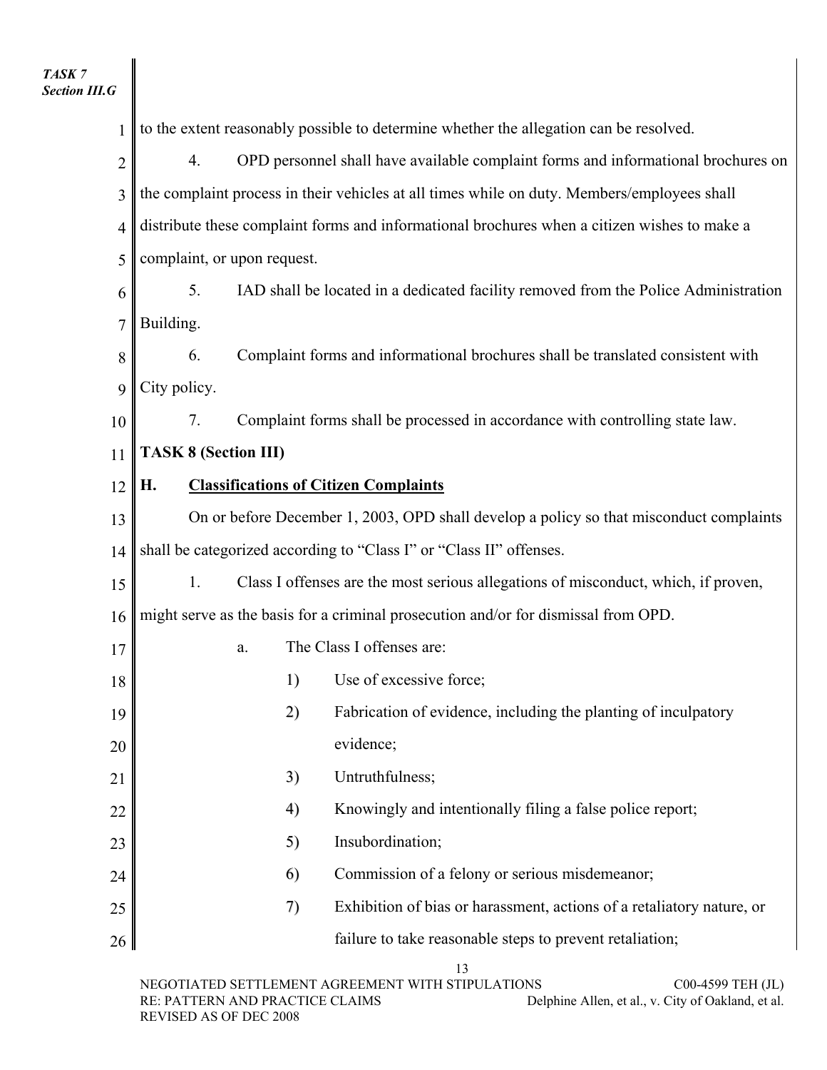to the extent reasonably possible to determine whether the allegation can be resolved.

4. OPD personnel shall have available complaint forms and informational brochures on the complaint process in their vehicles at all times while on duty. Members/employees shall distribute these complaint forms and informational brochures when a citizen wishes to make a complaint, or upon request.

5. IAD shall be located in a dedicated facility removed from the Police Administration Building.

6. Complaint forms and informational brochures shall be translated consistent with City policy.

7. Complaint forms shall be processed in accordance with controlling state law.

**TASK 8 (Section III)**

**H. Classifications of Citizen Complaints**

On or before December 1, 2003, OPD shall develop a policy so that misconduct complaints shall be categorized according to "Class I" or "Class II" offenses.

1. Class I offenses are the most serious allegations of misconduct, which, if proven, might serve as the basis for a criminal prosecution and/or for dismissal from OPD.

   a. The Class I offenses are:

      1) Use of excessive force;
      2) Fabrication of evidence, including the planting of inculpatory evidence;
      3) Untruthfulness;
      4) Knowingly and intentionally filing a false police report;
      5) Insubordination;
      6) Commission of a felony or serious misdemeanor;
      7) Exhibition of bias or harassment, actions of a retaliatory nature, or failure to take reasonable steps to prevent retaliation;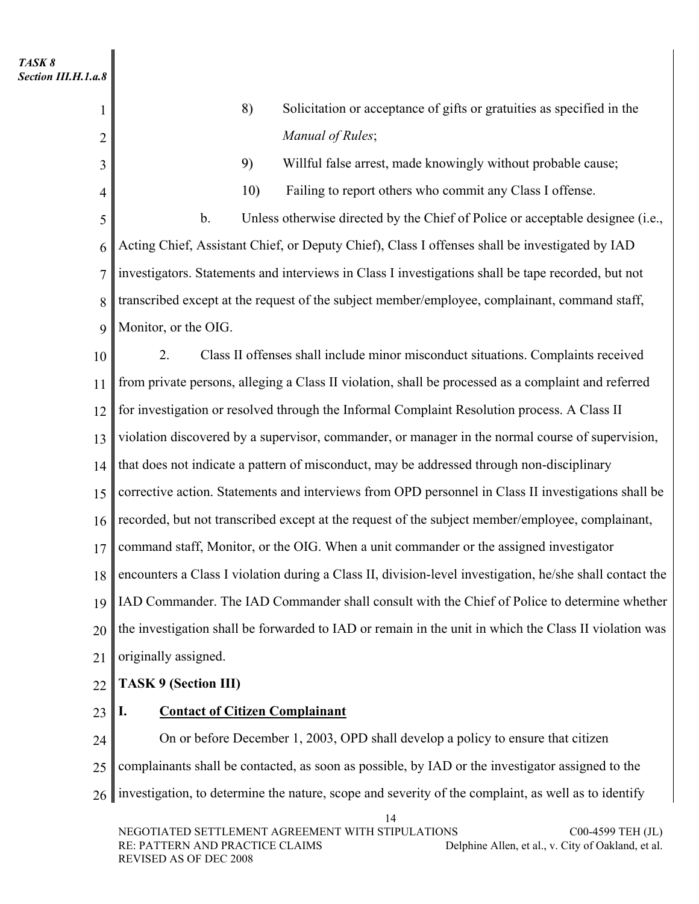8) Solicitation or acceptance of gifts or gratuities as specified in the *Manual of Rules*;

9) Willful false arrest, made knowingly without probable cause;

10) Failing to report others who commit any Class I offense.

b. Unless otherwise directed by the Chief of Police or acceptable designee (i.e., Acting Chief, Assistant Chief, or Deputy Chief), Class I offenses shall be investigated by IAD investigators. Statements and interviews in Class I investigations shall be tape recorded, but not transcribed except at the request of the subject member/employee, complainant, command staff, Monitor, or the OIG.

2. Class II offenses shall include minor misconduct situations. Complaints received from private persons, alleging a Class II violation, shall be processed as a complaint and referred for investigation or resolved through the Informal Complaint Resolution process. A Class II violation discovered by a supervisor, commander, or manager in the normal course of supervision, that does not indicate a pattern of misconduct, may be addressed through non-disciplinary corrective action. Statements and interviews from OPD personnel in Class II investigations shall be recorded, but not transcribed except at the request of the subject member/employee, complainant, command staff, Monitor, or the OIG. When a unit commander or the assigned investigator encounters a Class I violation during a Class II, division-level investigation, he/she shall contact the IAD Commander. The IAD Commander shall consult with the Chief of Police to determine whether the investigation shall be forwarded to IAD or remain in the unit in which the Class II violation was originally assigned.

**TASK 9 (Section III)**

## I. Contact of Citizen Complainant

On or before December 1, 2003, OPD shall develop a policy to ensure that citizen complainants shall be contacted, as soon as possible, by IAD or the investigator assigned to the investigation, to determine the nature, scope and severity of the complaint, as well as to identify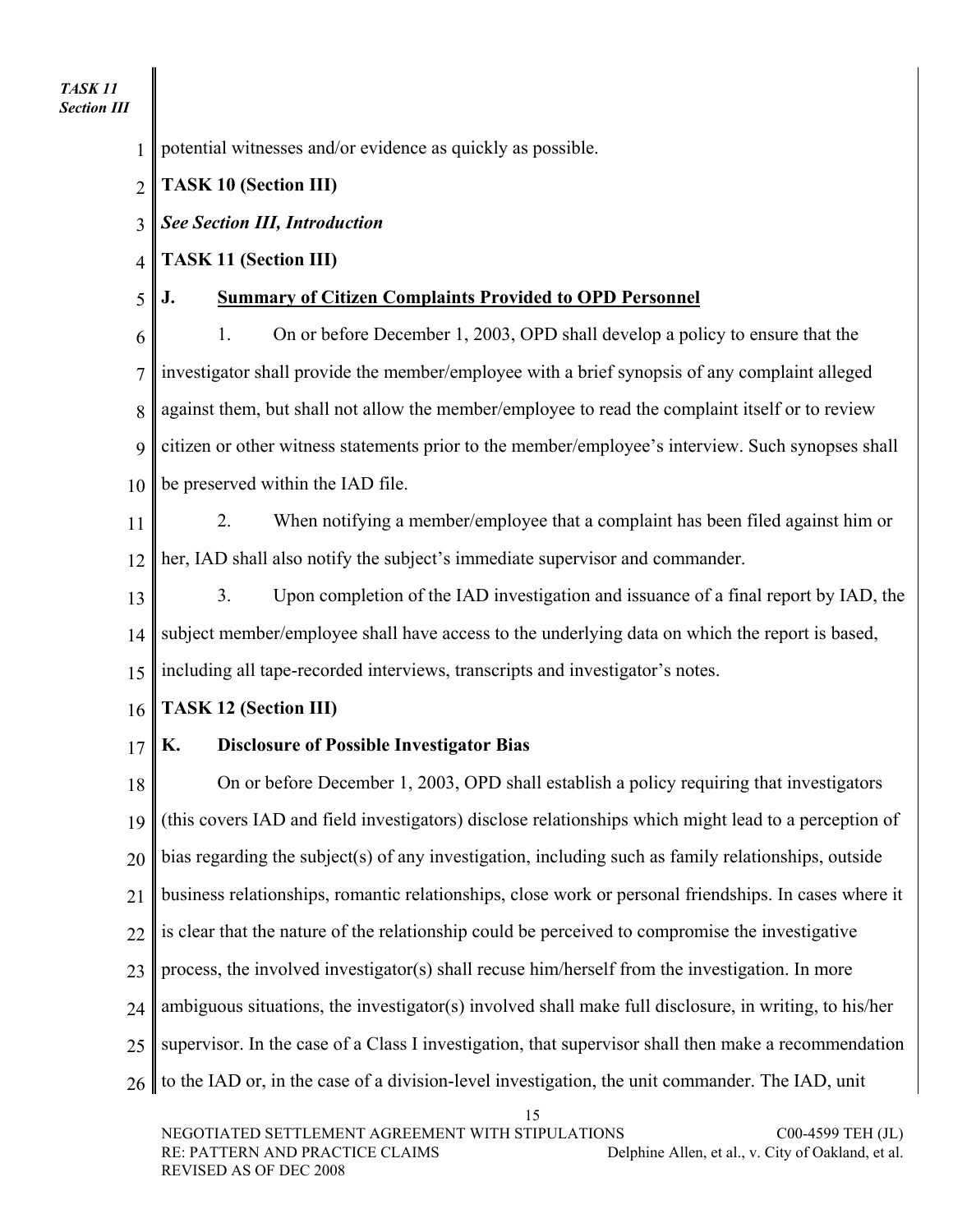potential witnesses and/or evidence as quickly as possible.

**TASK 10 (Section III)**

***See Section III, Introduction***

**TASK 11 (Section III)**

**J. Summary of Citizen Complaints Provided to OPD Personnel**

1. On or before December 1, 2003, OPD shall develop a policy to ensure that the investigator shall provide the member/employee with a brief synopsis of any complaint alleged against them, but shall not allow the member/employee to read the complaint itself or to review citizen or other witness statements prior to the member/employee's interview. Such synopses shall be preserved within the IAD file.

2. When notifying a member/employee that a complaint has been filed against him or her, IAD shall also notify the subject's immediate supervisor and commander.

3. Upon completion of the IAD investigation and issuance of a final report by IAD, the subject member/employee shall have access to the underlying data on which the report is based, including all tape-recorded interviews, transcripts and investigator's notes.

**TASK 12 (Section III)**

**K. Disclosure of Possible Investigator Bias**

On or before December 1, 2003, OPD shall establish a policy requiring that investigators (this covers IAD and field investigators) disclose relationships which might lead to a perception of bias regarding the subject(s) of any investigation, including such as family relationships, outside business relationships, romantic relationships, close work or personal friendships. In cases where it is clear that the nature of the relationship could be perceived to compromise the investigative process, the involved investigator(s) shall recuse him/herself from the investigation. In more ambiguous situations, the investigator(s) involved shall make full disclosure, in writing, to his/her supervisor. In the case of a Class I investigation, that supervisor shall then make a recommendation to the IAD or, in the case of a division-level investigation, the unit commander. The IAD, unit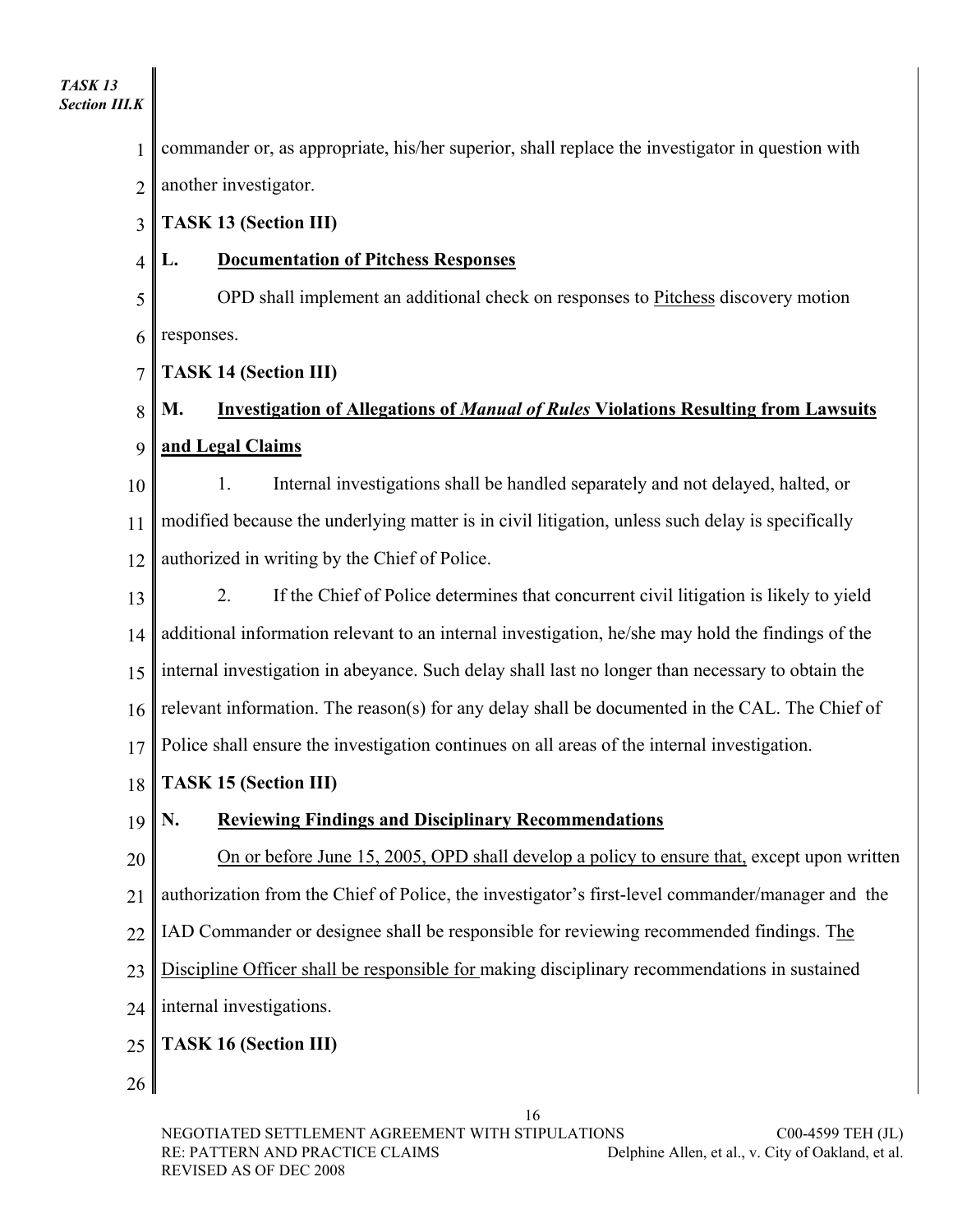commander or, as appropriate, his/her superior, shall replace the investigator in question with another investigator.

**TASK 13 (Section III)**

**L. Documentation of Pitchess Responses**

OPD shall implement an additional check on responses to Pitchess discovery motion responses.

**TASK 14 (Section III)**

**M. Investigation of Allegations of *Manual of Rules* Violations Resulting from Lawsuits and Legal Claims**

1. Internal investigations shall be handled separately and not delayed, halted, or modified because the underlying matter is in civil litigation, unless such delay is specifically authorized in writing by the Chief of Police.

2. If the Chief of Police determines that concurrent civil litigation is likely to yield additional information relevant to an internal investigation, he/she may hold the findings of the internal investigation in abeyance. Such delay shall last no longer than necessary to obtain the relevant information. The reason(s) for any delay shall be documented in the CAL. The Chief of Police shall ensure the investigation continues on all areas of the internal investigation.

**TASK 15 (Section III)**

**N. Reviewing Findings and Disciplinary Recommendations**

On or before June 15, 2005, OPD shall develop a policy to ensure that, except upon written authorization from the Chief of Police, the investigator's first-level commander/manager and the IAD Commander or designee shall be responsible for reviewing recommended findings. The Discipline Officer shall be responsible for making disciplinary recommendations in sustained internal investigations.

**TASK 16 (Section III)**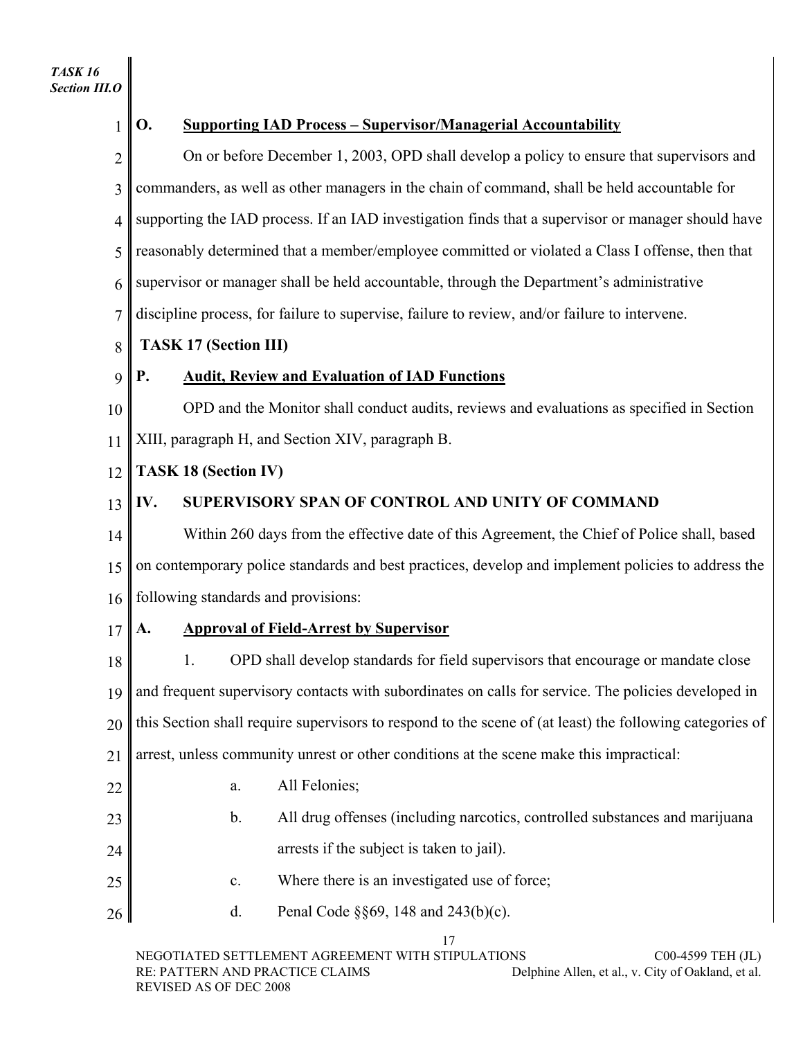*TASK 16*
*Section III.O*

**O. Supporting IAD Process – Supervisor/Managerial Accountability**

On or before December 1, 2003, OPD shall develop a policy to ensure that supervisors and commanders, as well as other managers in the chain of command, shall be held accountable for supporting the IAD process. If an IAD investigation finds that a supervisor or manager should have reasonably determined that a member/employee committed or violated a Class I offense, then that supervisor or manager shall be held accountable, through the Department's administrative discipline process, for failure to supervise, failure to review, and/or failure to intervene.

**TASK 17 (Section III)**

**P. Audit, Review and Evaluation of IAD Functions**

OPD and the Monitor shall conduct audits, reviews and evaluations as specified in Section XIII, paragraph H, and Section XIV, paragraph B.

**TASK 18 (Section IV)**

## IV. SUPERVISORY SPAN OF CONTROL AND UNITY OF COMMAND

Within 260 days from the effective date of this Agreement, the Chief of Police shall, based on contemporary police standards and best practices, develop and implement policies to address the following standards and provisions:

**A. Approval of Field-Arrest by Supervisor**

1. OPD shall develop standards for field supervisors that encourage or mandate close and frequent supervisory contacts with subordinates on calls for service. The policies developed in this Section shall require supervisors to respond to the scene of (at least) the following categories of arrest, unless community unrest or other conditions at the scene make this impractical:

   a. All Felonies;

   b. All drug offenses (including narcotics, controlled substances and marijuana arrests if the subject is taken to jail).

   c. Where there is an investigated use of force;

   d. Penal Code §§69, 148 and 243(b)(c).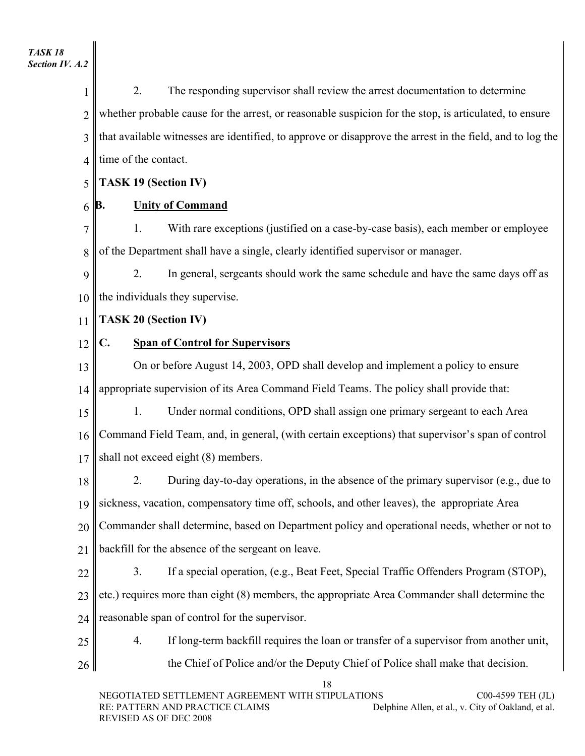*TASK 18*
*Section IV. A.2*

2. The responding supervisor shall review the arrest documentation to determine whether probable cause for the arrest, or reasonable suspicion for the stop, is articulated, to ensure that available witnesses are identified, to approve or disapprove the arrest in the field, and to log the time of the contact.

**TASK 19 (Section IV)**

**B. Unity of Command**

1. With rare exceptions (justified on a case-by-case basis), each member or employee of the Department shall have a single, clearly identified supervisor or manager.

2. In general, sergeants should work the same schedule and have the same days off as the individuals they supervise.

**TASK 20 (Section IV)**

**C. Span of Control for Supervisors**

On or before August 14, 2003, OPD shall develop and implement a policy to ensure appropriate supervision of its Area Command Field Teams. The policy shall provide that:

1. Under normal conditions, OPD shall assign one primary sergeant to each Area Command Field Team, and, in general, (with certain exceptions) that supervisor's span of control shall not exceed eight (8) members.

2. During day-to-day operations, in the absence of the primary supervisor (e.g., due to sickness, vacation, compensatory time off, schools, and other leaves), the appropriate Area Commander shall determine, based on Department policy and operational needs, whether or not to backfill for the absence of the sergeant on leave.

3. If a special operation, (e.g., Beat Feet, Special Traffic Offenders Program (STOP), etc.) requires more than eight (8) members, the appropriate Area Commander shall determine the reasonable span of control for the supervisor.

4. If long-term backfill requires the loan or transfer of a supervisor from another unit, the Chief of Police and/or the Deputy Chief of Police shall make that decision.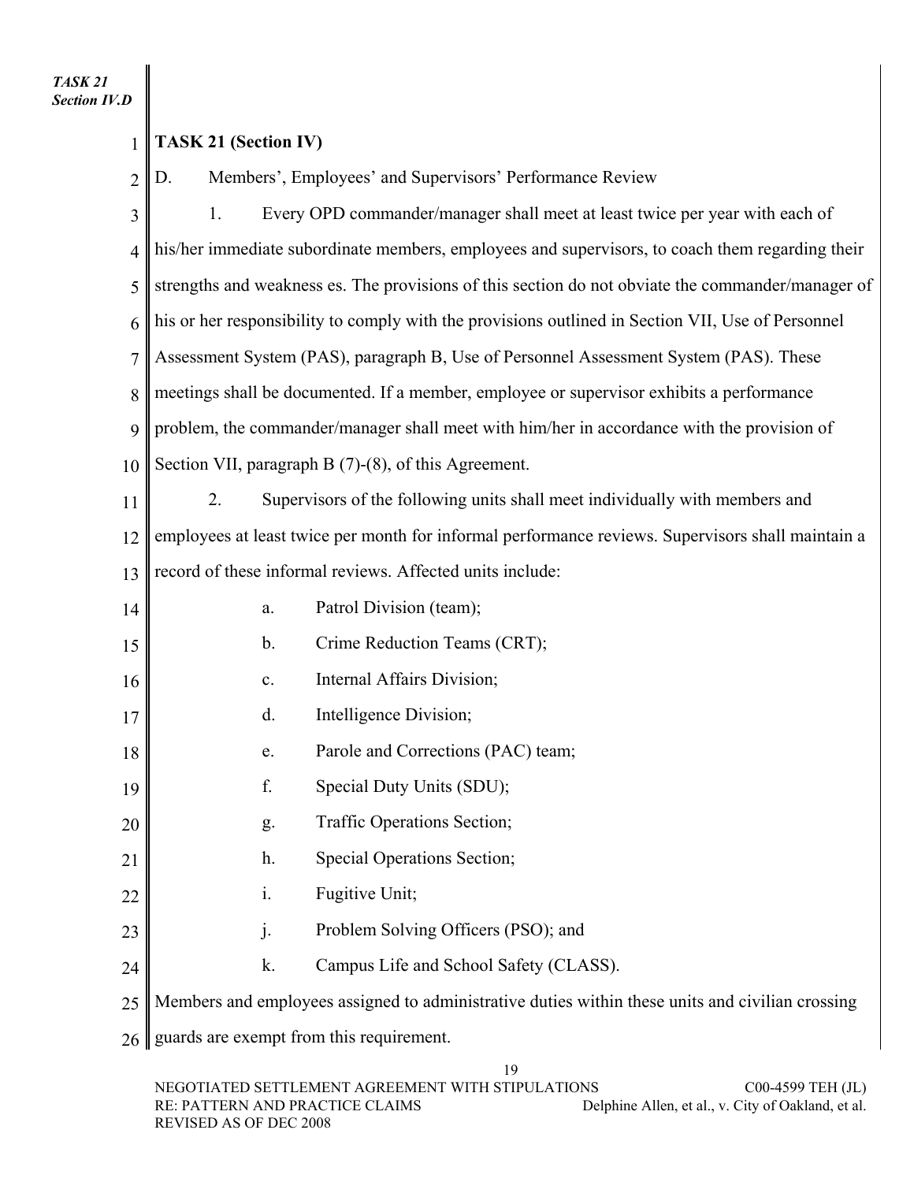## TASK 21 (Section IV)

D. Members', Employees' and Supervisors' Performance Review

1. Every OPD commander/manager shall meet at least twice per year with each of his/her immediate subordinate members, employees and supervisors, to coach them regarding their strengths and weakness es. The provisions of this section do not obviate the commander/manager of his or her responsibility to comply with the provisions outlined in Section VII, Use of Personnel Assessment System (PAS), paragraph B, Use of Personnel Assessment System (PAS). These meetings shall be documented. If a member, employee or supervisor exhibits a performance problem, the commander/manager shall meet with him/her in accordance with the provision of Section VII, paragraph B (7)-(8), of this Agreement.

2. Supervisors of the following units shall meet individually with members and employees at least twice per month for informal performance reviews. Supervisors shall maintain a record of these informal reviews. Affected units include:

   a. Patrol Division (team);
   b. Crime Reduction Teams (CRT);
   c. Internal Affairs Division;
   d. Intelligence Division;
   e. Parole and Corrections (PAC) team;
   f. Special Duty Units (SDU);
   g. Traffic Operations Section;
   h. Special Operations Section;
   i. Fugitive Unit;
   j. Problem Solving Officers (PSO); and
   k. Campus Life and School Safety (CLASS).

Members and employees assigned to administrative duties within these units and civilian crossing guards are exempt from this requirement.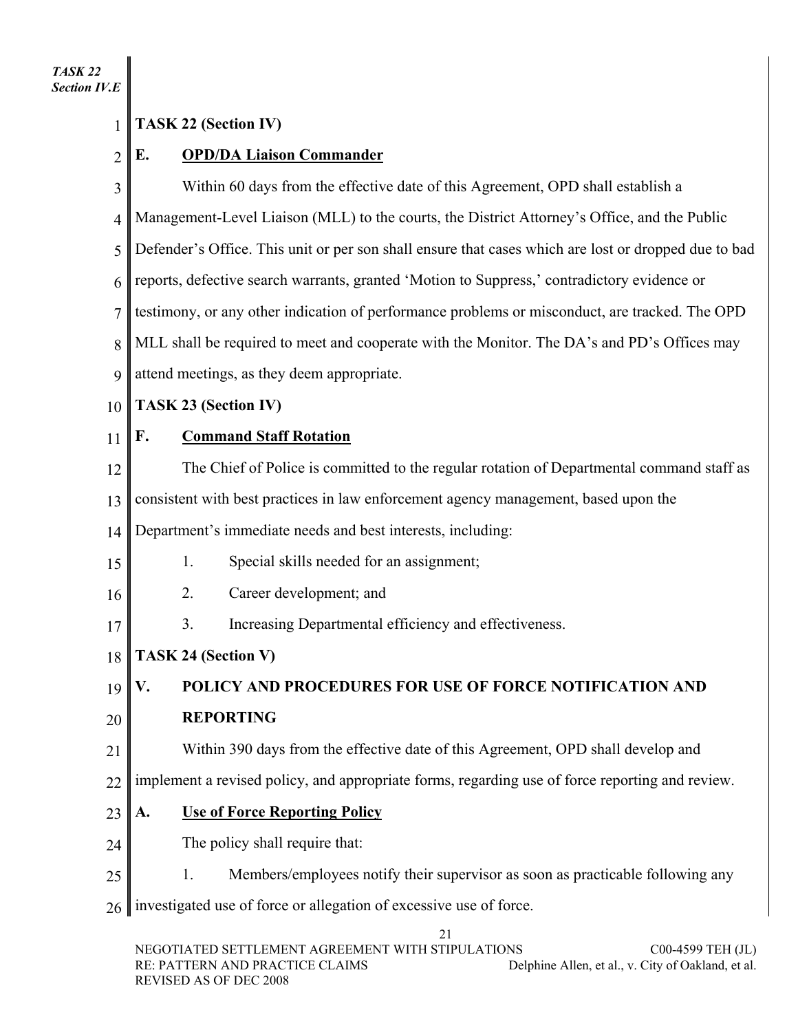**TASK 22 (Section IV)**

**E. <u>OPD/DA Liaison Commander</u>**

Within 60 days from the effective date of this Agreement, OPD shall establish a Management-Level Liaison (MLL) to the courts, the District Attorney's Office, and the Public Defender's Office. This unit or per son shall ensure that cases which are lost or dropped due to bad reports, defective search warrants, granted 'Motion to Suppress,' contradictory evidence or testimony, or any other indication of performance problems or misconduct, are tracked. The OPD MLL shall be required to meet and cooperate with the Monitor. The DA's and PD's Offices may attend meetings, as they deem appropriate.

**TASK 23 (Section IV)**

**F. <u>Command Staff Rotation</u>**

The Chief of Police is committed to the regular rotation of Departmental command staff as consistent with best practices in law enforcement agency management, based upon the Department's immediate needs and best interests, including:

1. Special skills needed for an assignment;
2. Career development; and
3. Increasing Departmental efficiency and effectiveness.

**TASK 24 (Section V)**

**V. POLICY AND PROCEDURES FOR USE OF FORCE NOTIFICATION AND REPORTING**

Within 390 days from the effective date of this Agreement, OPD shall develop and implement a revised policy, and appropriate forms, regarding use of force reporting and review.

**A. <u>Use of Force Reporting Policy</u>**

The policy shall require that:

1. Members/employees notify their supervisor as soon as practicable following any investigated use of force or allegation of excessive use of force.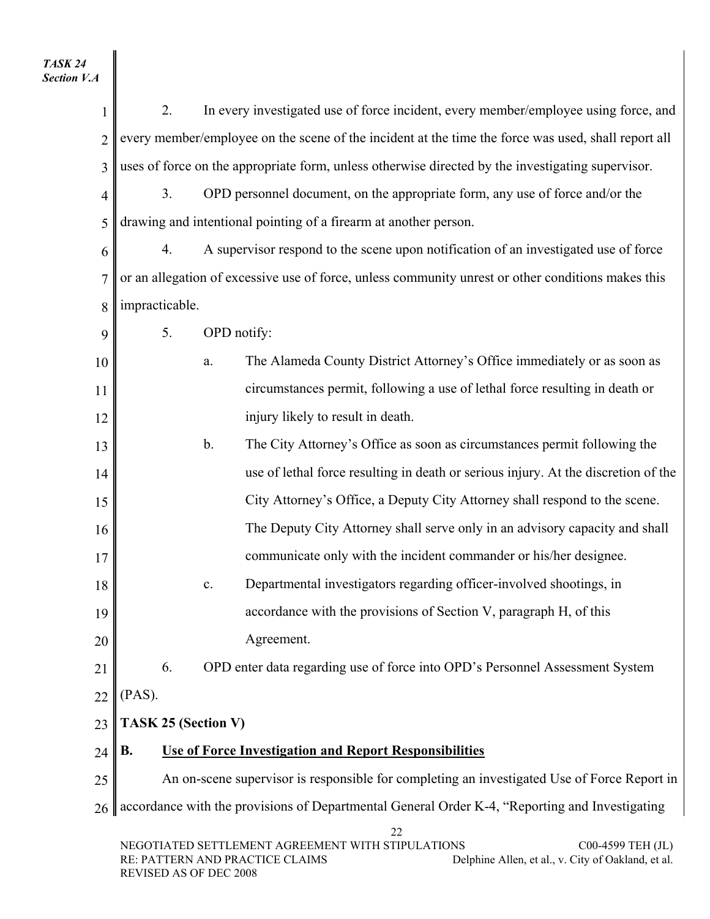2. In every investigated use of force incident, every member/employee using force, and every member/employee on the scene of the incident at the time the force was used, shall report all uses of force on the appropriate form, unless otherwise directed by the investigating supervisor.

3. OPD personnel document, on the appropriate form, any use of force and/or the drawing and intentional pointing of a firearm at another person.

4. A supervisor respond to the scene upon notification of an investigated use of force or an allegation of excessive use of force, unless community unrest or other conditions makes this impracticable.

5. OPD notify:

   a. The Alameda County District Attorney's Office immediately or as soon as circumstances permit, following a use of lethal force resulting in death or injury likely to result in death.

   b. The City Attorney's Office as soon as circumstances permit following the use of lethal force resulting in death or serious injury. At the discretion of the City Attorney's Office, a Deputy City Attorney shall respond to the scene. The Deputy City Attorney shall serve only in an advisory capacity and shall communicate only with the incident commander or his/her designee.

   c. Departmental investigators regarding officer-involved shootings, in accordance with the provisions of Section V, paragraph H, of this Agreement.

6. OPD enter data regarding use of force into OPD's Personnel Assessment System (PAS).

**TASK 25 (Section V)**

**B. Use of Force Investigation and Report Responsibilities**

An on-scene supervisor is responsible for completing an investigated Use of Force Report in accordance with the provisions of Departmental General Order K-4, "Reporting and Investigating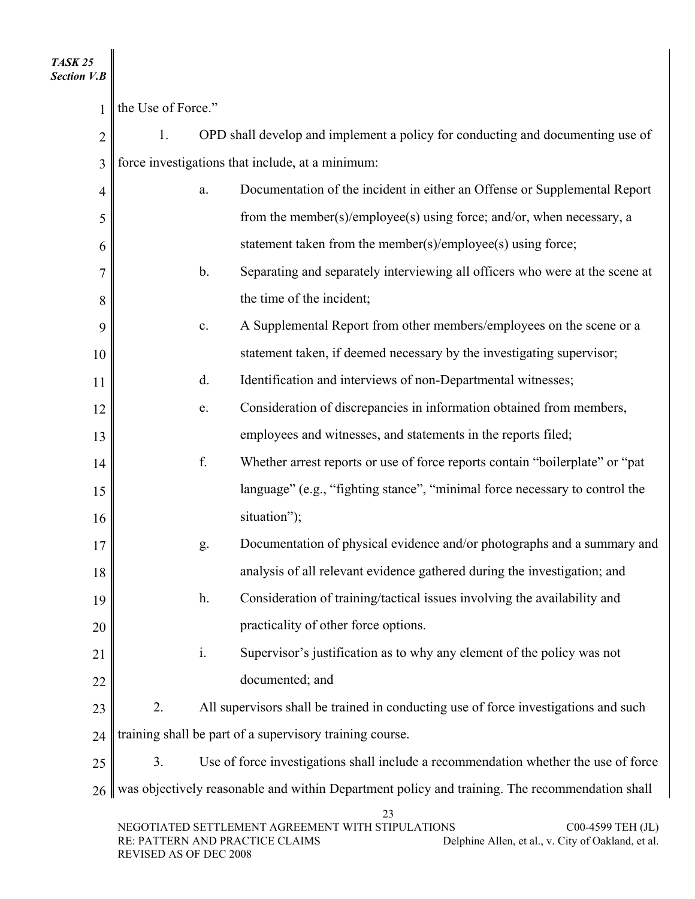the Use of Force."

1. OPD shall develop and implement a policy for conducting and documenting use of force investigations that include, at a minimum:

   a. Documentation of the incident in either an Offense or Supplemental Report from the member(s)/employee(s) using force; and/or, when necessary, a statement taken from the member(s)/employee(s) using force;

   b. Separating and separately interviewing all officers who were at the scene at the time of the incident;

   c. A Supplemental Report from other members/employees on the scene or a statement taken, if deemed necessary by the investigating supervisor;

   d. Identification and interviews of non-Departmental witnesses;

   e. Consideration of discrepancies in information obtained from members, employees and witnesses, and statements in the reports filed;

   f. Whether arrest reports or use of force reports contain "boilerplate" or "pat language" (e.g., "fighting stance", "minimal force necessary to control the situation");

   g. Documentation of physical evidence and/or photographs and a summary and analysis of all relevant evidence gathered during the investigation; and

   h. Consideration of training/tactical issues involving the availability and practicality of other force options.

   i. Supervisor's justification as to why any element of the policy was not documented; and

2. All supervisors shall be trained in conducting use of force investigations and such training shall be part of a supervisory training course.

3. Use of force investigations shall include a recommendation whether the use of force was objectively reasonable and within Department policy and training. The recommendation shall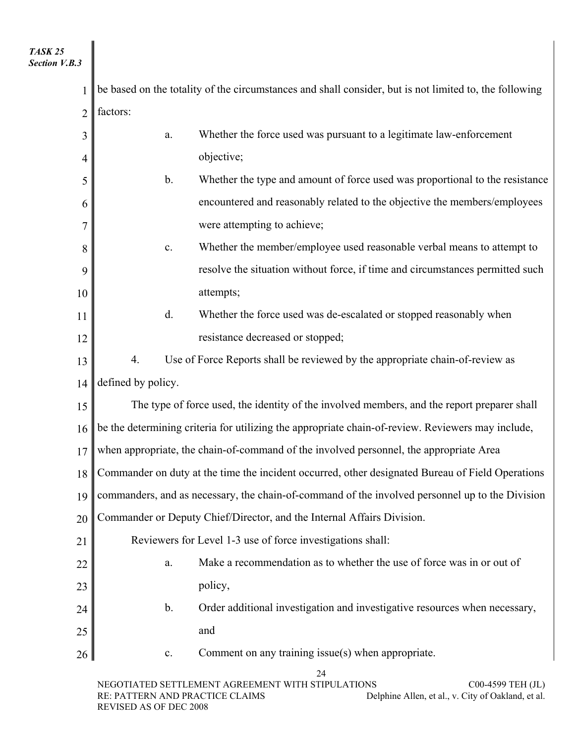be based on the totality of the circumstances and shall consider, but is not limited to, the following factors:

a. Whether the force used was pursuant to a legitimate law-enforcement objective;

b. Whether the type and amount of force used was proportional to the resistance encountered and reasonably related to the objective the members/employees were attempting to achieve;

c. Whether the member/employee used reasonable verbal means to attempt to resolve the situation without force, if time and circumstances permitted such attempts;

d. Whether the force used was de-escalated or stopped reasonably when resistance decreased or stopped;

4. Use of Force Reports shall be reviewed by the appropriate chain-of-review as defined by policy.

The type of force used, the identity of the involved members, and the report preparer shall be the determining criteria for utilizing the appropriate chain-of-review. Reviewers may include, when appropriate, the chain-of-command of the involved personnel, the appropriate Area Commander on duty at the time the incident occurred, other designated Bureau of Field Operations commanders, and as necessary, the chain-of-command of the involved personnel up to the Division Commander or Deputy Chief/Director, and the Internal Affairs Division.

Reviewers for Level 1-3 use of force investigations shall:

a. Make a recommendation as to whether the use of force was in or out of policy,

b. Order additional investigation and investigative resources when necessary, and

c. Comment on any training issue(s) when appropriate.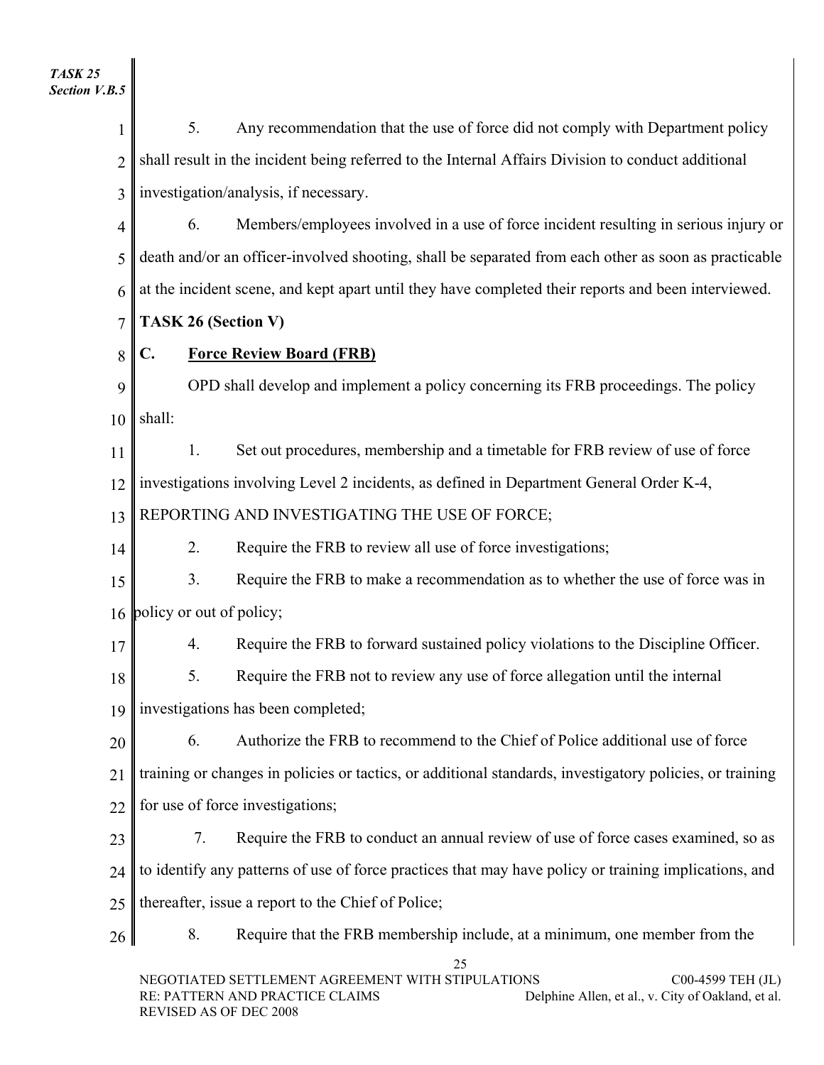5. Any recommendation that the use of force did not comply with Department policy shall result in the incident being referred to the Internal Affairs Division to conduct additional investigation/analysis, if necessary.

6. Members/employees involved in a use of force incident resulting in serious injury or death and/or an officer-involved shooting, shall be separated from each other as soon as practicable at the incident scene, and kept apart until they have completed their reports and been interviewed.

**TASK 26 (Section V)**

**C. Force Review Board (FRB)**

OPD shall develop and implement a policy concerning its FRB proceedings. The policy shall:

1. Set out procedures, membership and a timetable for FRB review of use of force investigations involving Level 2 incidents, as defined in Department General Order K-4, REPORTING AND INVESTIGATING THE USE OF FORCE;

2. Require the FRB to review all use of force investigations;

3. Require the FRB to make a recommendation as to whether the use of force was in policy or out of policy;

4. Require the FRB to forward sustained policy violations to the Discipline Officer.

5. Require the FRB not to review any use of force allegation until the internal investigations has been completed;

6. Authorize the FRB to recommend to the Chief of Police additional use of force training or changes in policies or tactics, or additional standards, investigatory policies, or training for use of force investigations;

7. Require the FRB to conduct an annual review of use of force cases examined, so as to identify any patterns of use of force practices that may have policy or training implications, and thereafter, issue a report to the Chief of Police;

8. Require that the FRB membership include, at a minimum, one member from the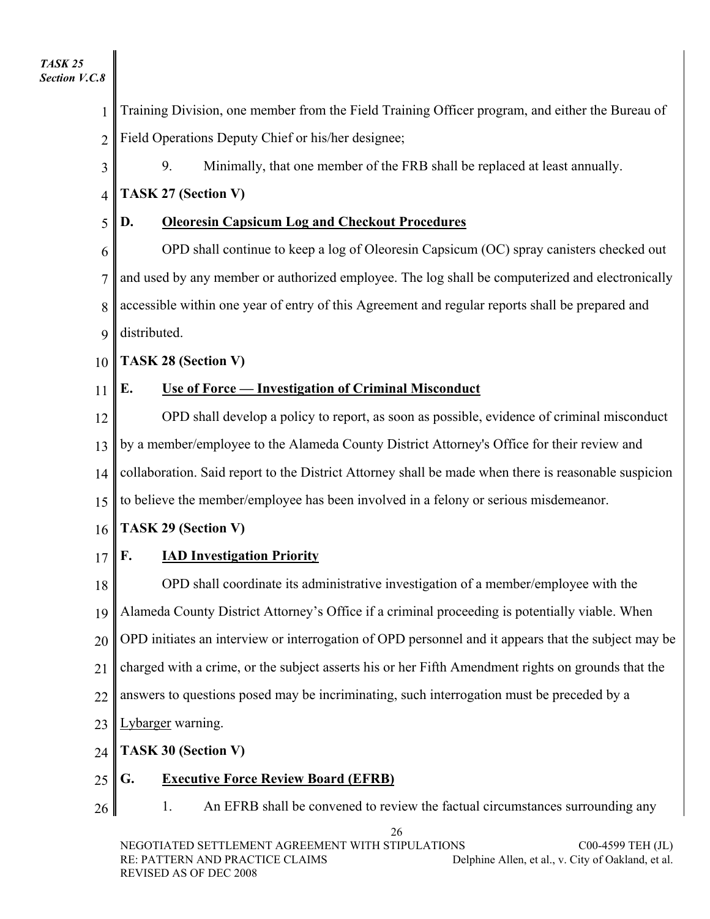Training Division, one member from the Field Training Officer program, and either the Bureau of Field Operations Deputy Chief or his/her designee;

9. Minimally, that one member of the FRB shall be replaced at least annually.

**TASK 27 (Section V)**

**D. <u>Oleoresin Capsicum Log and Checkout Procedures</u>**

OPD shall continue to keep a log of Oleoresin Capsicum (OC) spray canisters checked out and used by any member or authorized employee. The log shall be computerized and electronically accessible within one year of entry of this Agreement and regular reports shall be prepared and distributed.

**TASK 28 (Section V)**

**E. <u>Use of Force — Investigation of Criminal Misconduct</u>**

OPD shall develop a policy to report, as soon as possible, evidence of criminal misconduct by a member/employee to the Alameda County District Attorney's Office for their review and collaboration. Said report to the District Attorney shall be made when there is reasonable suspicion to believe the member/employee has been involved in a felony or serious misdemeanor.

**TASK 29 (Section V)**

**F. <u>IAD Investigation Priority</u>**

OPD shall coordinate its administrative investigation of a member/employee with the Alameda County District Attorney's Office if a criminal proceeding is potentially viable. When OPD initiates an interview or interrogation of OPD personnel and it appears that the subject may be charged with a crime, or the subject asserts his or her Fifth Amendment rights on grounds that the answers to questions posed may be incriminating, such interrogation must be preceded by a <u>Lybarger</u> warning.

**TASK 30 (Section V)**

**G. <u>Executive Force Review Board (EFRB)</u>**

1. An EFRB shall be convened to review the factual circumstances surrounding any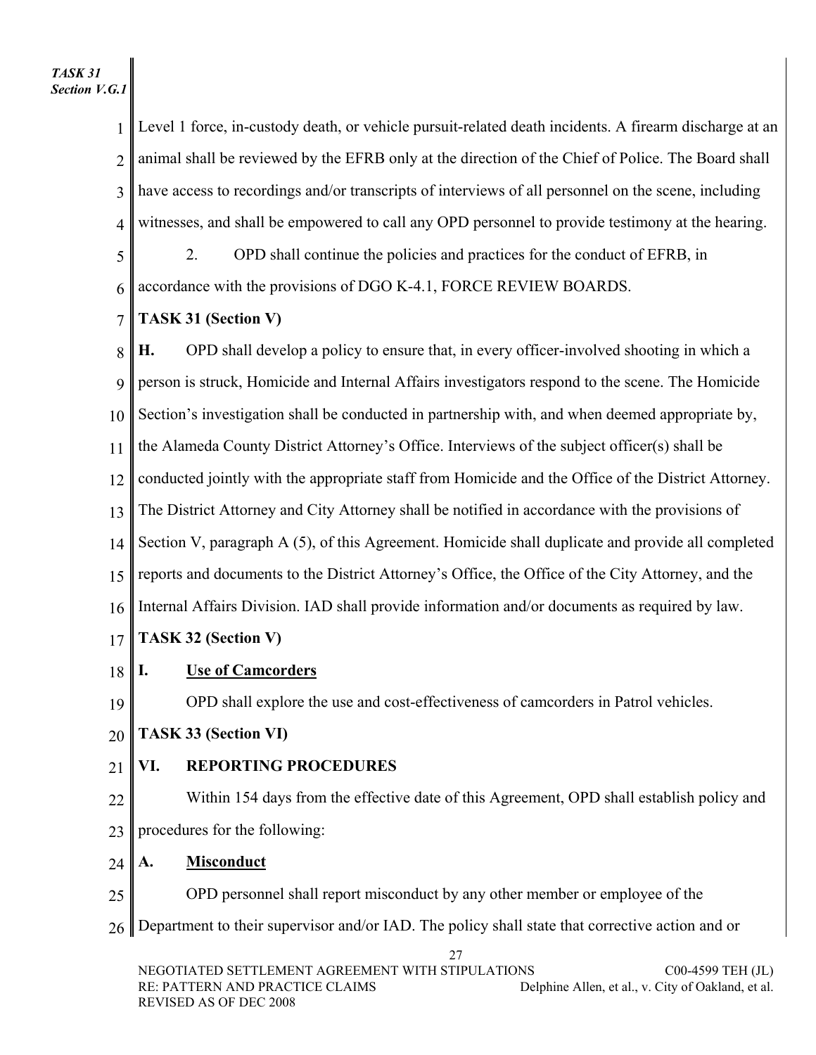Level 1 force, in-custody death, or vehicle pursuit-related death incidents. A firearm discharge at an animal shall be reviewed by the EFRB only at the direction of the Chief of Police. The Board shall have access to recordings and/or transcripts of interviews of all personnel on the scene, including witnesses, and shall be empowered to call any OPD personnel to provide testimony at the hearing.

2. OPD shall continue the policies and practices for the conduct of EFRB, in accordance with the provisions of DGO K-4.1, FORCE REVIEW BOARDS.

**TASK 31 (Section V)**

**H.** OPD shall develop a policy to ensure that, in every officer-involved shooting in which a person is struck, Homicide and Internal Affairs investigators respond to the scene. The Homicide Section's investigation shall be conducted in partnership with, and when deemed appropriate by, the Alameda County District Attorney's Office. Interviews of the subject officer(s) shall be conducted jointly with the appropriate staff from Homicide and the Office of the District Attorney. The District Attorney and City Attorney shall be notified in accordance with the provisions of Section V, paragraph A (5), of this Agreement. Homicide shall duplicate and provide all completed reports and documents to the District Attorney's Office, the Office of the City Attorney, and the Internal Affairs Division. IAD shall provide information and/or documents as required by law.

**TASK 32 (Section V)**

**I. Use of Camcorders**

OPD shall explore the use and cost-effectiveness of camcorders in Patrol vehicles.

**TASK 33 (Section VI)**

**VI. REPORTING PROCEDURES**

Within 154 days from the effective date of this Agreement, OPD shall establish policy and procedures for the following:

**A. Misconduct**

OPD personnel shall report misconduct by any other member or employee of the Department to their supervisor and/or IAD. The policy shall state that corrective action and or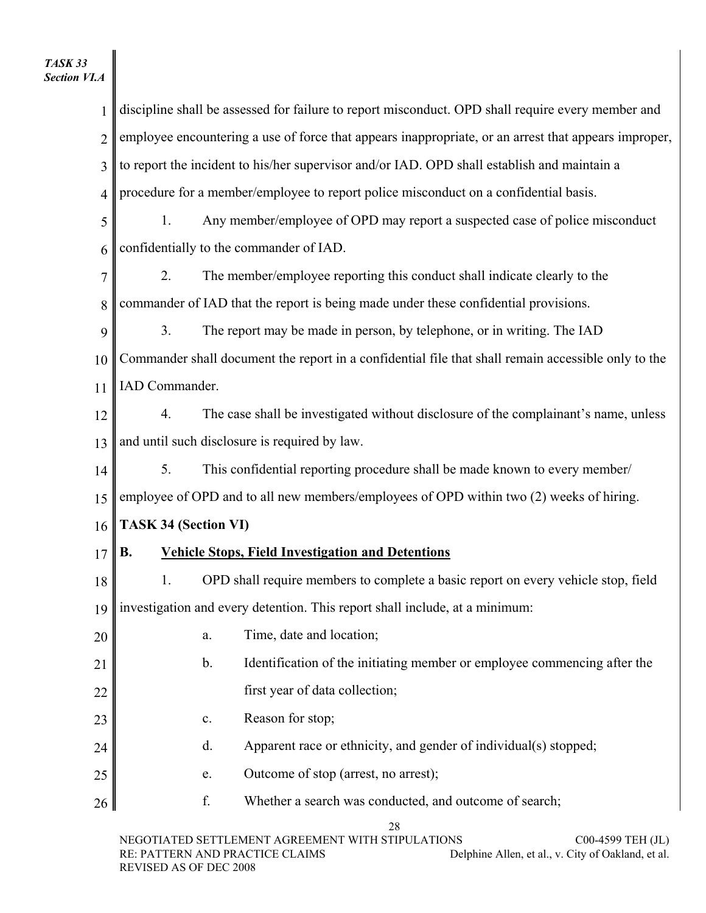discipline shall be assessed for failure to report misconduct. OPD shall require every member and employee encountering a use of force that appears inappropriate, or an arrest that appears improper, to report the incident to his/her supervisor and/or IAD. OPD shall establish and maintain a procedure for a member/employee to report police misconduct on a confidential basis.

1. Any member/employee of OPD may report a suspected case of police misconduct confidentially to the commander of IAD.

2. The member/employee reporting this conduct shall indicate clearly to the commander of IAD that the report is being made under these confidential provisions.

3. The report may be made in person, by telephone, or in writing. The IAD Commander shall document the report in a confidential file that shall remain accessible only to the IAD Commander.

4. The case shall be investigated without disclosure of the complainant's name, unless and until such disclosure is required by law.

5. This confidential reporting procedure shall be made known to every member/ employee of OPD and to all new members/employees of OPD within two (2) weeks of hiring.

**TASK 34 (Section VI)**

**B. <u>Vehicle Stops, Field Investigation and Detentions</u>**

1. OPD shall require members to complete a basic report on every vehicle stop, field investigation and every detention. This report shall include, at a minimum:

   a. Time, date and location;

   b. Identification of the initiating member or employee commencing after the first year of data collection;

   c. Reason for stop;

   d. Apparent race or ethnicity, and gender of individual(s) stopped;

   e. Outcome of stop (arrest, no arrest);

   f. Whether a search was conducted, and outcome of search;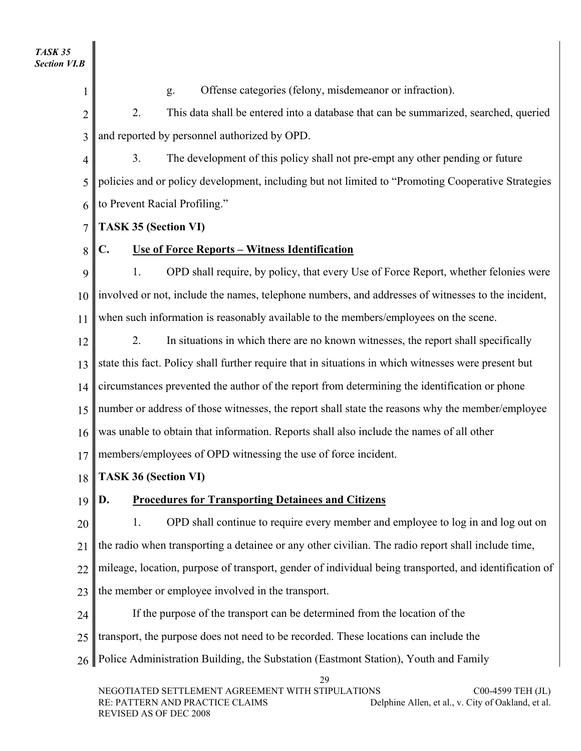g. Offense categories (felony, misdemeanor or infraction).

2. This data shall be entered into a database that can be summarized, searched, queried and reported by personnel authorized by OPD.

3. The development of this policy shall not pre-empt any other pending or future policies and or policy development, including but not limited to "Promoting Cooperative Strategies to Prevent Racial Profiling."

**TASK 35 (Section VI)**

**C. <u>Use of Force Reports – Witness Identification</u>**

1. OPD shall require, by policy, that every Use of Force Report, whether felonies were involved or not, include the names, telephone numbers, and addresses of witnesses to the incident, when such information is reasonably available to the members/employees on the scene.

2. In situations in which there are no known witnesses, the report shall specifically state this fact. Policy shall further require that in situations in which witnesses were present but circumstances prevented the author of the report from determining the identification or phone number or address of those witnesses, the report shall state the reasons why the member/employee was unable to obtain that information. Reports shall also include the names of all other members/employees of OPD witnessing the use of force incident.

**TASK 36 (Section VI)**

**D. <u>Procedures for Transporting Detainees and Citizens</u>**

1. OPD shall continue to require every member and employee to log in and log out on the radio when transporting a detainee or any other civilian. The radio report shall include time, mileage, location, purpose of transport, gender of individual being transported, and identification of the member or employee involved in the transport.

If the purpose of the transport can be determined from the location of the transport, the purpose does not need to be recorded. These locations can include the Police Administration Building, the Substation (Eastmont Station), Youth and Family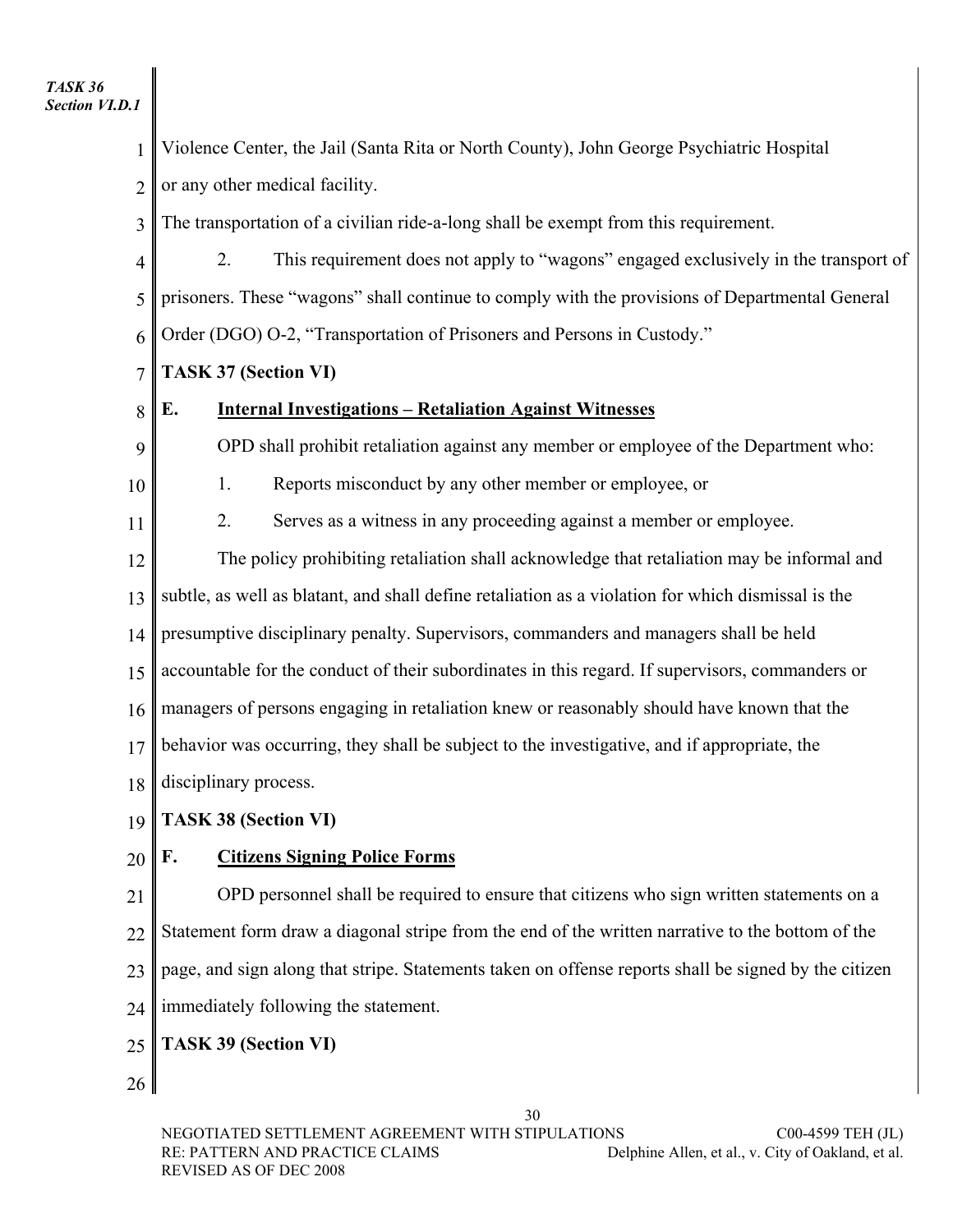Violence Center, the Jail (Santa Rita or North County), John George Psychiatric Hospital or any other medical facility.

The transportation of a civilian ride-a-long shall be exempt from this requirement.

2. This requirement does not apply to "wagons" engaged exclusively in the transport of prisoners. These "wagons" shall continue to comply with the provisions of Departmental General Order (DGO) O-2, "Transportation of Prisoners and Persons in Custody."

**TASK 37 (Section VI)**

**E. Internal Investigations – Retaliation Against Witnesses**

OPD shall prohibit retaliation against any member or employee of the Department who:

1. Reports misconduct by any other member or employee, or
2. Serves as a witness in any proceeding against a member or employee.

The policy prohibiting retaliation shall acknowledge that retaliation may be informal and subtle, as well as blatant, and shall define retaliation as a violation for which dismissal is the presumptive disciplinary penalty. Supervisors, commanders and managers shall be held accountable for the conduct of their subordinates in this regard. If supervisors, commanders or managers of persons engaging in retaliation knew or reasonably should have known that the behavior was occurring, they shall be subject to the investigative, and if appropriate, the disciplinary process.

**TASK 38 (Section VI)**

**F. Citizens Signing Police Forms**

OPD personnel shall be required to ensure that citizens who sign written statements on a Statement form draw a diagonal stripe from the end of the written narrative to the bottom of the page, and sign along that stripe. Statements taken on offense reports shall be signed by the citizen immediately following the statement.

**TASK 39 (Section VI)**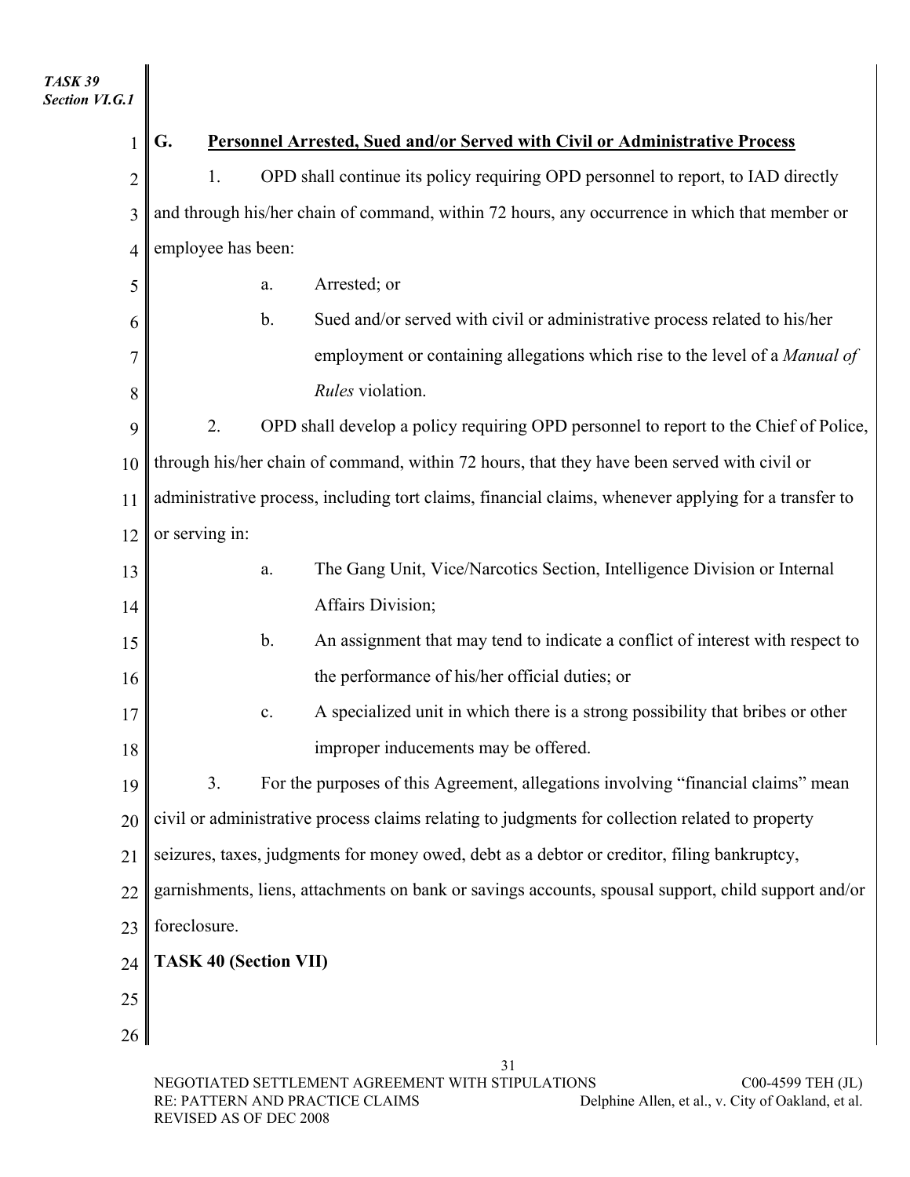**TASK 39**
**Section VI.G.1**

### G. Personnel Arrested, Sued and/or Served with Civil or Administrative Process

1. OPD shall continue its policy requiring OPD personnel to report, to IAD directly and through his/her chain of command, within 72 hours, any occurrence in which that member or employee has been:

   a. Arrested; or

   b. Sued and/or served with civil or administrative process related to his/her employment or containing allegations which rise to the level of a *Manual of Rules* violation.

2. OPD shall develop a policy requiring OPD personnel to report to the Chief of Police, through his/her chain of command, within 72 hours, that they have been served with civil or administrative process, including tort claims, financial claims, whenever applying for a transfer to or serving in:

   a. The Gang Unit, Vice/Narcotics Section, Intelligence Division or Internal Affairs Division;

   b. An assignment that may tend to indicate a conflict of interest with respect to the performance of his/her official duties; or

   c. A specialized unit in which there is a strong possibility that bribes or other improper inducements may be offered.

3. For the purposes of this Agreement, allegations involving "financial claims" mean civil or administrative process claims relating to judgments for collection related to property seizures, taxes, judgments for money owed, debt as a debtor or creditor, filing bankruptcy, garnishments, liens, attachments on bank or savings accounts, spousal support, child support and/or foreclosure.

**TASK 40 (Section VII)**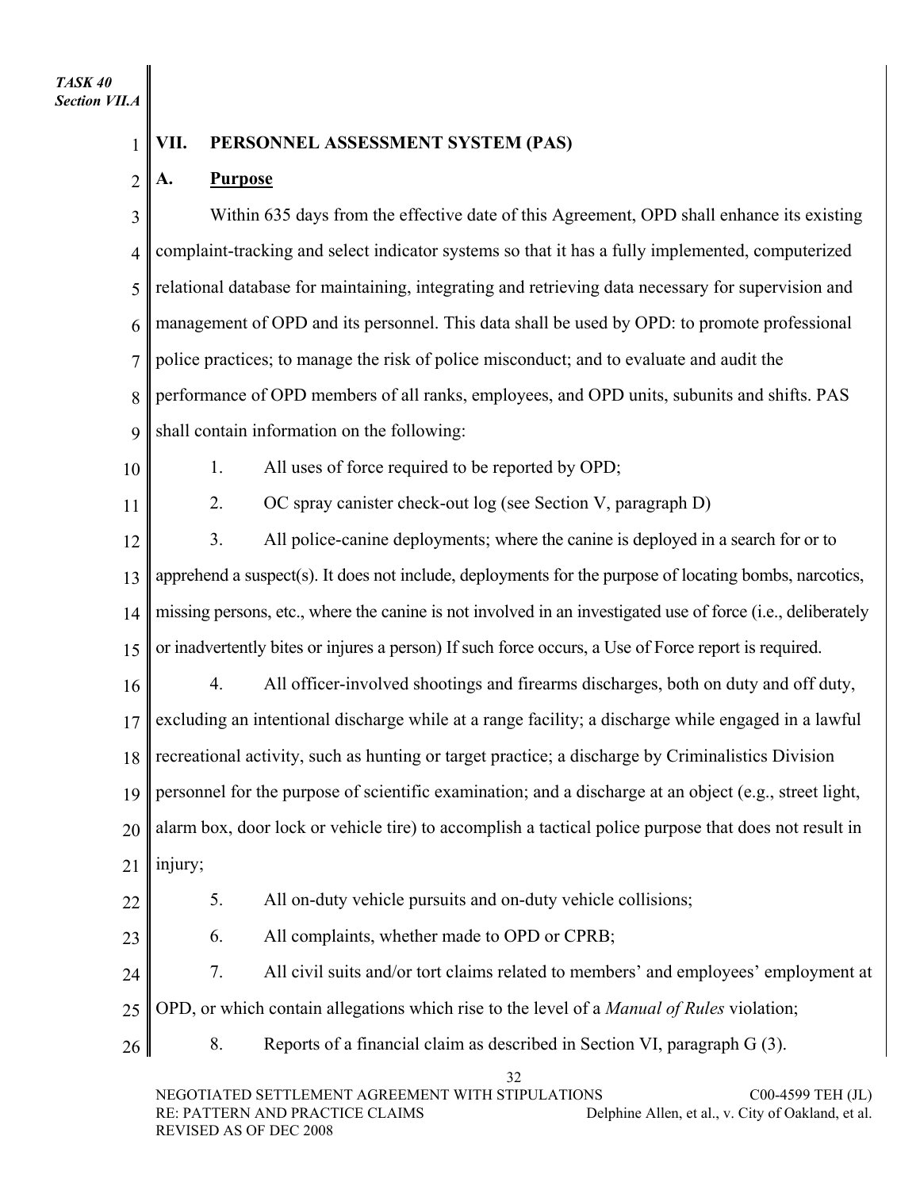*TASK 40*
*Section VII.A*

## VII. PERSONNEL ASSESSMENT SYSTEM (PAS)

### A. Purpose

Within 635 days from the effective date of this Agreement, OPD shall enhance its existing complaint-tracking and select indicator systems so that it has a fully implemented, computerized relational database for maintaining, integrating and retrieving data necessary for supervision and management of OPD and its personnel. This data shall be used by OPD: to promote professional police practices; to manage the risk of police misconduct; and to evaluate and audit the performance of OPD members of all ranks, employees, and OPD units, subunits and shifts. PAS shall contain information on the following:

1. All uses of force required to be reported by OPD;
2. OC spray canister check-out log (see Section V, paragraph D)
3. All police-canine deployments; where the canine is deployed in a search for or to apprehend a suspect(s). It does not include, deployments for the purpose of locating bombs, narcotics, missing persons, etc., where the canine is not involved in an investigated use of force (i.e., deliberately or inadvertently bites or injures a person) If such force occurs, a Use of Force report is required.
4. All officer-involved shootings and firearms discharges, both on duty and off duty, excluding an intentional discharge while at a range facility; a discharge while engaged in a lawful recreational activity, such as hunting or target practice; a discharge by Criminalistics Division personnel for the purpose of scientific examination; and a discharge at an object (e.g., street light, alarm box, door lock or vehicle tire) to accomplish a tactical police purpose that does not result in injury;
5. All on-duty vehicle pursuits and on-duty vehicle collisions;
6. All complaints, whether made to OPD or CPRB;
7. All civil suits and/or tort claims related to members' and employees' employment at OPD, or which contain allegations which rise to the level of a *Manual of Rules* violation;
8. Reports of a financial claim as described in Section VI, paragraph G (3).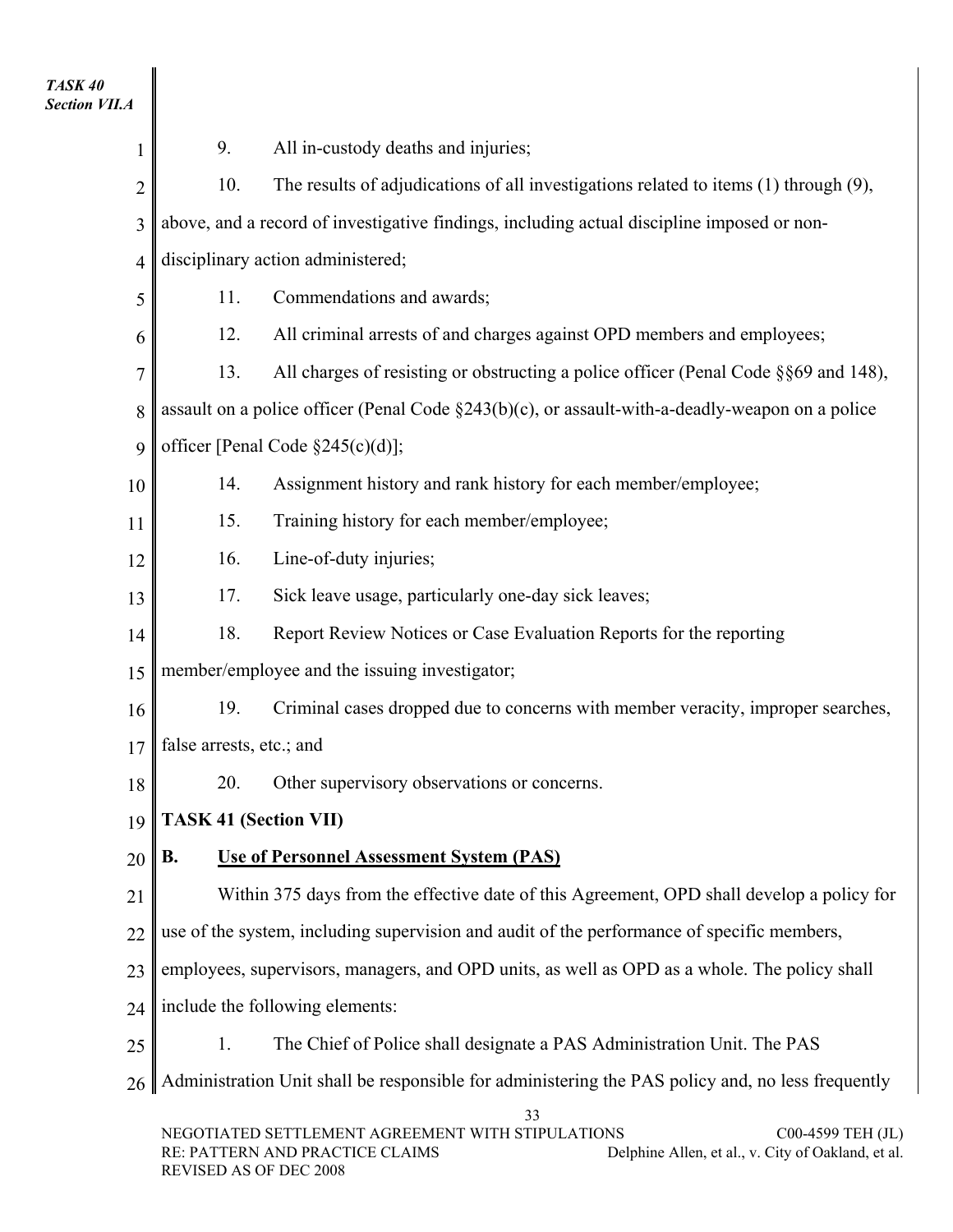9. All in-custody deaths and injuries;

10. The results of adjudications of all investigations related to items (1) through (9), above, and a record of investigative findings, including actual discipline imposed or non-disciplinary action administered;

11. Commendations and awards;

12. All criminal arrests of and charges against OPD members and employees;

13. All charges of resisting or obstructing a police officer (Penal Code §§69 and 148), assault on a police officer (Penal Code §243(b)(c), or assault-with-a-deadly-weapon on a police officer [Penal Code §245(c)(d)];

14. Assignment history and rank history for each member/employee;

15. Training history for each member/employee;

16. Line-of-duty injuries;

17. Sick leave usage, particularly one-day sick leaves;

18. Report Review Notices or Case Evaluation Reports for the reporting member/employee and the issuing investigator;

19. Criminal cases dropped due to concerns with member veracity, improper searches, false arrests, etc.; and

20. Other supervisory observations or concerns.

**TASK 41 (Section VII)**

**B. Use of Personnel Assessment System (PAS)**

Within 375 days from the effective date of this Agreement, OPD shall develop a policy for use of the system, including supervision and audit of the performance of specific members, employees, supervisors, managers, and OPD units, as well as OPD as a whole. The policy shall include the following elements:

1. The Chief of Police shall designate a PAS Administration Unit. The PAS Administration Unit shall be responsible for administering the PAS policy and, no less frequently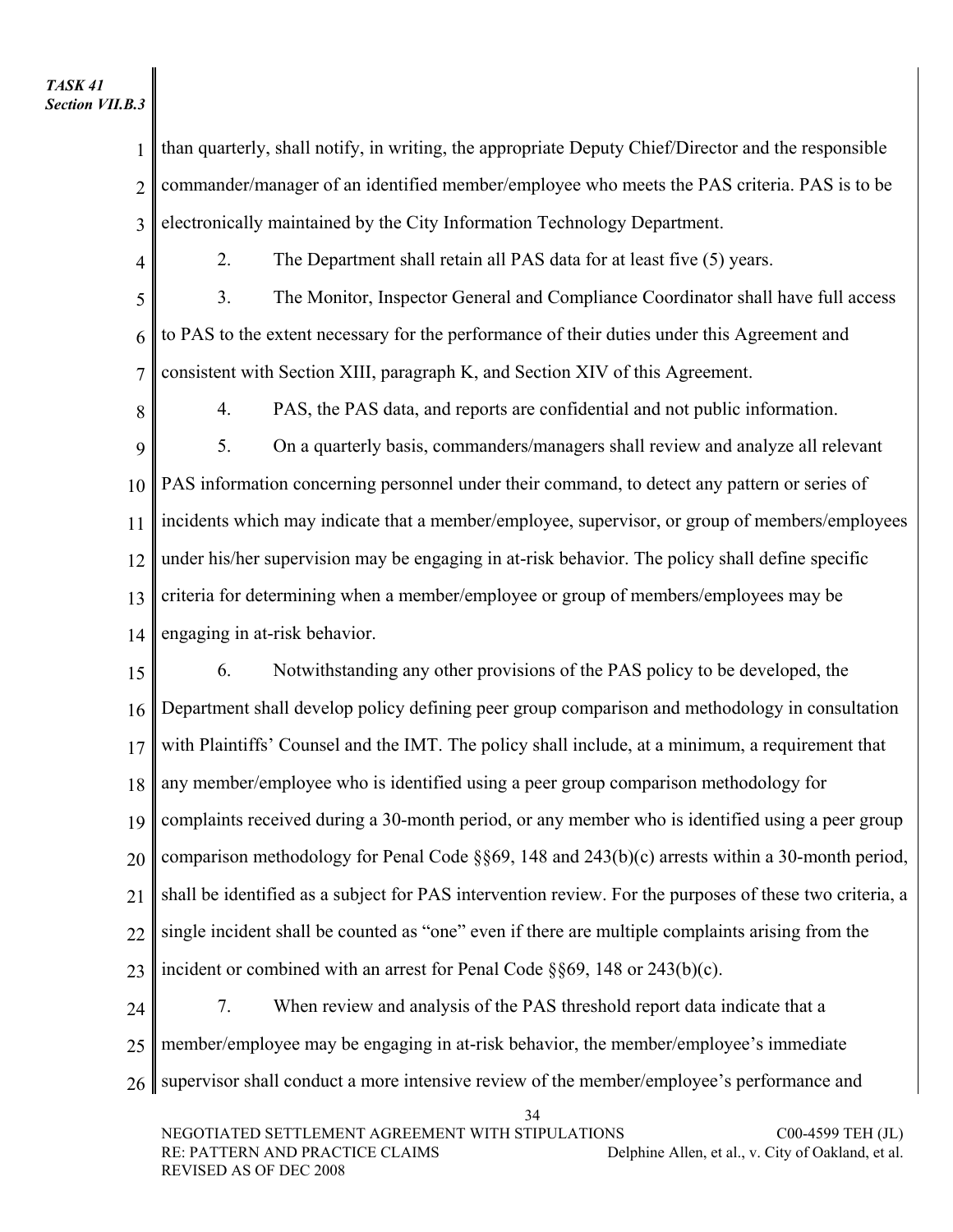*TASK 41*
*Section VII.B.3*

than quarterly, shall notify, in writing, the appropriate Deputy Chief/Director and the responsible commander/manager of an identified member/employee who meets the PAS criteria. PAS is to be electronically maintained by the City Information Technology Department.

2. The Department shall retain all PAS data for at least five (5) years.

3. The Monitor, Inspector General and Compliance Coordinator shall have full access to PAS to the extent necessary for the performance of their duties under this Agreement and consistent with Section XIII, paragraph K, and Section XIV of this Agreement.

4. PAS, the PAS data, and reports are confidential and not public information.

5. On a quarterly basis, commanders/managers shall review and analyze all relevant PAS information concerning personnel under their command, to detect any pattern or series of incidents which may indicate that a member/employee, supervisor, or group of members/employees under his/her supervision may be engaging in at-risk behavior. The policy shall define specific criteria for determining when a member/employee or group of members/employees may be engaging in at-risk behavior.

6. Notwithstanding any other provisions of the PAS policy to be developed, the Department shall develop policy defining peer group comparison and methodology in consultation with Plaintiffs' Counsel and the IMT. The policy shall include, at a minimum, a requirement that any member/employee who is identified using a peer group comparison methodology for complaints received during a 30-month period, or any member who is identified using a peer group comparison methodology for Penal Code §§69, 148 and 243(b)(c) arrests within a 30-month period, shall be identified as a subject for PAS intervention review. For the purposes of these two criteria, a single incident shall be counted as "one" even if there are multiple complaints arising from the incident or combined with an arrest for Penal Code §§69, 148 or 243(b)(c).

7. When review and analysis of the PAS threshold report data indicate that a member/employee may be engaging in at-risk behavior, the member/employee's immediate supervisor shall conduct a more intensive review of the member/employee's performance and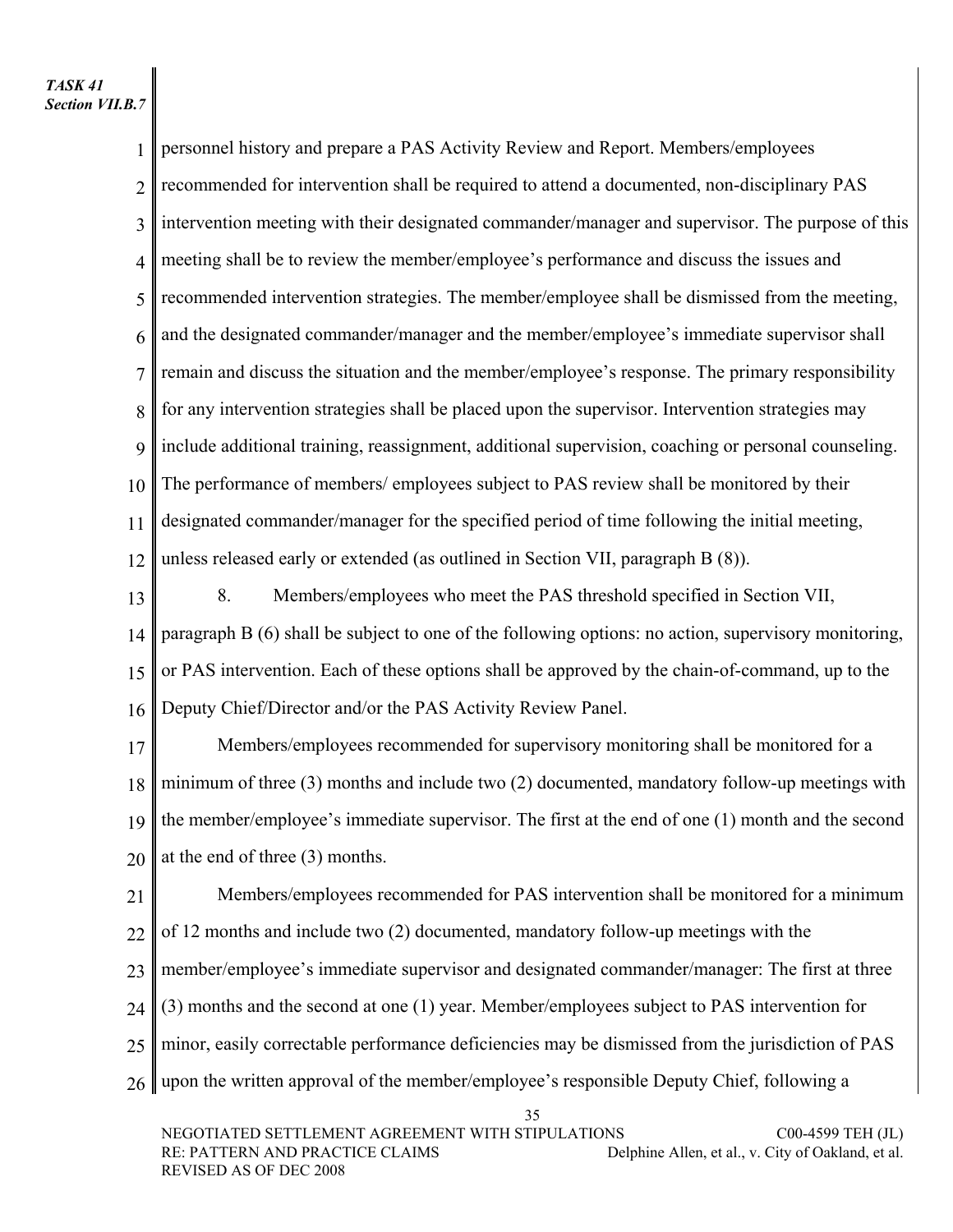*TASK 41*
*Section VII.B.7*

personnel history and prepare a PAS Activity Review and Report. Members/employees recommended for intervention shall be required to attend a documented, non-disciplinary PAS intervention meeting with their designated commander/manager and supervisor. The purpose of this meeting shall be to review the member/employee's performance and discuss the issues and recommended intervention strategies. The member/employee shall be dismissed from the meeting, and the designated commander/manager and the member/employee's immediate supervisor shall remain and discuss the situation and the member/employee's response. The primary responsibility for any intervention strategies shall be placed upon the supervisor. Intervention strategies may include additional training, reassignment, additional supervision, coaching or personal counseling. The performance of members/ employees subject to PAS review shall be monitored by their designated commander/manager for the specified period of time following the initial meeting, unless released early or extended (as outlined in Section VII, paragraph B (8)).

8. Members/employees who meet the PAS threshold specified in Section VII, paragraph B (6) shall be subject to one of the following options: no action, supervisory monitoring, or PAS intervention. Each of these options shall be approved by the chain-of-command, up to the Deputy Chief/Director and/or the PAS Activity Review Panel.

Members/employees recommended for supervisory monitoring shall be monitored for a minimum of three (3) months and include two (2) documented, mandatory follow-up meetings with the member/employee's immediate supervisor. The first at the end of one (1) month and the second at the end of three (3) months.

Members/employees recommended for PAS intervention shall be monitored for a minimum of 12 months and include two (2) documented, mandatory follow-up meetings with the member/employee's immediate supervisor and designated commander/manager: The first at three (3) months and the second at one (1) year. Member/employees subject to PAS intervention for minor, easily correctable performance deficiencies may be dismissed from the jurisdiction of PAS upon the written approval of the member/employee's responsible Deputy Chief, following a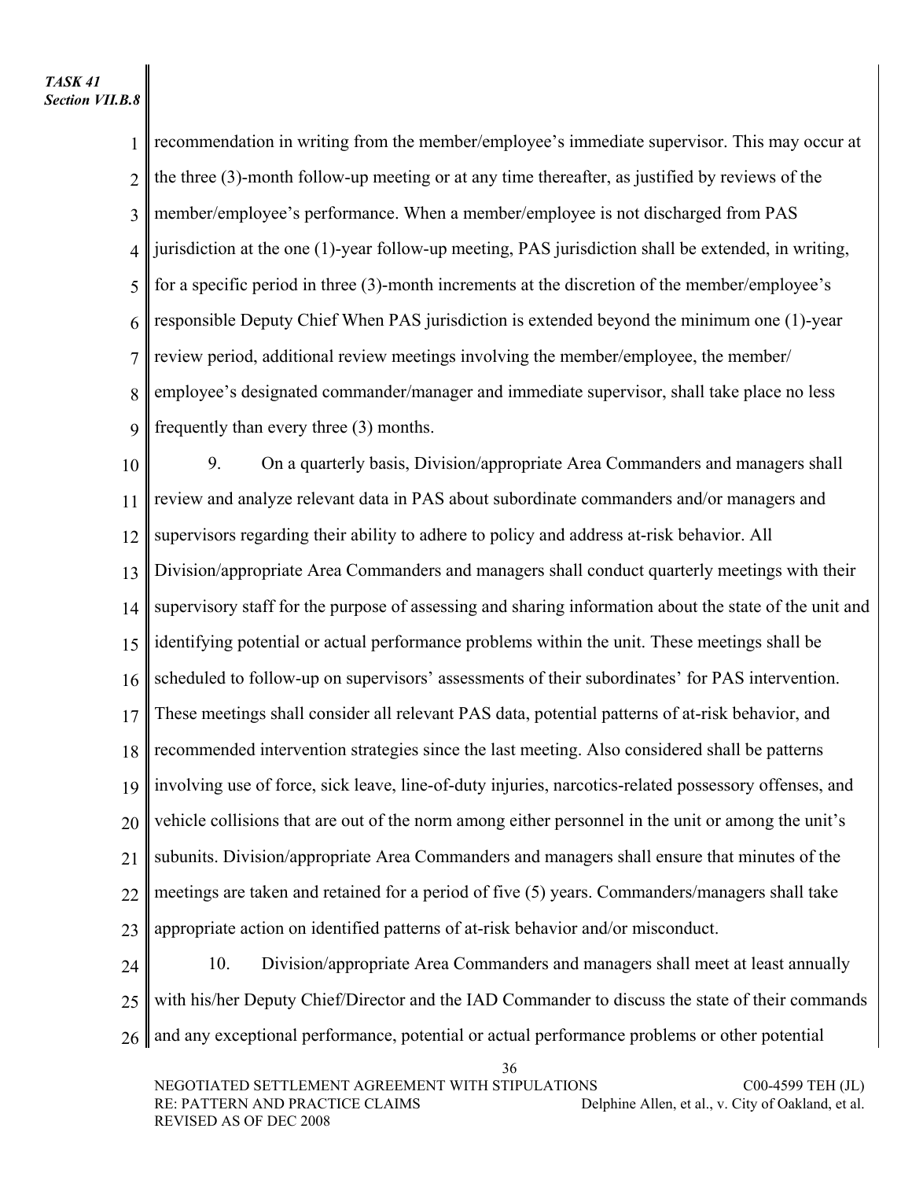recommendation in writing from the member/employee's immediate supervisor. This may occur at the three (3)-month follow-up meeting or at any time thereafter, as justified by reviews of the member/employee's performance. When a member/employee is not discharged from PAS jurisdiction at the one (1)-year follow-up meeting, PAS jurisdiction shall be extended, in writing, for a specific period in three (3)-month increments at the discretion of the member/employee's responsible Deputy Chief When PAS jurisdiction is extended beyond the minimum one (1)-year review period, additional review meetings involving the member/employee, the member/ employee's designated commander/manager and immediate supervisor, shall take place no less frequently than every three (3) months.

9. On a quarterly basis, Division/appropriate Area Commanders and managers shall review and analyze relevant data in PAS about subordinate commanders and/or managers and supervisors regarding their ability to adhere to policy and address at-risk behavior. All Division/appropriate Area Commanders and managers shall conduct quarterly meetings with their supervisory staff for the purpose of assessing and sharing information about the state of the unit and identifying potential or actual performance problems within the unit. These meetings shall be scheduled to follow-up on supervisors' assessments of their subordinates' for PAS intervention. These meetings shall consider all relevant PAS data, potential patterns of at-risk behavior, and recommended intervention strategies since the last meeting. Also considered shall be patterns involving use of force, sick leave, line-of-duty injuries, narcotics-related possessory offenses, and vehicle collisions that are out of the norm among either personnel in the unit or among the unit's subunits. Division/appropriate Area Commanders and managers shall ensure that minutes of the meetings are taken and retained for a period of five (5) years. Commanders/managers shall take appropriate action on identified patterns of at-risk behavior and/or misconduct.

10. Division/appropriate Area Commanders and managers shall meet at least annually with his/her Deputy Chief/Director and the IAD Commander to discuss the state of their commands and any exceptional performance, potential or actual performance problems or other potential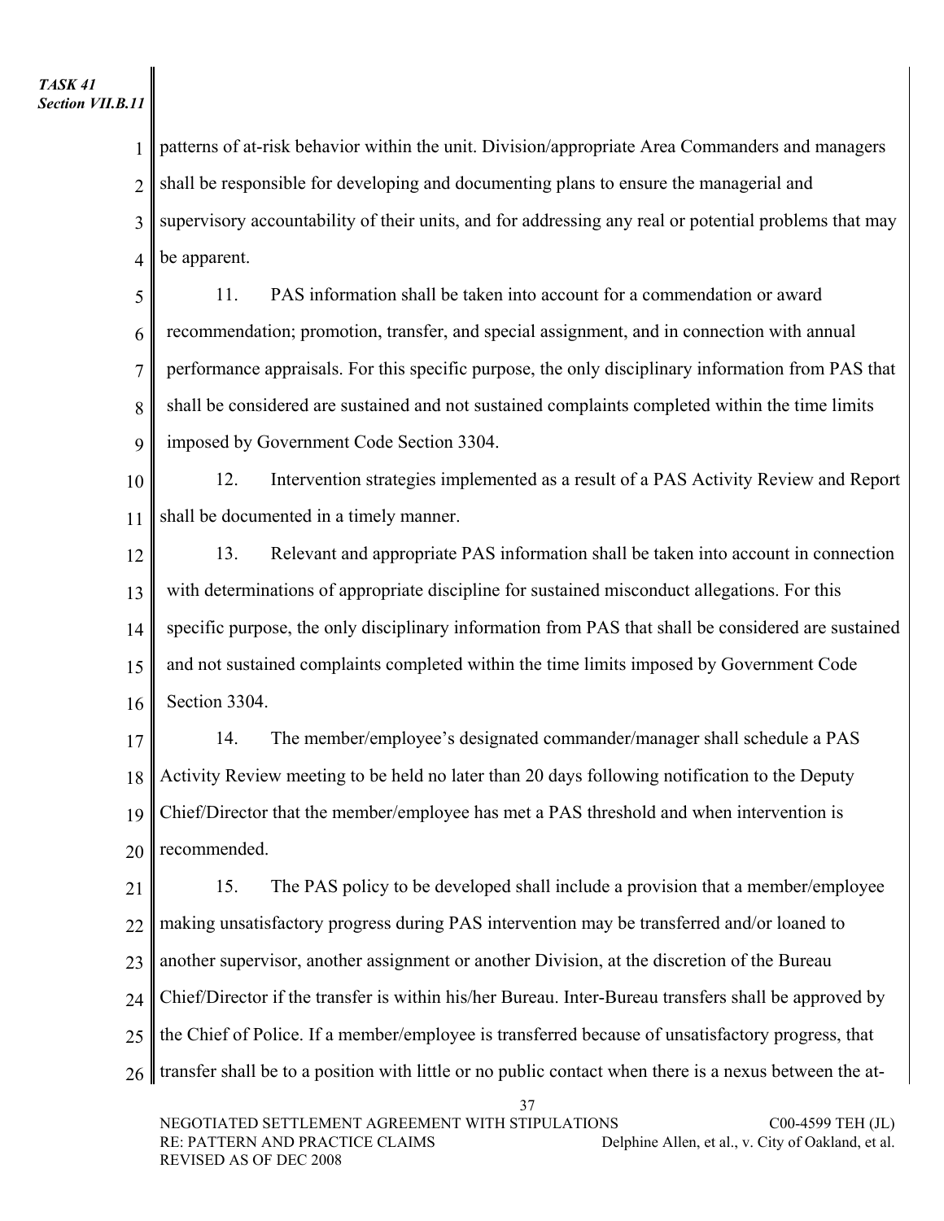patterns of at-risk behavior within the unit. Division/appropriate Area Commanders and managers shall be responsible for developing and documenting plans to ensure the managerial and supervisory accountability of their units, and for addressing any real or potential problems that may be apparent.

11. PAS information shall be taken into account for a commendation or award recommendation; promotion, transfer, and special assignment, and in connection with annual performance appraisals. For this specific purpose, the only disciplinary information from PAS that shall be considered are sustained and not sustained complaints completed within the time limits imposed by Government Code Section 3304.

12. Intervention strategies implemented as a result of a PAS Activity Review and Report shall be documented in a timely manner.

13. Relevant and appropriate PAS information shall be taken into account in connection with determinations of appropriate discipline for sustained misconduct allegations. For this specific purpose, the only disciplinary information from PAS that shall be considered are sustained and not sustained complaints completed within the time limits imposed by Government Code Section 3304.

14. The member/employee's designated commander/manager shall schedule a PAS Activity Review meeting to be held no later than 20 days following notification to the Deputy Chief/Director that the member/employee has met a PAS threshold and when intervention is recommended.

15. The PAS policy to be developed shall include a provision that a member/employee making unsatisfactory progress during PAS intervention may be transferred and/or loaned to another supervisor, another assignment or another Division, at the discretion of the Bureau Chief/Director if the transfer is within his/her Bureau. Inter-Bureau transfers shall be approved by the Chief of Police. If a member/employee is transferred because of unsatisfactory progress, that transfer shall be to a position with little or no public contact when there is a nexus between the at-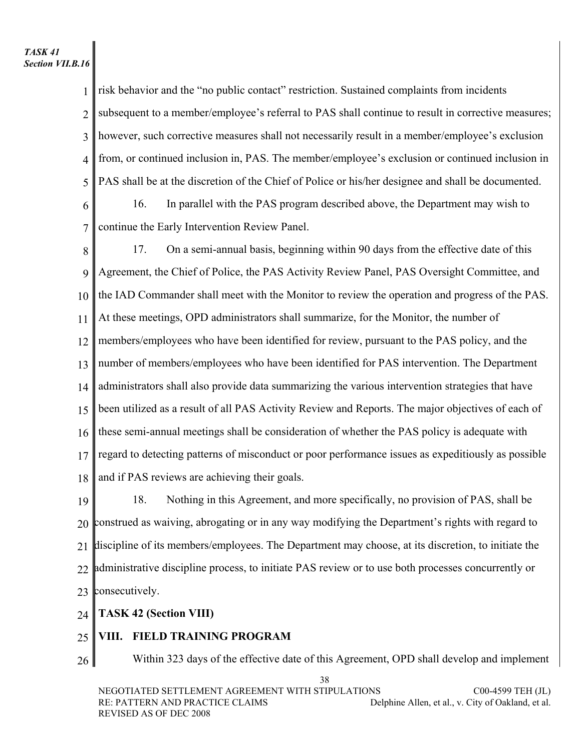risk behavior and the "no public contact" restriction. Sustained complaints from incidents subsequent to a member/employee's referral to PAS shall continue to result in corrective measures; however, such corrective measures shall not necessarily result in a member/employee's exclusion from, or continued inclusion in, PAS. The member/employee's exclusion or continued inclusion in PAS shall be at the discretion of the Chief of Police or his/her designee and shall be documented.

16. In parallel with the PAS program described above, the Department may wish to continue the Early Intervention Review Panel.

17. On a semi-annual basis, beginning within 90 days from the effective date of this Agreement, the Chief of Police, the PAS Activity Review Panel, PAS Oversight Committee, and the IAD Commander shall meet with the Monitor to review the operation and progress of the PAS. At these meetings, OPD administrators shall summarize, for the Monitor, the number of members/employees who have been identified for review, pursuant to the PAS policy, and the number of members/employees who have been identified for PAS intervention. The Department administrators shall also provide data summarizing the various intervention strategies that have been utilized as a result of all PAS Activity Review and Reports. The major objectives of each of these semi-annual meetings shall be consideration of whether the PAS policy is adequate with regard to detecting patterns of misconduct or poor performance issues as expeditiously as possible and if PAS reviews are achieving their goals.

18. Nothing in this Agreement, and more specifically, no provision of PAS, shall be construed as waiving, abrogating or in any way modifying the Department's rights with regard to discipline of its members/employees. The Department may choose, at its discretion, to initiate the administrative discipline process, to initiate PAS review or to use both processes concurrently or consecutively.

**TASK 42 (Section VIII)**

## VIII. FIELD TRAINING PROGRAM

Within 323 days of the effective date of this Agreement, OPD shall develop and implement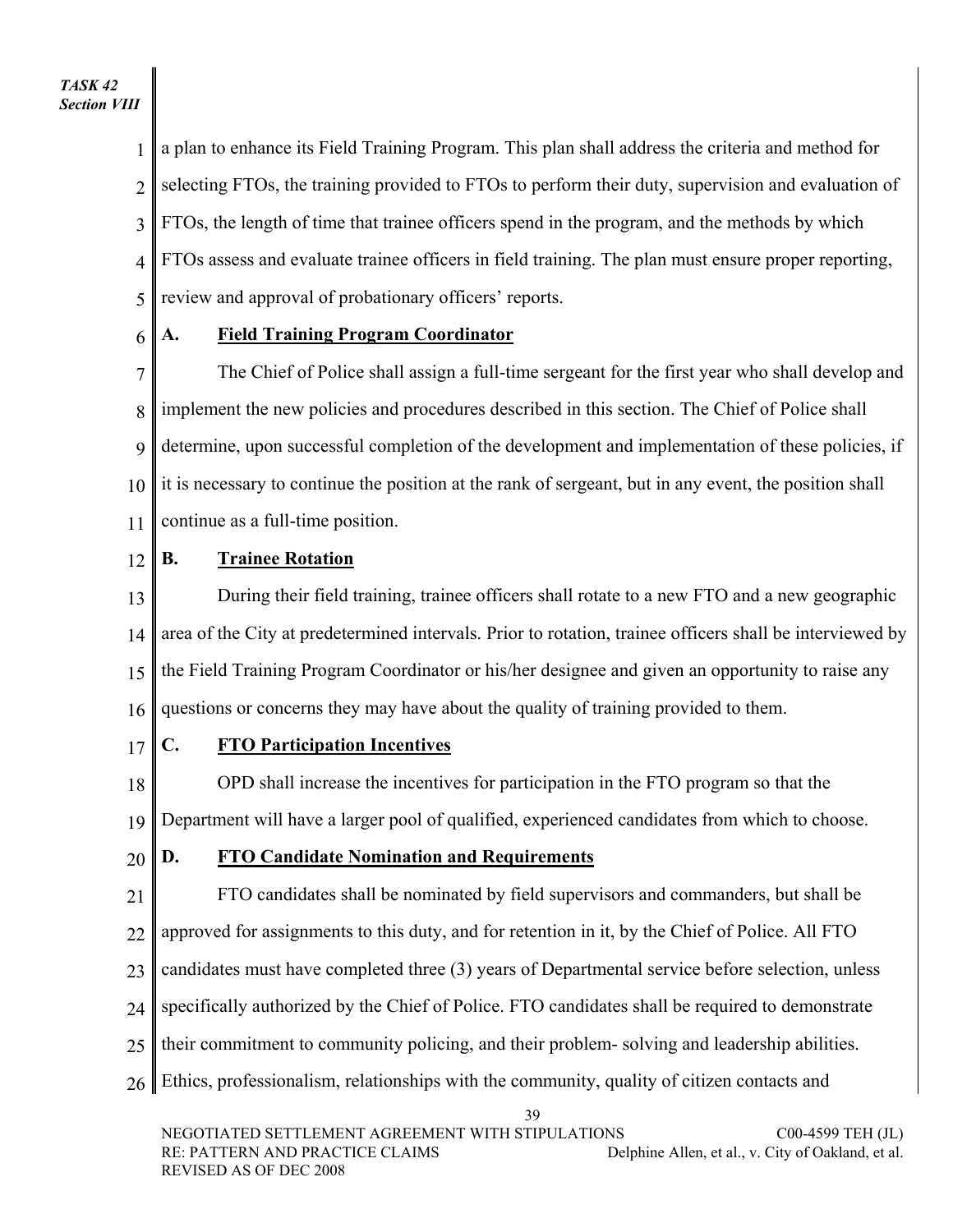a plan to enhance its Field Training Program. This plan shall address the criteria and method for selecting FTOs, the training provided to FTOs to perform their duty, supervision and evaluation of FTOs, the length of time that trainee officers spend in the program, and the methods by which FTOs assess and evaluate trainee officers in field training. The plan must ensure proper reporting, review and approval of probationary officers' reports.

**A. Field Training Program Coordinator**

The Chief of Police shall assign a full-time sergeant for the first year who shall develop and implement the new policies and procedures described in this section. The Chief of Police shall determine, upon successful completion of the development and implementation of these policies, if it is necessary to continue the position at the rank of sergeant, but in any event, the position shall continue as a full-time position.

**B. Trainee Rotation**

During their field training, trainee officers shall rotate to a new FTO and a new geographic area of the City at predetermined intervals. Prior to rotation, trainee officers shall be interviewed by the Field Training Program Coordinator or his/her designee and given an opportunity to raise any questions or concerns they may have about the quality of training provided to them.

**C. FTO Participation Incentives**

OPD shall increase the incentives for participation in the FTO program so that the Department will have a larger pool of qualified, experienced candidates from which to choose.

**D. FTO Candidate Nomination and Requirements**

FTO candidates shall be nominated by field supervisors and commanders, but shall be approved for assignments to this duty, and for retention in it, by the Chief of Police. All FTO candidates must have completed three (3) years of Departmental service before selection, unless specifically authorized by the Chief of Police. FTO candidates shall be required to demonstrate their commitment to community policing, and their problem- solving and leadership abilities. Ethics, professionalism, relationships with the community, quality of citizen contacts and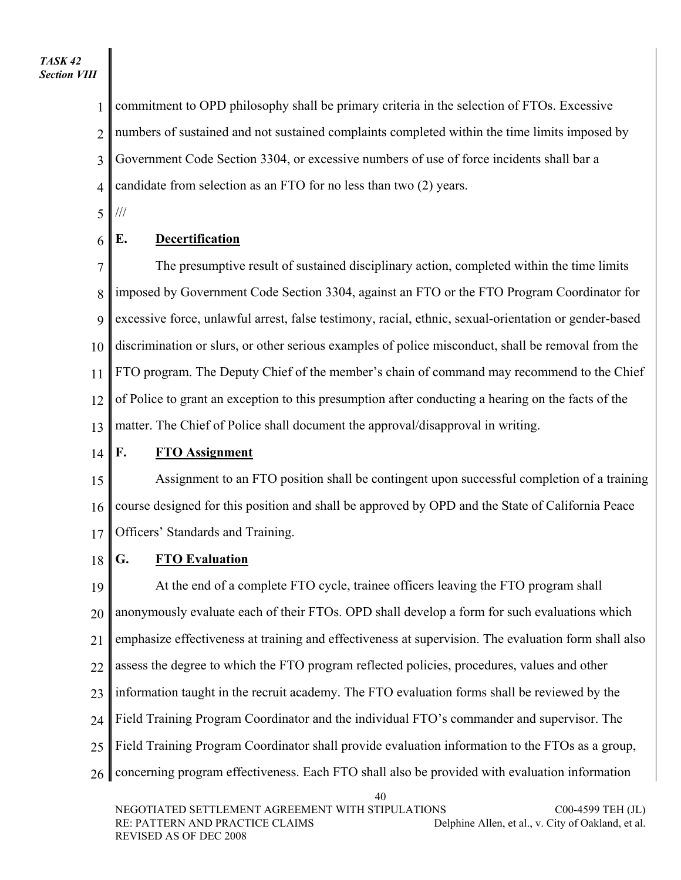commitment to OPD philosophy shall be primary criteria in the selection of FTOs. Excessive numbers of sustained and not sustained complaints completed within the time limits imposed by Government Code Section 3304, or excessive numbers of use of force incidents shall bar a candidate from selection as an FTO for no less than two (2) years.

///

**E. Decertification**

The presumptive result of sustained disciplinary action, completed within the time limits imposed by Government Code Section 3304, against an FTO or the FTO Program Coordinator for excessive force, unlawful arrest, false testimony, racial, ethnic, sexual-orientation or gender-based discrimination or slurs, or other serious examples of police misconduct, shall be removal from the FTO program. The Deputy Chief of the member's chain of command may recommend to the Chief of Police to grant an exception to this presumption after conducting a hearing on the facts of the matter. The Chief of Police shall document the approval/disapproval in writing.

**F. FTO Assignment**

Assignment to an FTO position shall be contingent upon successful completion of a training course designed for this position and shall be approved by OPD and the State of California Peace Officers' Standards and Training.

**G. FTO Evaluation**

At the end of a complete FTO cycle, trainee officers leaving the FTO program shall anonymously evaluate each of their FTOs. OPD shall develop a form for such evaluations which emphasize effectiveness at training and effectiveness at supervision. The evaluation form shall also assess the degree to which the FTO program reflected policies, procedures, values and other information taught in the recruit academy. The FTO evaluation forms shall be reviewed by the Field Training Program Coordinator and the individual FTO's commander and supervisor. The Field Training Program Coordinator shall provide evaluation information to the FTOs as a group, concerning program effectiveness. Each FTO shall also be provided with evaluation information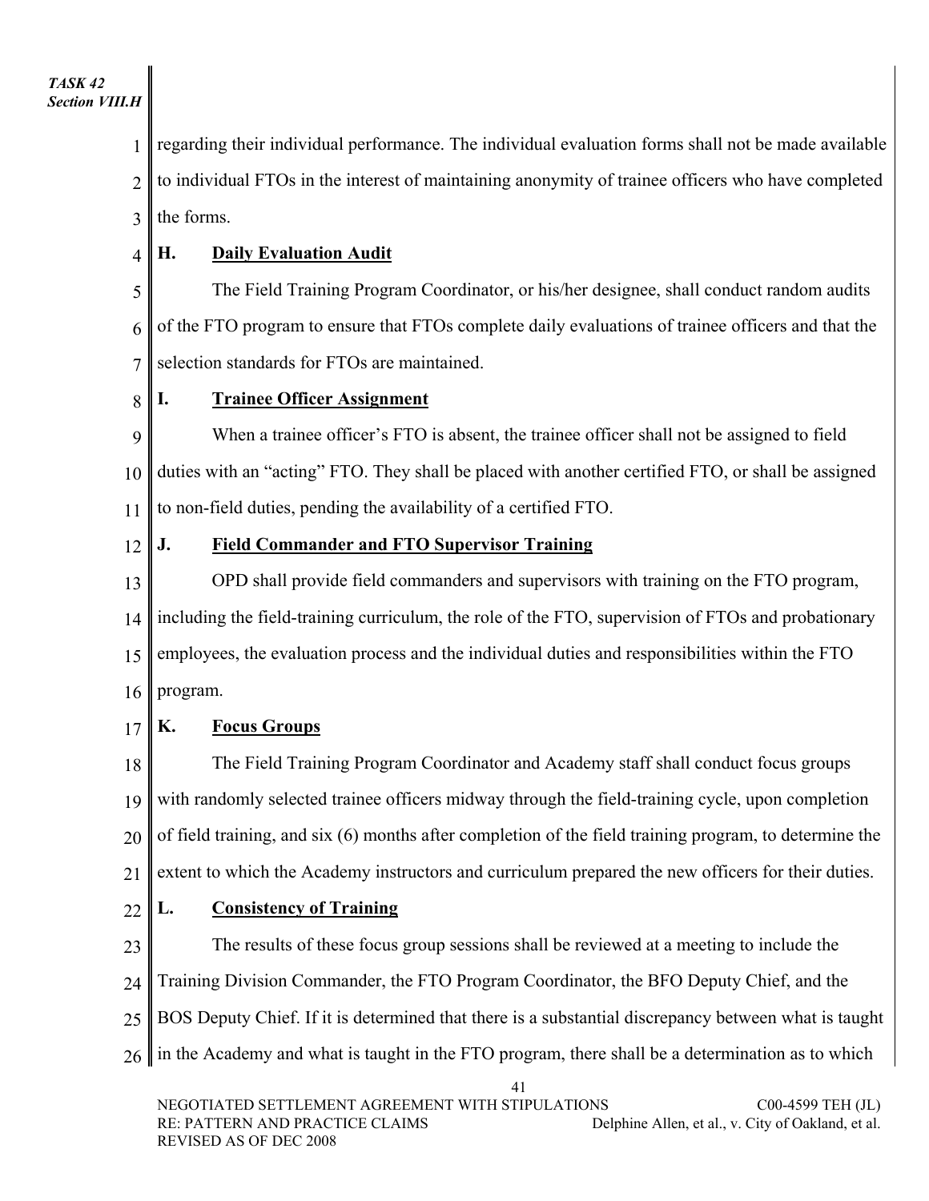regarding their individual performance. The individual evaluation forms shall not be made available to individual FTOs in the interest of maintaining anonymity of trainee officers who have completed the forms.

**H. Daily Evaluation Audit**

The Field Training Program Coordinator, or his/her designee, shall conduct random audits of the FTO program to ensure that FTOs complete daily evaluations of trainee officers and that the selection standards for FTOs are maintained.

**I. Trainee Officer Assignment**

When a trainee officer's FTO is absent, the trainee officer shall not be assigned to field duties with an "acting" FTO. They shall be placed with another certified FTO, or shall be assigned to non-field duties, pending the availability of a certified FTO.

**J. Field Commander and FTO Supervisor Training**

OPD shall provide field commanders and supervisors with training on the FTO program, including the field-training curriculum, the role of the FTO, supervision of FTOs and probationary employees, the evaluation process and the individual duties and responsibilities within the FTO program.

**K. Focus Groups**

The Field Training Program Coordinator and Academy staff shall conduct focus groups with randomly selected trainee officers midway through the field-training cycle, upon completion of field training, and six (6) months after completion of the field training program, to determine the extent to which the Academy instructors and curriculum prepared the new officers for their duties.

**L. Consistency of Training**

The results of these focus group sessions shall be reviewed at a meeting to include the Training Division Commander, the FTO Program Coordinator, the BFO Deputy Chief, and the BOS Deputy Chief. If it is determined that there is a substantial discrepancy between what is taught in the Academy and what is taught in the FTO program, there shall be a determination as to which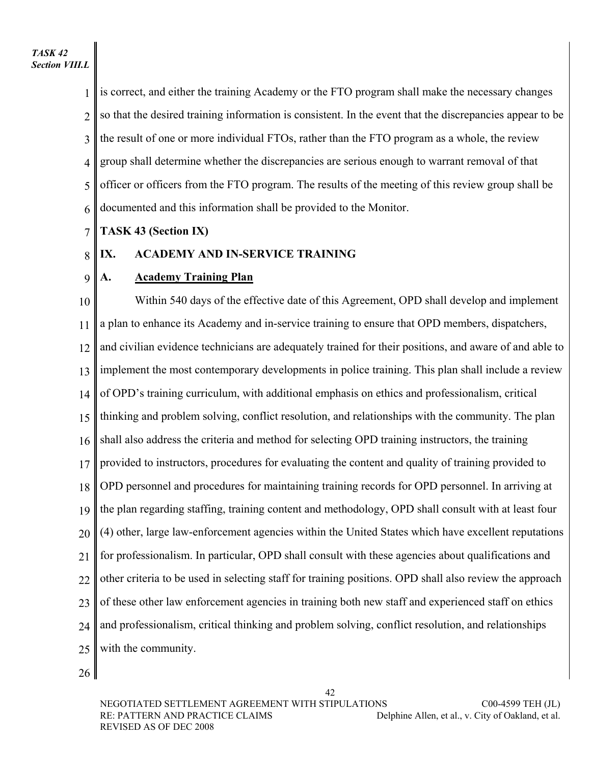is correct, and either the training Academy or the FTO program shall make the necessary changes so that the desired training information is consistent. In the event that the discrepancies appear to be the result of one or more individual FTOs, rather than the FTO program as a whole, the review group shall determine whether the discrepancies are serious enough to warrant removal of that officer or officers from the FTO program. The results of the meeting of this review group shall be documented and this information shall be provided to the Monitor.

**TASK 43 (Section IX)**

## IX. ACADEMY AND IN-SERVICE TRAINING

### A. Academy Training Plan

Within 540 days of the effective date of this Agreement, OPD shall develop and implement a plan to enhance its Academy and in-service training to ensure that OPD members, dispatchers, and civilian evidence technicians are adequately trained for their positions, and aware of and able to implement the most contemporary developments in police training. This plan shall include a review of OPD's training curriculum, with additional emphasis on ethics and professionalism, critical thinking and problem solving, conflict resolution, and relationships with the community. The plan shall also address the criteria and method for selecting OPD training instructors, the training provided to instructors, procedures for evaluating the content and quality of training provided to OPD personnel and procedures for maintaining training records for OPD personnel. In arriving at the plan regarding staffing, training content and methodology, OPD shall consult with at least four (4) other, large law-enforcement agencies within the United States which have excellent reputations for professionalism. In particular, OPD shall consult with these agencies about qualifications and other criteria to be used in selecting staff for training positions. OPD shall also review the approach of these other law enforcement agencies in training both new staff and experienced staff on ethics and professionalism, critical thinking and problem solving, conflict resolution, and relationships with the community.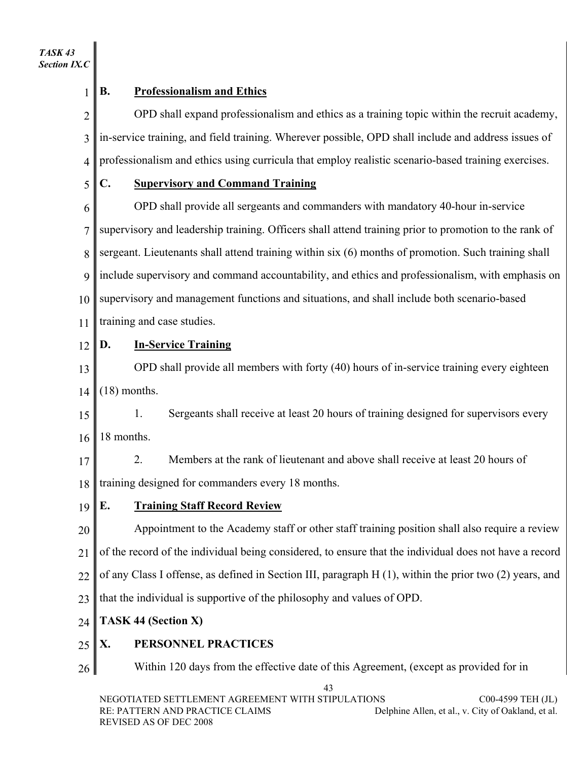### B. Professionalism and Ethics

OPD shall expand professionalism and ethics as a training topic within the recruit academy, in-service training, and field training. Wherever possible, OPD shall include and address issues of professionalism and ethics using curricula that employ realistic scenario-based training exercises.

### C. Supervisory and Command Training

OPD shall provide all sergeants and commanders with mandatory 40-hour in-service supervisory and leadership training. Officers shall attend training prior to promotion to the rank of sergeant. Lieutenants shall attend training within six (6) months of promotion. Such training shall include supervisory and command accountability, and ethics and professionalism, with emphasis on supervisory and management functions and situations, and shall include both scenario-based training and case studies.

### D. In-Service Training

OPD shall provide all members with forty (40) hours of in-service training every eighteen (18) months.

1. Sergeants shall receive at least 20 hours of training designed for supervisors every 18 months.

2. Members at the rank of lieutenant and above shall receive at least 20 hours of training designed for commanders every 18 months.

### E. Training Staff Record Review

Appointment to the Academy staff or other staff training position shall also require a review of the record of the individual being considered, to ensure that the individual does not have a record of any Class I offense, as defined in Section III, paragraph H (1), within the prior two (2) years, and that the individual is supportive of the philosophy and values of OPD.

**TASK 44 (Section X)**

## X. PERSONNEL PRACTICES

Within 120 days from the effective date of this Agreement, (except as provided for in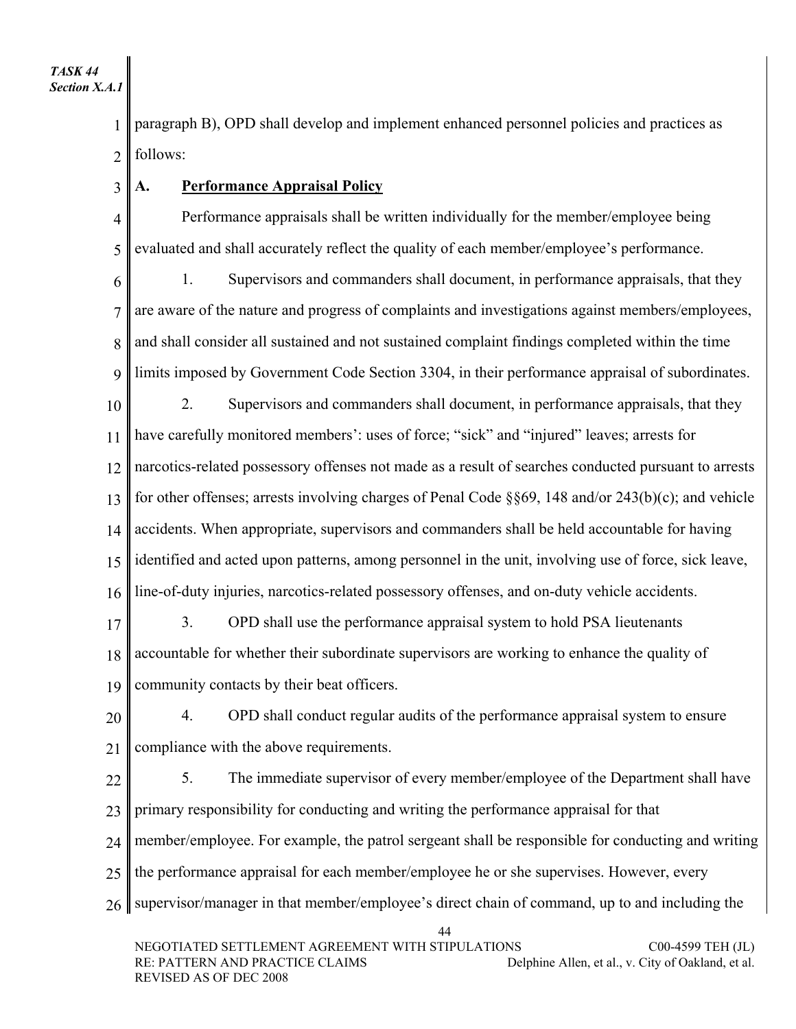paragraph B), OPD shall develop and implement enhanced personnel policies and practices as follows:

**A. Performance Appraisal Policy**

Performance appraisals shall be written individually for the member/employee being evaluated and shall accurately reflect the quality of each member/employee's performance.

1. Supervisors and commanders shall document, in performance appraisals, that they are aware of the nature and progress of complaints and investigations against members/employees, and shall consider all sustained and not sustained complaint findings completed within the time limits imposed by Government Code Section 3304, in their performance appraisal of subordinates.

2. Supervisors and commanders shall document, in performance appraisals, that they have carefully monitored members': uses of force; "sick" and "injured" leaves; arrests for narcotics-related possessory offenses not made as a result of searches conducted pursuant to arrests for other offenses; arrests involving charges of Penal Code §§69, 148 and/or 243(b)(c); and vehicle accidents. When appropriate, supervisors and commanders shall be held accountable for having identified and acted upon patterns, among personnel in the unit, involving use of force, sick leave, line-of-duty injuries, narcotics-related possessory offenses, and on-duty vehicle accidents.

3. OPD shall use the performance appraisal system to hold PSA lieutenants accountable for whether their subordinate supervisors are working to enhance the quality of community contacts by their beat officers.

4. OPD shall conduct regular audits of the performance appraisal system to ensure compliance with the above requirements.

5. The immediate supervisor of every member/employee of the Department shall have primary responsibility for conducting and writing the performance appraisal for that member/employee. For example, the patrol sergeant shall be responsible for conducting and writing the performance appraisal for each member/employee he or she supervises. However, every supervisor/manager in that member/employee's direct chain of command, up to and including the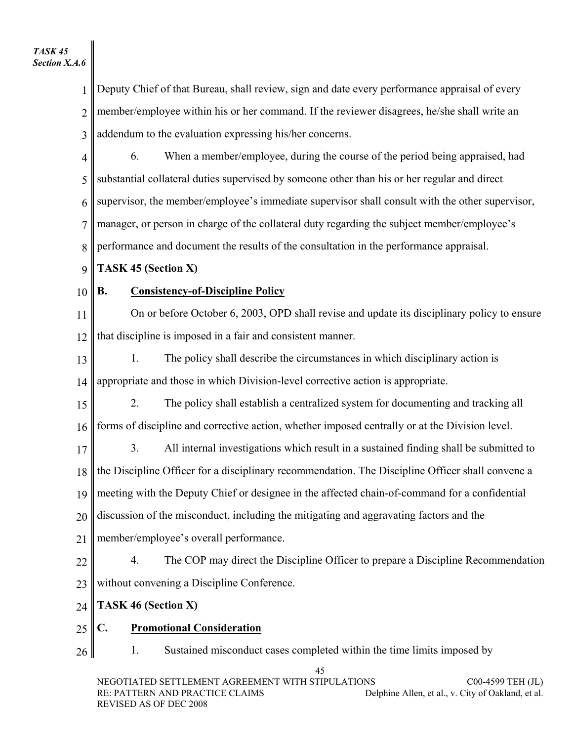Deputy Chief of that Bureau, shall review, sign and date every performance appraisal of every member/employee within his or her command. If the reviewer disagrees, he/she shall write an addendum to the evaluation expressing his/her concerns.

6. When a member/employee, during the course of the period being appraised, had substantial collateral duties supervised by someone other than his or her regular and direct supervisor, the member/employee's immediate supervisor shall consult with the other supervisor, manager, or person in charge of the collateral duty regarding the subject member/employee's performance and document the results of the consultation in the performance appraisal.

**TASK 45 (Section X)**

**B. Consistency-of-Discipline Policy**

On or before October 6, 2003, OPD shall revise and update its disciplinary policy to ensure that discipline is imposed in a fair and consistent manner.

1. The policy shall describe the circumstances in which disciplinary action is appropriate and those in which Division-level corrective action is appropriate.

2. The policy shall establish a centralized system for documenting and tracking all forms of discipline and corrective action, whether imposed centrally or at the Division level.

3. All internal investigations which result in a sustained finding shall be submitted to the Discipline Officer for a disciplinary recommendation. The Discipline Officer shall convene a meeting with the Deputy Chief or designee in the affected chain-of-command for a confidential discussion of the misconduct, including the mitigating and aggravating factors and the member/employee's overall performance.

4. The COP may direct the Discipline Officer to prepare a Discipline Recommendation without convening a Discipline Conference.

**TASK 46 (Section X)**

**C. Promotional Consideration**

1. Sustained misconduct cases completed within the time limits imposed by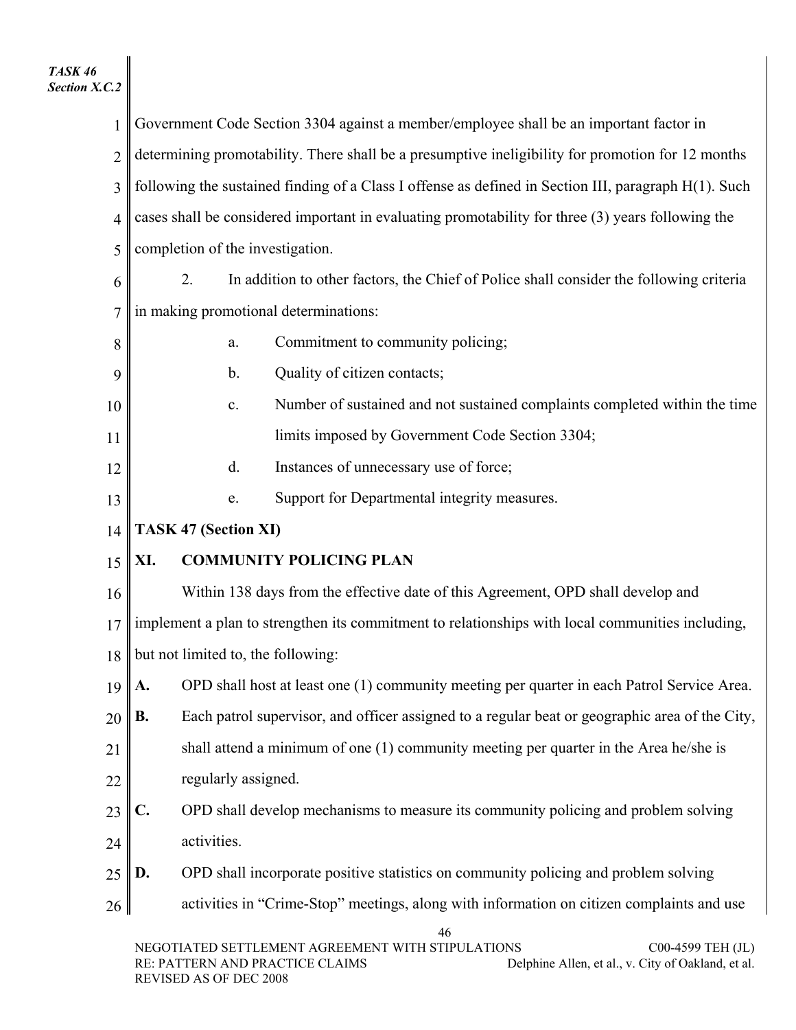Government Code Section 3304 against a member/employee shall be an important factor in determining promotability. There shall be a presumptive ineligibility for promotion for 12 months following the sustained finding of a Class I offense as defined in Section III, paragraph H(1). Such cases shall be considered important in evaluating promotability for three (3) years following the completion of the investigation.

2. In addition to other factors, the Chief of Police shall consider the following criteria in making promotional determinations:

   a. Commitment to community policing;

   b. Quality of citizen contacts;

   c. Number of sustained and not sustained complaints completed within the time limits imposed by Government Code Section 3304;

   d. Instances of unnecessary use of force;

   e. Support for Departmental integrity measures.

**TASK 47 (Section XI)**

## XI. COMMUNITY POLICING PLAN

Within 138 days from the effective date of this Agreement, OPD shall develop and implement a plan to strengthen its commitment to relationships with local communities including, but not limited to, the following:

**A.** OPD shall host at least one (1) community meeting per quarter in each Patrol Service Area.

**B.** Each patrol supervisor, and officer assigned to a regular beat or geographic area of the City, shall attend a minimum of one (1) community meeting per quarter in the Area he/she is regularly assigned.

**C.** OPD shall develop mechanisms to measure its community policing and problem solving activities.

**D.** OPD shall incorporate positive statistics on community policing and problem solving activities in “Crime-Stop” meetings, along with information on citizen complaints and use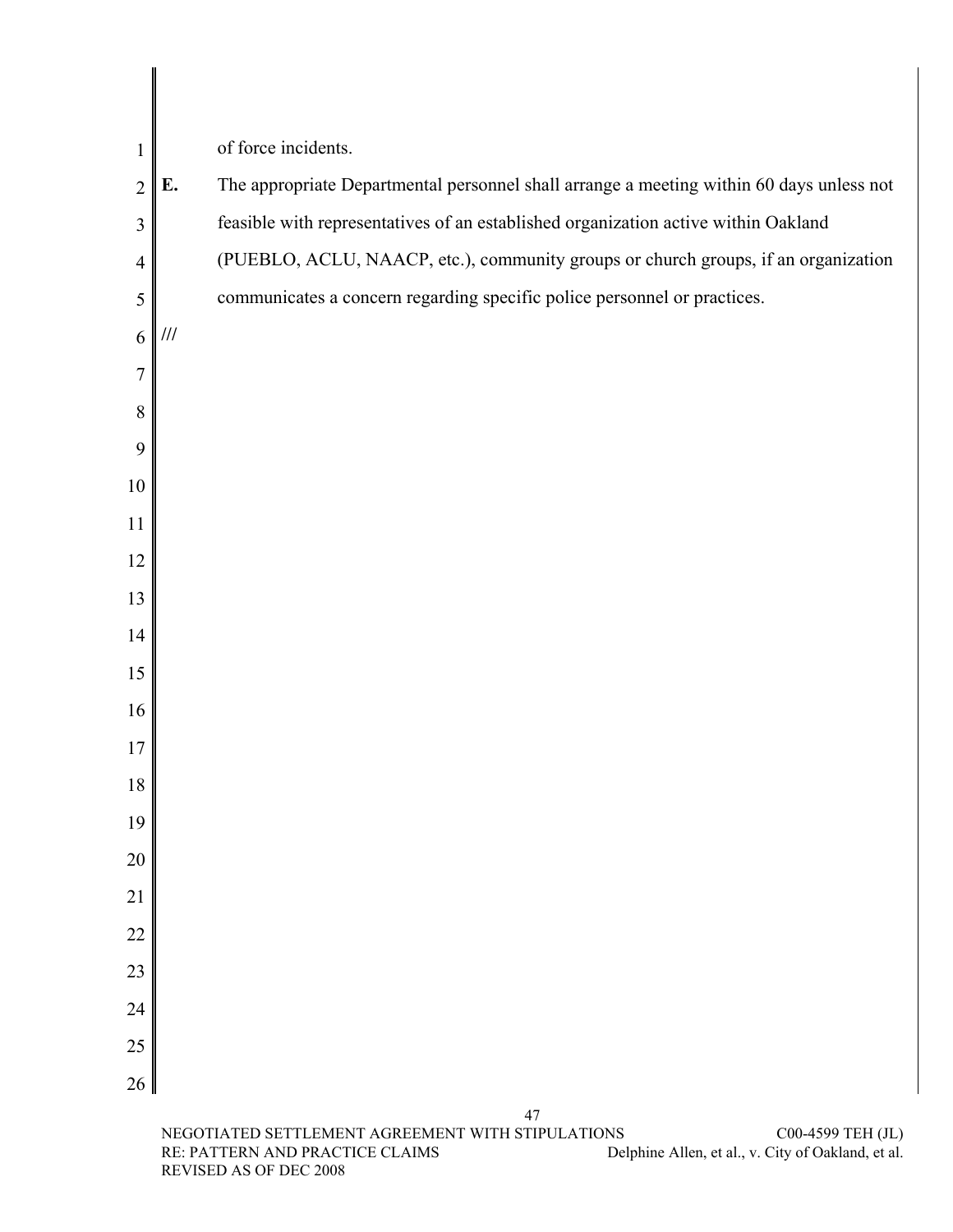of force incidents.

**E.** The appropriate Departmental personnel shall arrange a meeting within 60 days unless not feasible with representatives of an established organization active within Oakland (PUEBLO, ACLU, NAACP, etc.), community groups or church groups, if an organization communicates a concern regarding specific police personnel or practices.

///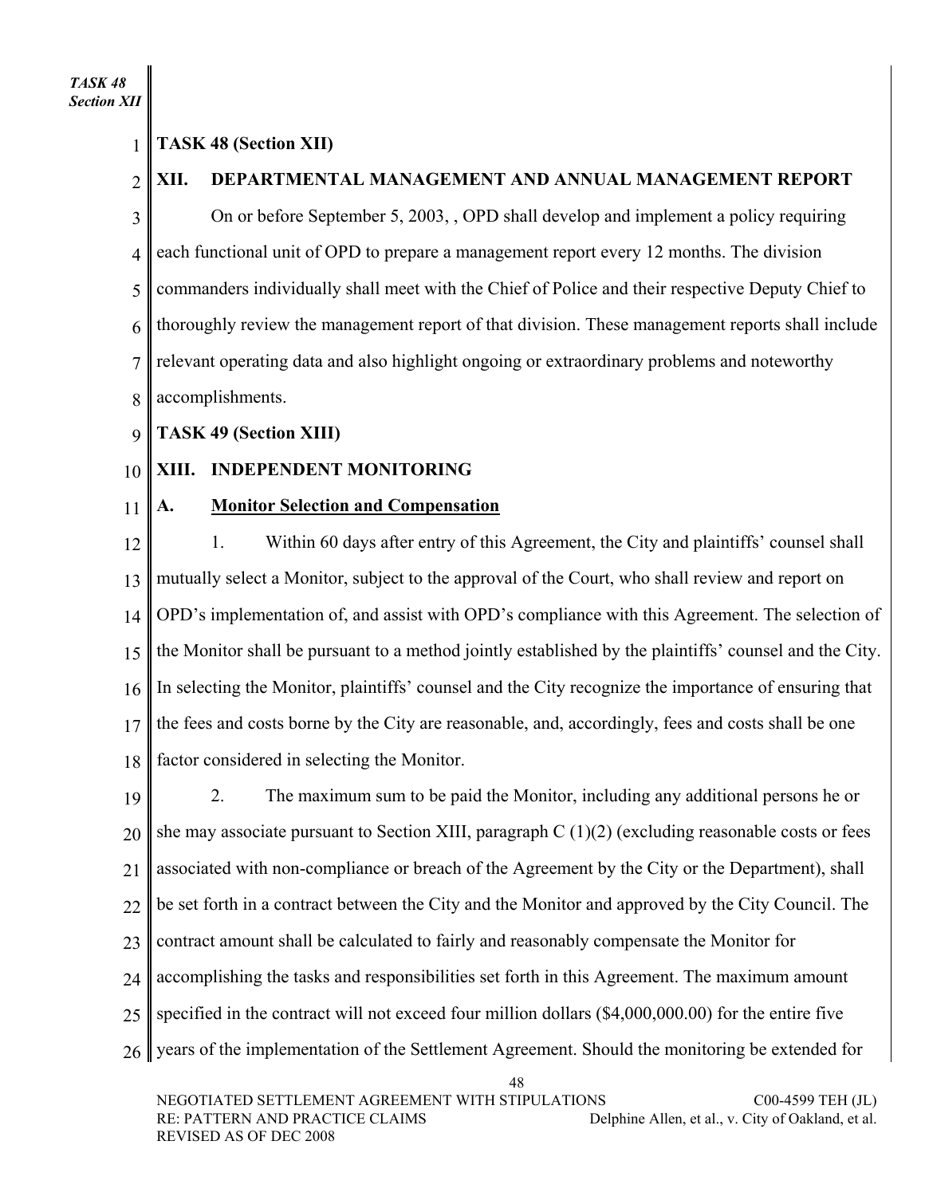**TASK 48 (Section XII)**

## XII. DEPARTMENTAL MANAGEMENT AND ANNUAL MANAGEMENT REPORT

On or before September 5, 2003, , OPD shall develop and implement a policy requiring each functional unit of OPD to prepare a management report every 12 months. The division commanders individually shall meet with the Chief of Police and their respective Deputy Chief to thoroughly review the management report of that division. These management reports shall include relevant operating data and also highlight ongoing or extraordinary problems and noteworthy accomplishments.

**TASK 49 (Section XIII)**

## XIII. INDEPENDENT MONITORING

### A. Monitor Selection and Compensation

1. Within 60 days after entry of this Agreement, the City and plaintiffs' counsel shall mutually select a Monitor, subject to the approval of the Court, who shall review and report on OPD's implementation of, and assist with OPD's compliance with this Agreement. The selection of the Monitor shall be pursuant to a method jointly established by the plaintiffs' counsel and the City. In selecting the Monitor, plaintiffs' counsel and the City recognize the importance of ensuring that the fees and costs borne by the City are reasonable, and, accordingly, fees and costs shall be one factor considered in selecting the Monitor.

2. The maximum sum to be paid the Monitor, including any additional persons he or she may associate pursuant to Section XIII, paragraph C (1)(2) (excluding reasonable costs or fees associated with non-compliance or breach of the Agreement by the City or the Department), shall be set forth in a contract between the City and the Monitor and approved by the City Council. The contract amount shall be calculated to fairly and reasonably compensate the Monitor for accomplishing the tasks and responsibilities set forth in this Agreement. The maximum amount specified in the contract will not exceed four million dollars ($4,000,000.00) for the entire five years of the implementation of the Settlement Agreement. Should the monitoring be extended for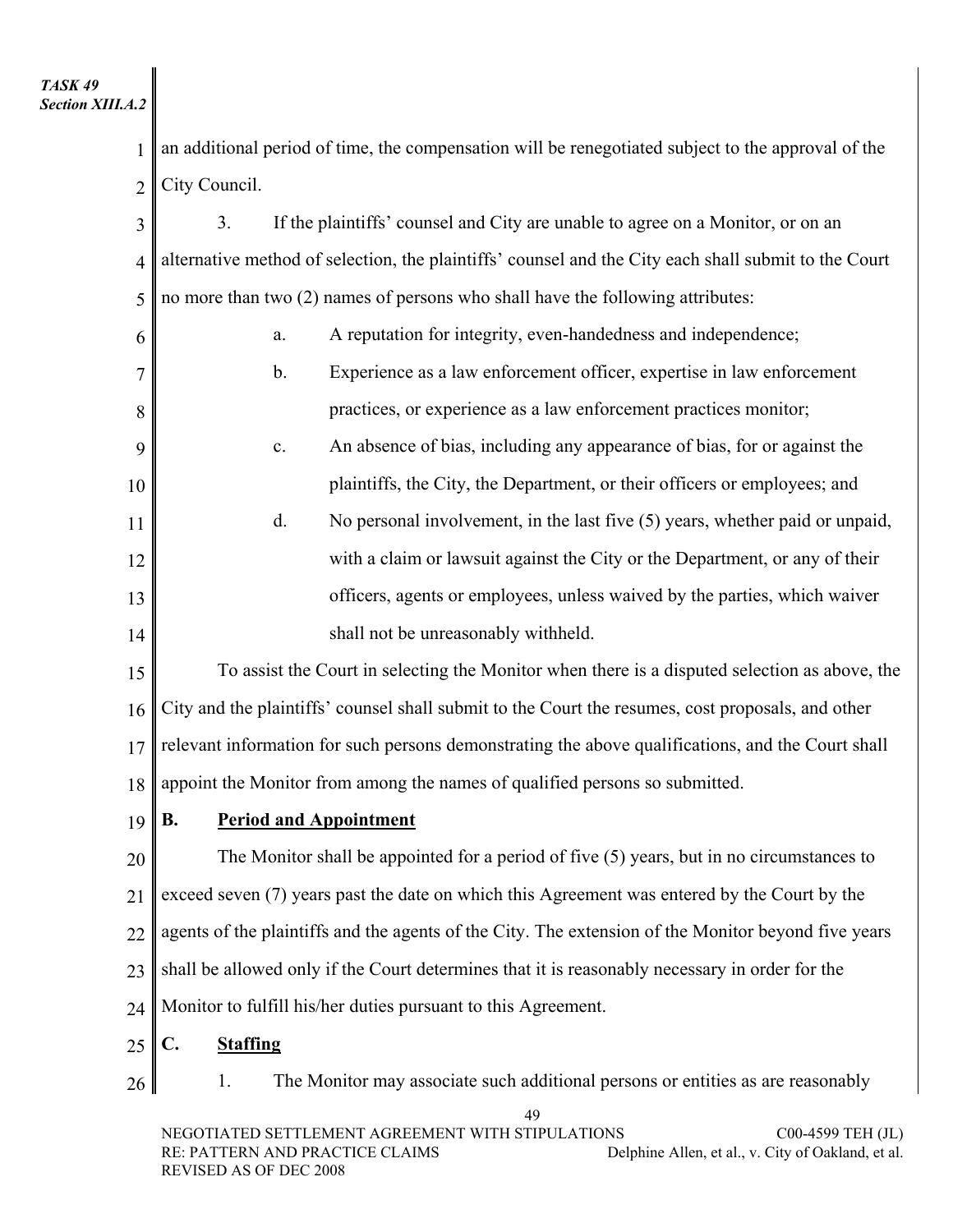an additional period of time, the compensation will be renegotiated subject to the approval of the City Council.

3. If the plaintiffs' counsel and City are unable to agree on a Monitor, or on an alternative method of selection, the plaintiffs' counsel and the City each shall submit to the Court no more than two (2) names of persons who shall have the following attributes:

a. A reputation for integrity, even-handedness and independence;

b. Experience as a law enforcement officer, expertise in law enforcement practices, or experience as a law enforcement practices monitor;

c. An absence of bias, including any appearance of bias, for or against the plaintiffs, the City, the Department, or their officers or employees; and

d. No personal involvement, in the last five (5) years, whether paid or unpaid, with a claim or lawsuit against the City or the Department, or any of their officers, agents or employees, unless waived by the parties, which waiver shall not be unreasonably withheld.

To assist the Court in selecting the Monitor when there is a disputed selection as above, the City and the plaintiffs' counsel shall submit to the Court the resumes, cost proposals, and other relevant information for such persons demonstrating the above qualifications, and the Court shall appoint the Monitor from among the names of qualified persons so submitted.

## B. Period and Appointment

The Monitor shall be appointed for a period of five (5) years, but in no circumstances to exceed seven (7) years past the date on which this Agreement was entered by the Court by the agents of the plaintiffs and the agents of the City. The extension of the Monitor beyond five years shall be allowed only if the Court determines that it is reasonably necessary in order for the Monitor to fulfill his/her duties pursuant to this Agreement.

## C. Staffing

1. The Monitor may associate such additional persons or entities as are reasonably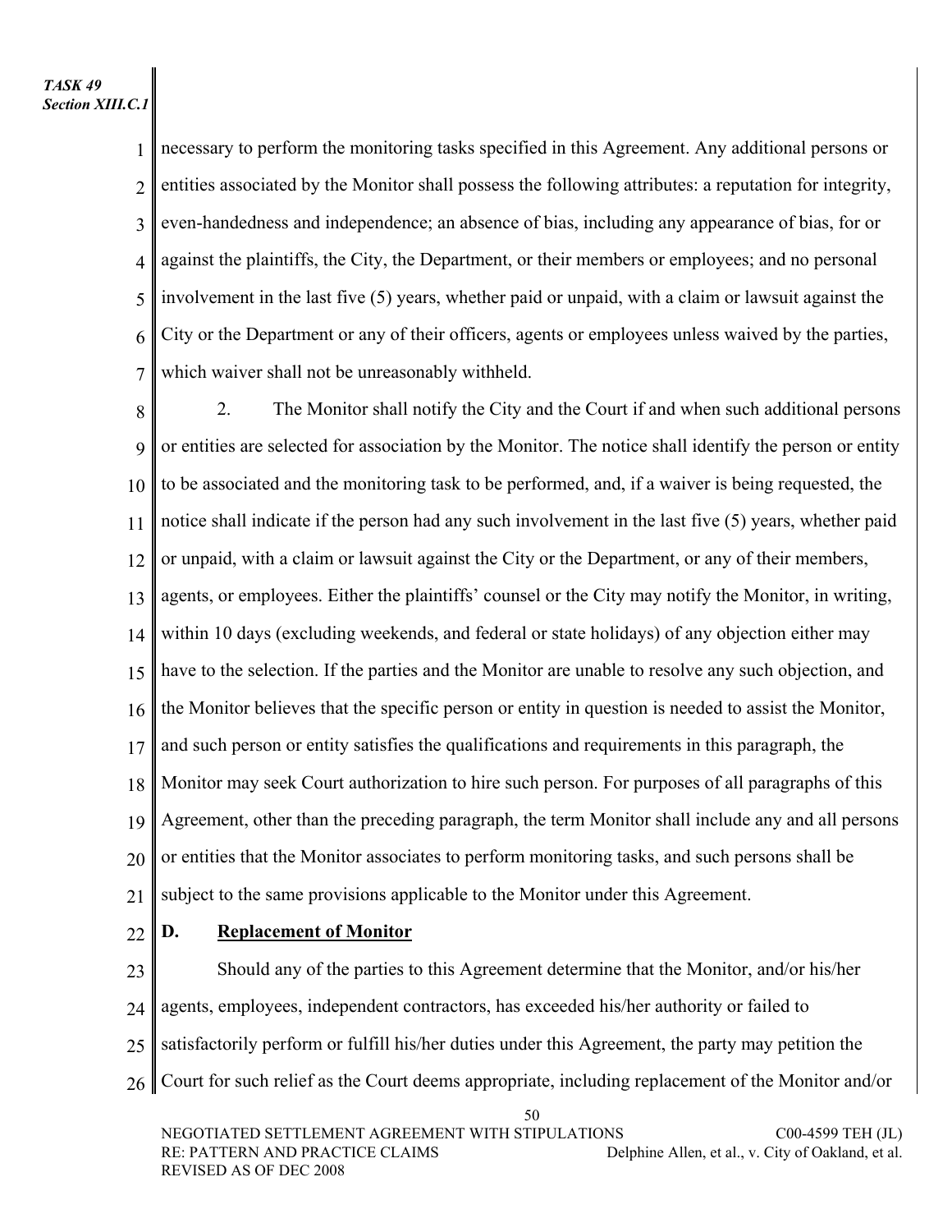necessary to perform the monitoring tasks specified in this Agreement. Any additional persons or entities associated by the Monitor shall possess the following attributes: a reputation for integrity, even-handedness and independence; an absence of bias, including any appearance of bias, for or against the plaintiffs, the City, the Department, or their members or employees; and no personal involvement in the last five (5) years, whether paid or unpaid, with a claim or lawsuit against the City or the Department or any of their officers, agents or employees unless waived by the parties, which waiver shall not be unreasonably withheld.

2. The Monitor shall notify the City and the Court if and when such additional persons or entities are selected for association by the Monitor. The notice shall identify the person or entity to be associated and the monitoring task to be performed, and, if a waiver is being requested, the notice shall indicate if the person had any such involvement in the last five (5) years, whether paid or unpaid, with a claim or lawsuit against the City or the Department, or any of their members, agents, or employees. Either the plaintiffs' counsel or the City may notify the Monitor, in writing, within 10 days (excluding weekends, and federal or state holidays) of any objection either may have to the selection. If the parties and the Monitor are unable to resolve any such objection, and the Monitor believes that the specific person or entity in question is needed to assist the Monitor, and such person or entity satisfies the qualifications and requirements in this paragraph, the Monitor may seek Court authorization to hire such person. For purposes of all paragraphs of this Agreement, other than the preceding paragraph, the term Monitor shall include any and all persons or entities that the Monitor associates to perform monitoring tasks, and such persons shall be subject to the same provisions applicable to the Monitor under this Agreement.

**D. Replacement of Monitor**

Should any of the parties to this Agreement determine that the Monitor, and/or his/her agents, employees, independent contractors, has exceeded his/her authority or failed to satisfactorily perform or fulfill his/her duties under this Agreement, the party may petition the Court for such relief as the Court deems appropriate, including replacement of the Monitor and/or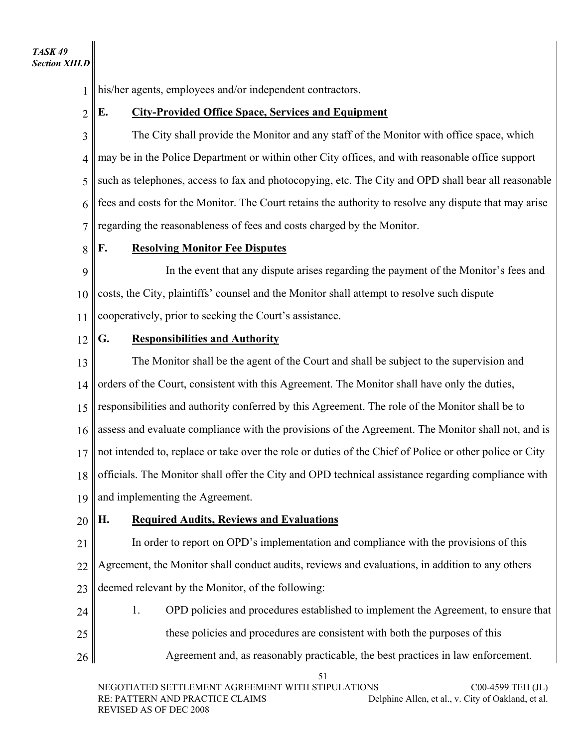his/her agents, employees and/or independent contractors.

**E. City-Provided Office Space, Services and Equipment**

The City shall provide the Monitor and any staff of the Monitor with office space, which may be in the Police Department or within other City offices, and with reasonable office support such as telephones, access to fax and photocopying, etc. The City and OPD shall bear all reasonable fees and costs for the Monitor. The Court retains the authority to resolve any dispute that may arise regarding the reasonableness of fees and costs charged by the Monitor.

**F. Resolving Monitor Fee Disputes**

In the event that any dispute arises regarding the payment of the Monitor's fees and costs, the City, plaintiffs' counsel and the Monitor shall attempt to resolve such dispute cooperatively, prior to seeking the Court's assistance.

**G. Responsibilities and Authority**

The Monitor shall be the agent of the Court and shall be subject to the supervision and orders of the Court, consistent with this Agreement. The Monitor shall have only the duties, responsibilities and authority conferred by this Agreement. The role of the Monitor shall be to assess and evaluate compliance with the provisions of the Agreement. The Monitor shall not, and is not intended to, replace or take over the role or duties of the Chief of Police or other police or City officials. The Monitor shall offer the City and OPD technical assistance regarding compliance with and implementing the Agreement.

**H. Required Audits, Reviews and Evaluations**

In order to report on OPD's implementation and compliance with the provisions of this Agreement, the Monitor shall conduct audits, reviews and evaluations, in addition to any others deemed relevant by the Monitor, of the following:

1. OPD policies and procedures established to implement the Agreement, to ensure that these policies and procedures are consistent with both the purposes of this Agreement and, as reasonably practicable, the best practices in law enforcement.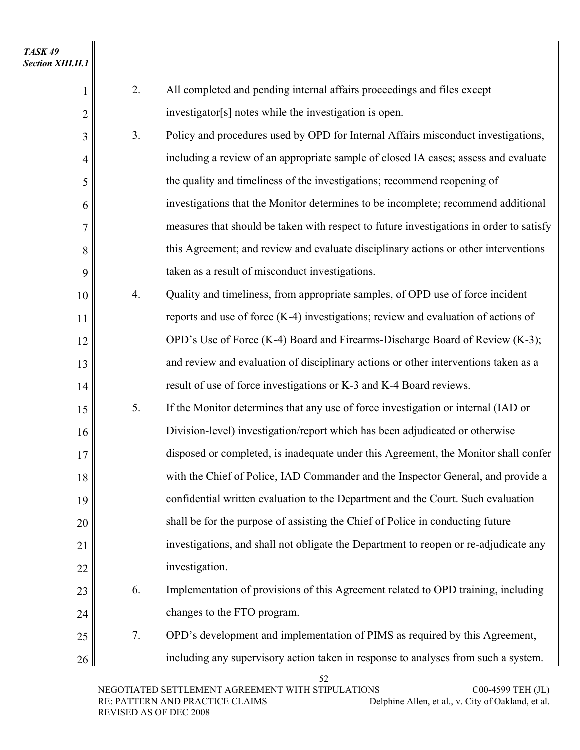*TASK 49*
*Section XIII.H.1*

2. All completed and pending internal affairs proceedings and files except investigator[s] notes while the investigation is open.

3. Policy and procedures used by OPD for Internal Affairs misconduct investigations, including a review of an appropriate sample of closed IA cases; assess and evaluate the quality and timeliness of the investigations; recommend reopening of investigations that the Monitor determines to be incomplete; recommend additional measures that should be taken with respect to future investigations in order to satisfy this Agreement; and review and evaluate disciplinary actions or other interventions taken as a result of misconduct investigations.

4. Quality and timeliness, from appropriate samples, of OPD use of force incident reports and use of force (K-4) investigations; review and evaluation of actions of OPD's Use of Force (K-4) Board and Firearms-Discharge Board of Review (K-3); and review and evaluation of disciplinary actions or other interventions taken as a result of use of force investigations or K-3 and K-4 Board reviews.

5. If the Monitor determines that any use of force investigation or internal (IAD or Division-level) investigation/report which has been adjudicated or otherwise disposed or completed, is inadequate under this Agreement, the Monitor shall confer with the Chief of Police, IAD Commander and the Inspector General, and provide a confidential written evaluation to the Department and the Court. Such evaluation shall be for the purpose of assisting the Chief of Police in conducting future investigations, and shall not obligate the Department to reopen or re-adjudicate any investigation.

6. Implementation of provisions of this Agreement related to OPD training, including changes to the FTO program.

7. OPD's development and implementation of PIMS as required by this Agreement, including any supervisory action taken in response to analyses from such a system.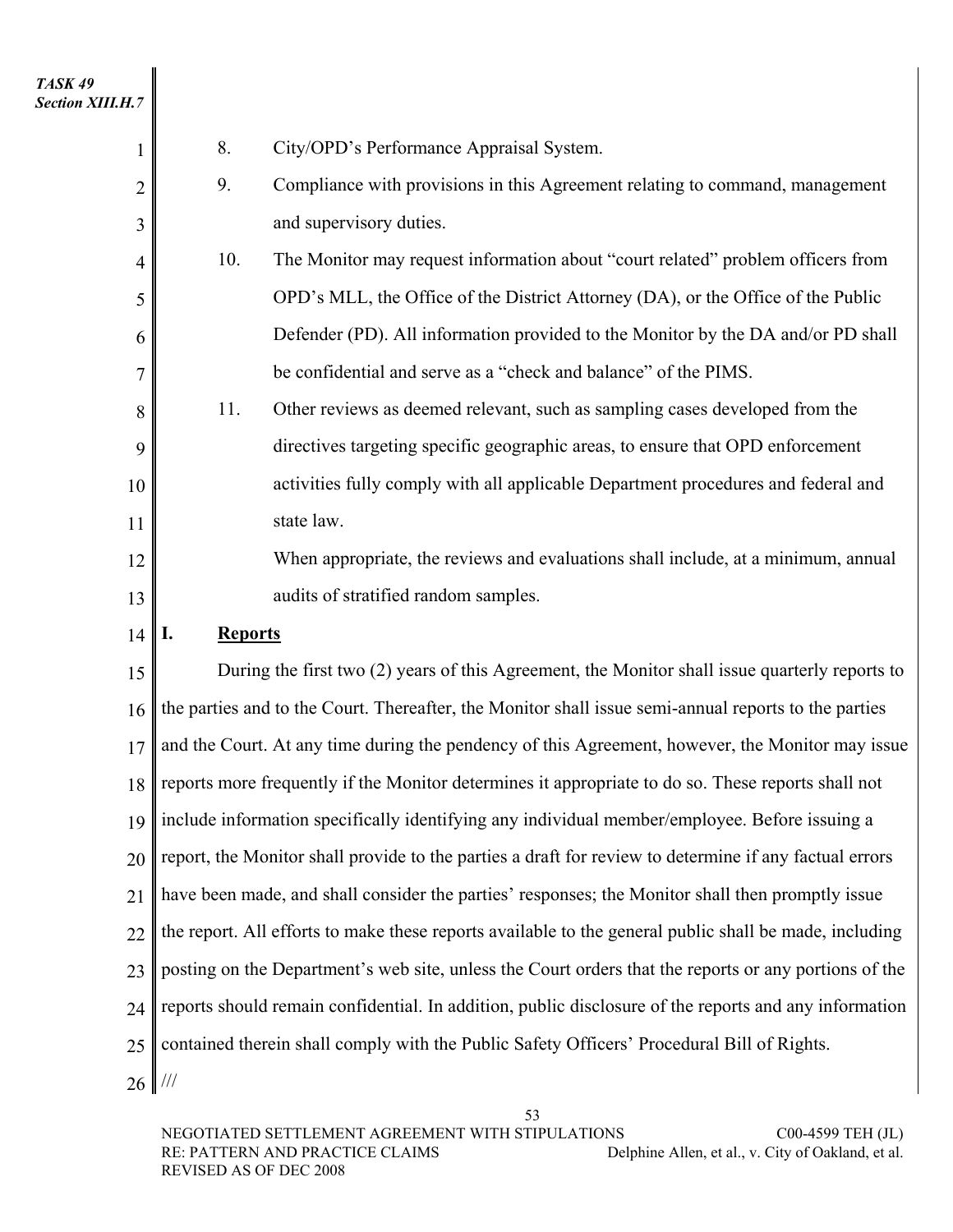8. City/OPD's Performance Appraisal System.
9. Compliance with provisions in this Agreement relating to command, management and supervisory duties.
10. The Monitor may request information about "court related" problem officers from OPD's MLL, the Office of the District Attorney (DA), or the Office of the Public Defender (PD). All information provided to the Monitor by the DA and/or PD shall be confidential and serve as a "check and balance" of the PIMS.
11. Other reviews as deemed relevant, such as sampling cases developed from the directives targeting specific geographic areas, to ensure that OPD enforcement activities fully comply with all applicable Department procedures and federal and state law.

When appropriate, the reviews and evaluations shall include, at a minimum, annual audits of stratified random samples.

## I. Reports

During the first two (2) years of this Agreement, the Monitor shall issue quarterly reports to the parties and to the Court. Thereafter, the Monitor shall issue semi-annual reports to the parties and the Court. At any time during the pendency of this Agreement, however, the Monitor may issue reports more frequently if the Monitor determines it appropriate to do so. These reports shall not include information specifically identifying any individual member/employee. Before issuing a report, the Monitor shall provide to the parties a draft for review to determine if any factual errors have been made, and shall consider the parties' responses; the Monitor shall then promptly issue the report. All efforts to make these reports available to the general public shall be made, including posting on the Department's web site, unless the Court orders that the reports or any portions of the reports should remain confidential. In addition, public disclosure of the reports and any information contained therein shall comply with the Public Safety Officers' Procedural Bill of Rights.

///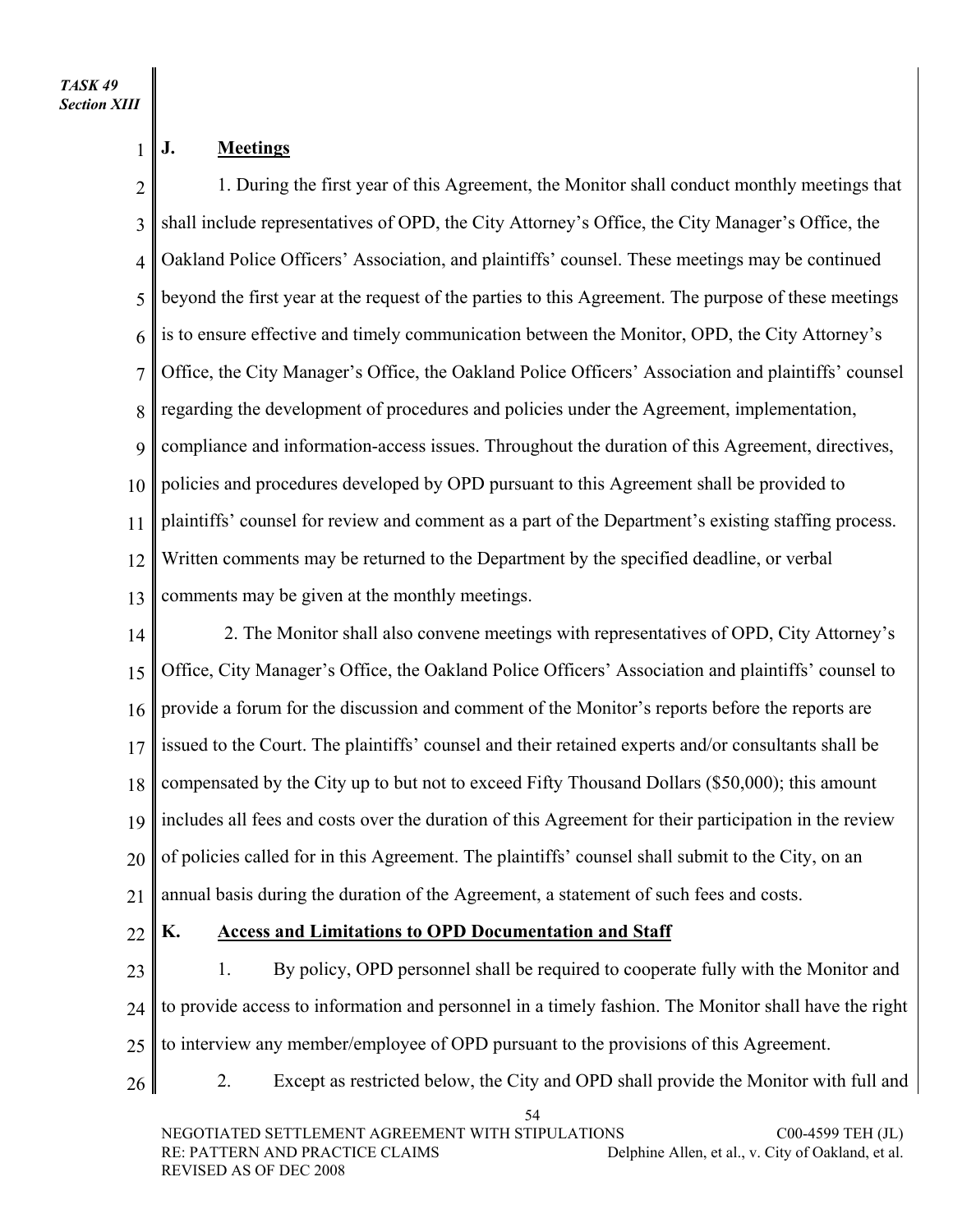*TASK 49*
*Section XIII*

**J. Meetings**

1. During the first year of this Agreement, the Monitor shall conduct monthly meetings that shall include representatives of OPD, the City Attorney's Office, the City Manager's Office, the Oakland Police Officers' Association, and plaintiffs' counsel. These meetings may be continued beyond the first year at the request of the parties to this Agreement. The purpose of these meetings is to ensure effective and timely communication between the Monitor, OPD, the City Attorney's Office, the City Manager's Office, the Oakland Police Officers' Association and plaintiffs' counsel regarding the development of procedures and policies under the Agreement, implementation, compliance and information-access issues. Throughout the duration of this Agreement, directives, policies and procedures developed by OPD pursuant to this Agreement shall be provided to plaintiffs' counsel for review and comment as a part of the Department's existing staffing process. Written comments may be returned to the Department by the specified deadline, or verbal comments may be given at the monthly meetings.

2. The Monitor shall also convene meetings with representatives of OPD, City Attorney's Office, City Manager's Office, the Oakland Police Officers' Association and plaintiffs' counsel to provide a forum for the discussion and comment of the Monitor's reports before the reports are issued to the Court. The plaintiffs' counsel and their retained experts and/or consultants shall be compensated by the City up to but not to exceed Fifty Thousand Dollars ($50,000); this amount includes all fees and costs over the duration of this Agreement for their participation in the review of policies called for in this Agreement. The plaintiffs' counsel shall submit to the City, on an annual basis during the duration of the Agreement, a statement of such fees and costs.

**K. Access and Limitations to OPD Documentation and Staff**

1. By policy, OPD personnel shall be required to cooperate fully with the Monitor and to provide access to information and personnel in a timely fashion. The Monitor shall have the right to interview any member/employee of OPD pursuant to the provisions of this Agreement.

2. Except as restricted below, the City and OPD shall provide the Monitor with full and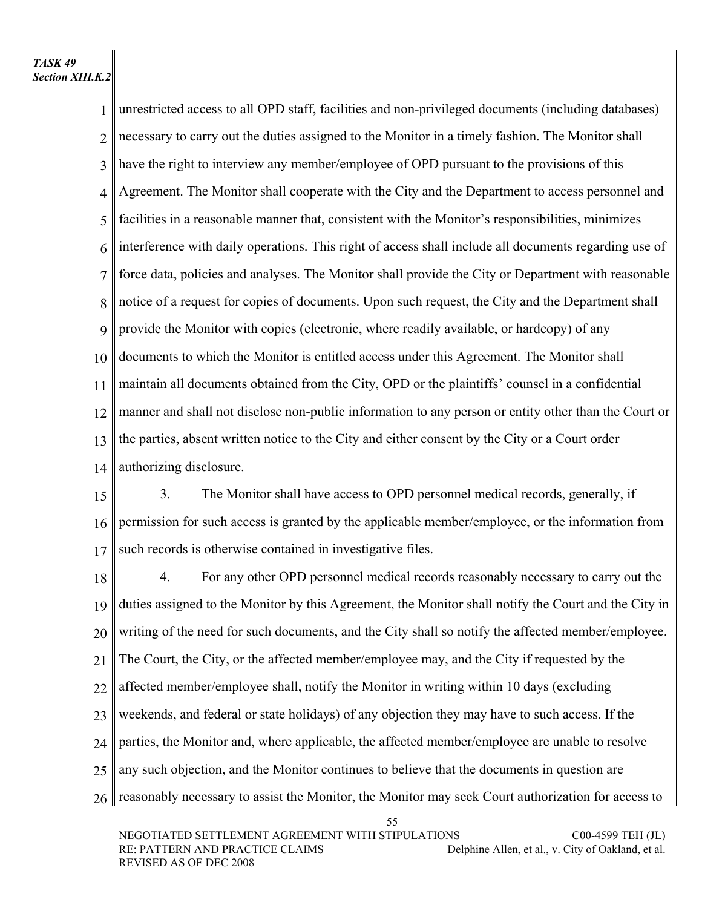*TASK 49*
*Section XIII.K.2*

unrestricted access to all OPD staff, facilities and non-privileged documents (including databases) necessary to carry out the duties assigned to the Monitor in a timely fashion. The Monitor shall have the right to interview any member/employee of OPD pursuant to the provisions of this Agreement. The Monitor shall cooperate with the City and the Department to access personnel and facilities in a reasonable manner that, consistent with the Monitor's responsibilities, minimizes interference with daily operations. This right of access shall include all documents regarding use of force data, policies and analyses. The Monitor shall provide the City or Department with reasonable notice of a request for copies of documents. Upon such request, the City and the Department shall provide the Monitor with copies (electronic, where readily available, or hardcopy) of any documents to which the Monitor is entitled access under this Agreement. The Monitor shall maintain all documents obtained from the City, OPD or the plaintiffs' counsel in a confidential manner and shall not disclose non-public information to any person or entity other than the Court or the parties, absent written notice to the City and either consent by the City or a Court order authorizing disclosure.

3. The Monitor shall have access to OPD personnel medical records, generally, if permission for such access is granted by the applicable member/employee, or the information from such records is otherwise contained in investigative files.

4. For any other OPD personnel medical records reasonably necessary to carry out the duties assigned to the Monitor by this Agreement, the Monitor shall notify the Court and the City in writing of the need for such documents, and the City shall so notify the affected member/employee. The Court, the City, or the affected member/employee may, and the City if requested by the affected member/employee shall, notify the Monitor in writing within 10 days (excluding weekends, and federal or state holidays) of any objection they may have to such access. If the parties, the Monitor and, where applicable, the affected member/employee are unable to resolve any such objection, and the Monitor continues to believe that the documents in question are reasonably necessary to assist the Monitor, the Monitor may seek Court authorization for access to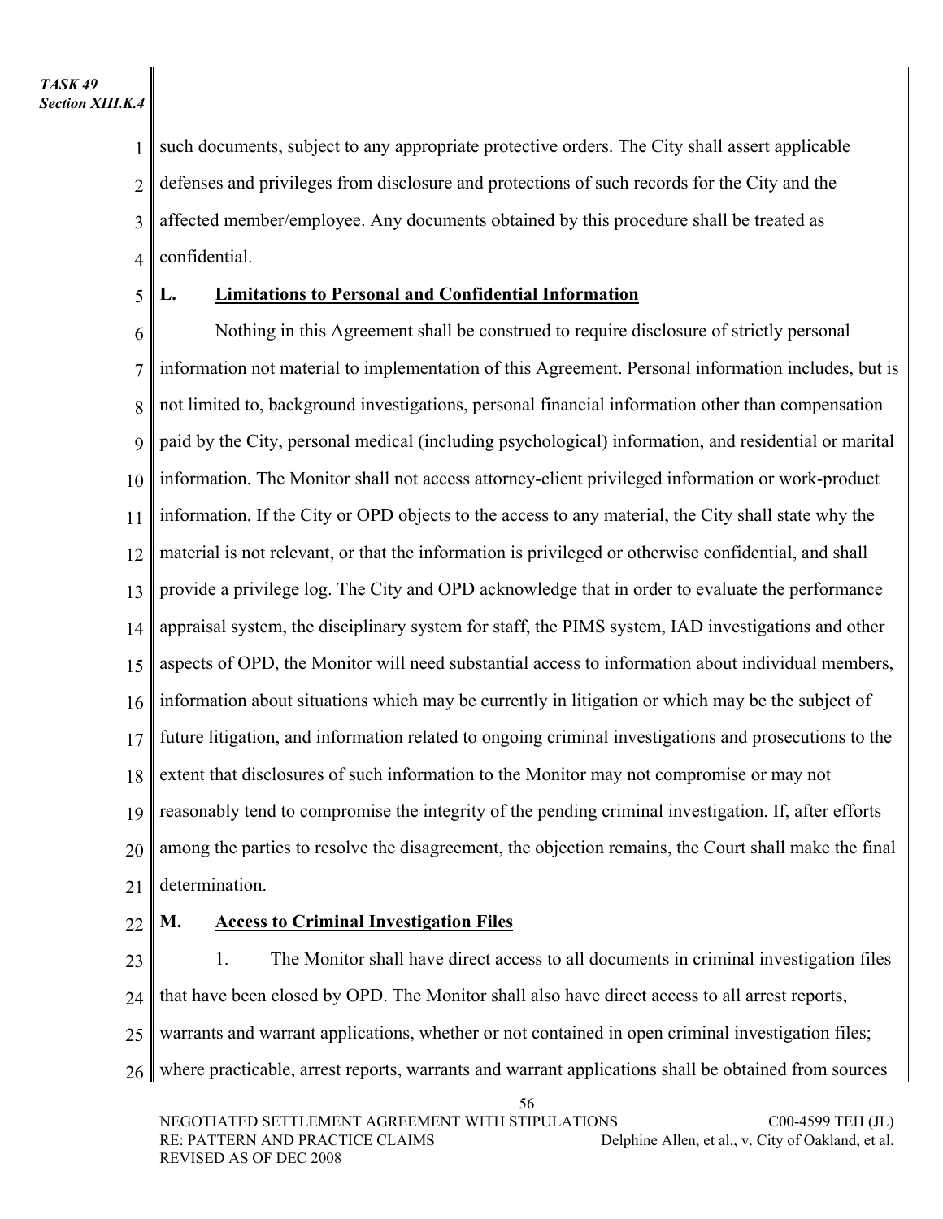such documents, subject to any appropriate protective orders. The City shall assert applicable defenses and privileges from disclosure and protections of such records for the City and the affected member/employee. Any documents obtained by this procedure shall be treated as confidential.

**L. Limitations to Personal and Confidential Information**

Nothing in this Agreement shall be construed to require disclosure of strictly personal information not material to implementation of this Agreement. Personal information includes, but is not limited to, background investigations, personal financial information other than compensation paid by the City, personal medical (including psychological) information, and residential or marital information. The Monitor shall not access attorney-client privileged information or work-product information. If the City or OPD objects to the access to any material, the City shall state why the material is not relevant, or that the information is privileged or otherwise confidential, and shall provide a privilege log. The City and OPD acknowledge that in order to evaluate the performance appraisal system, the disciplinary system for staff, the PIMS system, IAD investigations and other aspects of OPD, the Monitor will need substantial access to information about individual members, information about situations which may be currently in litigation or which may be the subject of future litigation, and information related to ongoing criminal investigations and prosecutions to the extent that disclosures of such information to the Monitor may not compromise or may not reasonably tend to compromise the integrity of the pending criminal investigation. If, after efforts among the parties to resolve the disagreement, the objection remains, the Court shall make the final determination.

**M. Access to Criminal Investigation Files**

1. The Monitor shall have direct access to all documents in criminal investigation files that have been closed by OPD. The Monitor shall also have direct access to all arrest reports, warrants and warrant applications, whether or not contained in open criminal investigation files; where practicable, arrest reports, warrants and warrant applications shall be obtained from sources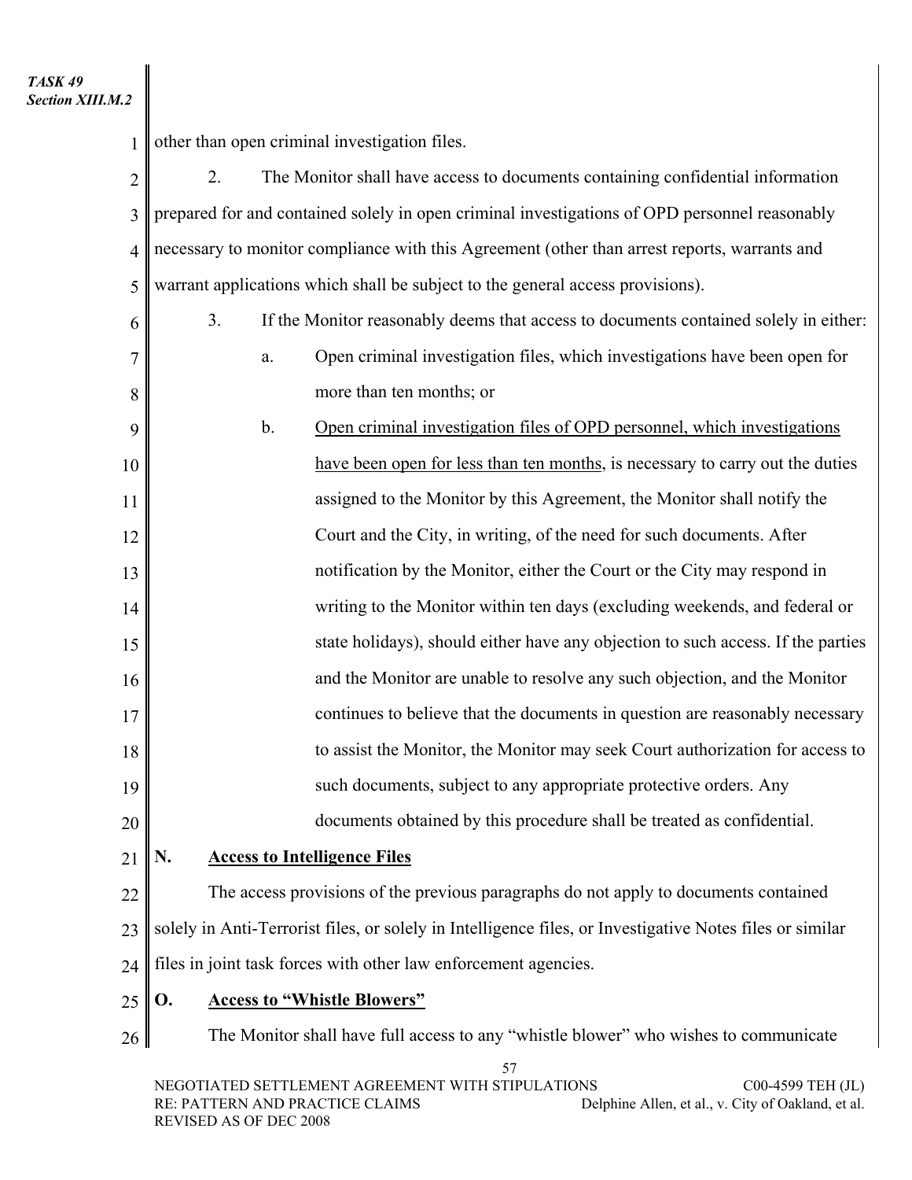other than open criminal investigation files.

2. The Monitor shall have access to documents containing confidential information prepared for and contained solely in open criminal investigations of OPD personnel reasonably necessary to monitor compliance with this Agreement (other than arrest reports, warrants and warrant applications which shall be subject to the general access provisions).

3. If the Monitor reasonably deems that access to documents contained solely in either:

   a. Open criminal investigation files, which investigations have been open for more than ten months; or

   b. <u>Open criminal investigation files of OPD personnel, which investigations have been open for less than ten months</u>, is necessary to carry out the duties assigned to the Monitor by this Agreement, the Monitor shall notify the Court and the City, in writing, of the need for such documents. After notification by the Monitor, either the Court or the City may respond in writing to the Monitor within ten days (excluding weekends, and federal or state holidays), should either have any objection to such access. If the parties and the Monitor are unable to resolve any such objection, and the Monitor continues to believe that the documents in question are reasonably necessary to assist the Monitor, the Monitor may seek Court authorization for access to such documents, subject to any appropriate protective orders. Any documents obtained by this procedure shall be treated as confidential.

## N. Access to Intelligence Files

The access provisions of the previous paragraphs do not apply to documents contained solely in Anti-Terrorist files, or solely in Intelligence files, or Investigative Notes files or similar files in joint task forces with other law enforcement agencies.

## O. Access to "Whistle Blowers"

The Monitor shall have full access to any "whistle blower" who wishes to communicate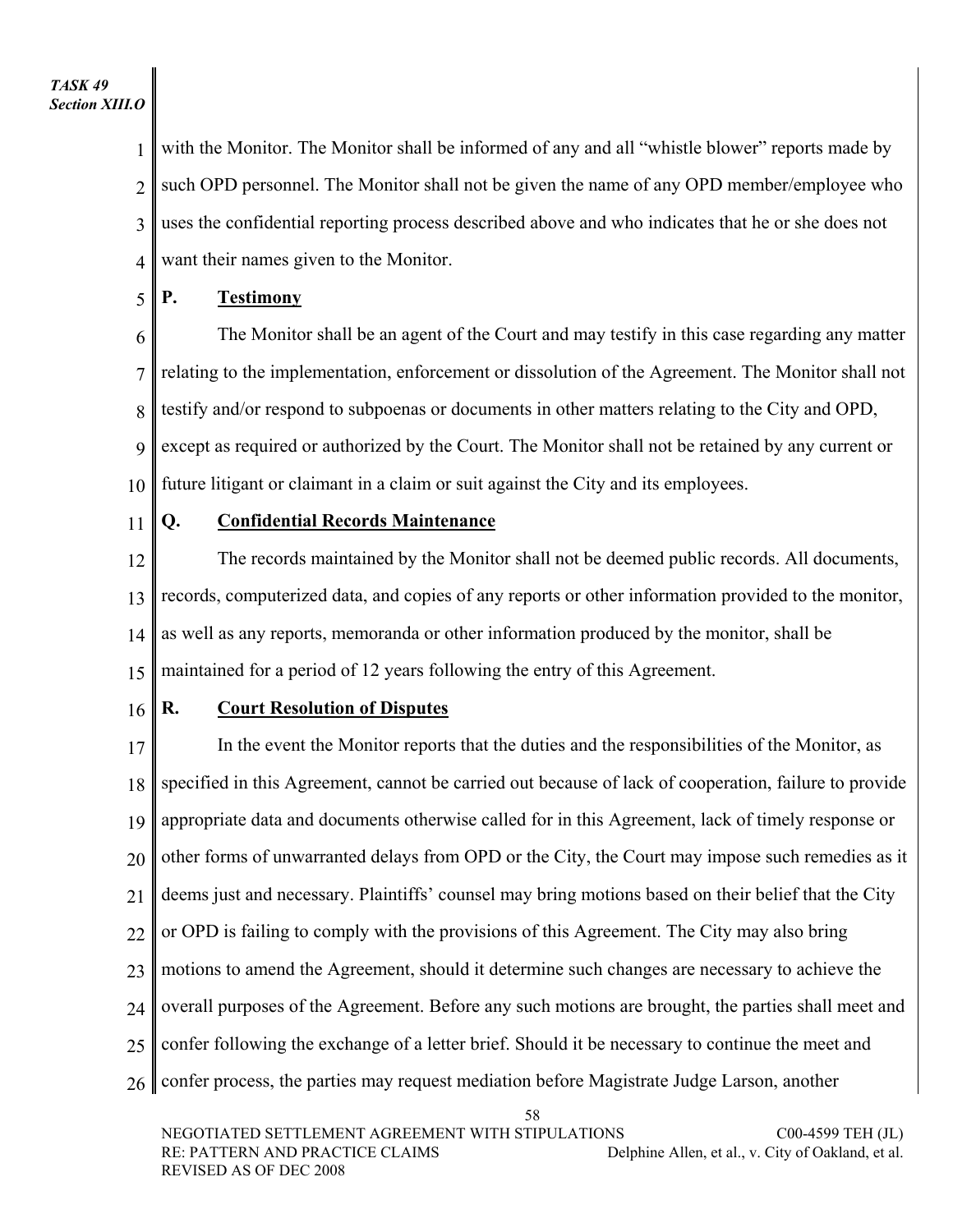with the Monitor. The Monitor shall be informed of any and all "whistle blower" reports made by such OPD personnel. The Monitor shall not be given the name of any OPD member/employee who uses the confidential reporting process described above and who indicates that he or she does not want their names given to the Monitor.

**P. Testimony**

The Monitor shall be an agent of the Court and may testify in this case regarding any matter relating to the implementation, enforcement or dissolution of the Agreement. The Monitor shall not testify and/or respond to subpoenas or documents in other matters relating to the City and OPD, except as required or authorized by the Court. The Monitor shall not be retained by any current or future litigant or claimant in a claim or suit against the City and its employees.

**Q. Confidential Records Maintenance**

The records maintained by the Monitor shall not be deemed public records. All documents, records, computerized data, and copies of any reports or other information provided to the monitor, as well as any reports, memoranda or other information produced by the monitor, shall be maintained for a period of 12 years following the entry of this Agreement.

**R. Court Resolution of Disputes**

In the event the Monitor reports that the duties and the responsibilities of the Monitor, as specified in this Agreement, cannot be carried out because of lack of cooperation, failure to provide appropriate data and documents otherwise called for in this Agreement, lack of timely response or other forms of unwarranted delays from OPD or the City, the Court may impose such remedies as it deems just and necessary. Plaintiffs' counsel may bring motions based on their belief that the City or OPD is failing to comply with the provisions of this Agreement. The City may also bring motions to amend the Agreement, should it determine such changes are necessary to achieve the overall purposes of the Agreement. Before any such motions are brought, the parties shall meet and confer following the exchange of a letter brief. Should it be necessary to continue the meet and confer process, the parties may request mediation before Magistrate Judge Larson, another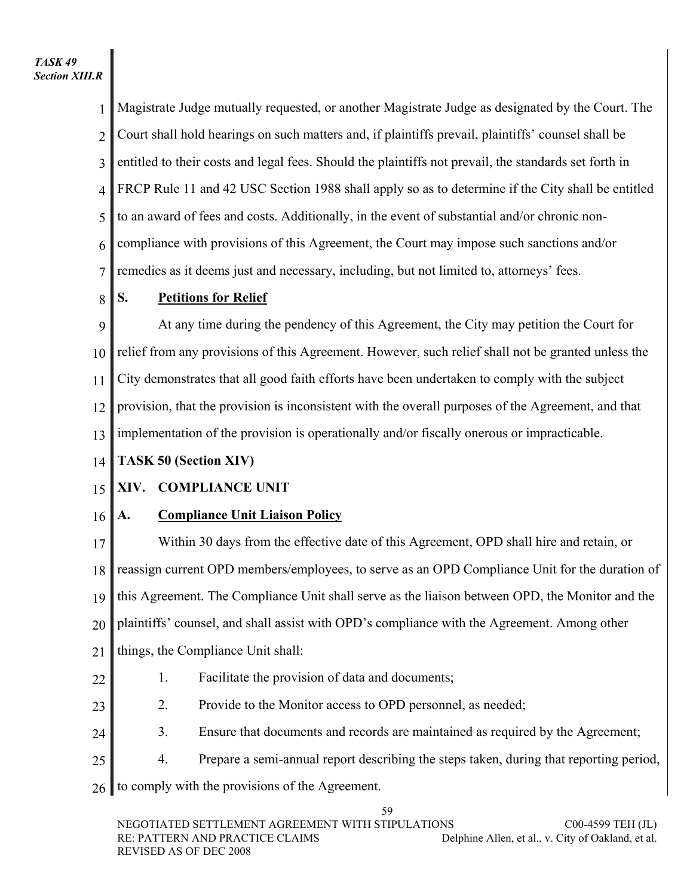Magistrate Judge mutually requested, or another Magistrate Judge as designated by the Court. The Court shall hold hearings on such matters and, if plaintiffs prevail, plaintiffs' counsel shall be entitled to their costs and legal fees. Should the plaintiffs not prevail, the standards set forth in FRCP Rule 11 and 42 USC Section 1988 shall apply so as to determine if the City shall be entitled to an award of fees and costs. Additionally, in the event of substantial and/or chronic non-compliance with provisions of this Agreement, the Court may impose such sanctions and/or remedies as it deems just and necessary, including, but not limited to, attorneys' fees.

**S. Petitions for Relief**

At any time during the pendency of this Agreement, the City may petition the Court for relief from any provisions of this Agreement. However, such relief shall not be granted unless the City demonstrates that all good faith efforts have been undertaken to comply with the subject provision, that the provision is inconsistent with the overall purposes of the Agreement, and that implementation of the provision is operationally and/or fiscally onerous or impracticable.

**TASK 50 (Section XIV)**

## XIV. COMPLIANCE UNIT

**A. Compliance Unit Liaison Policy**

Within 30 days from the effective date of this Agreement, OPD shall hire and retain, or reassign current OPD members/employees, to serve as an OPD Compliance Unit for the duration of this Agreement. The Compliance Unit shall serve as the liaison between OPD, the Monitor and the plaintiffs' counsel, and shall assist with OPD's compliance with the Agreement. Among other things, the Compliance Unit shall:

1. Facilitate the provision of data and documents;
2. Provide to the Monitor access to OPD personnel, as needed;
3. Ensure that documents and records are maintained as required by the Agreement;
4. Prepare a semi-annual report describing the steps taken, during that reporting period, to comply with the provisions of the Agreement.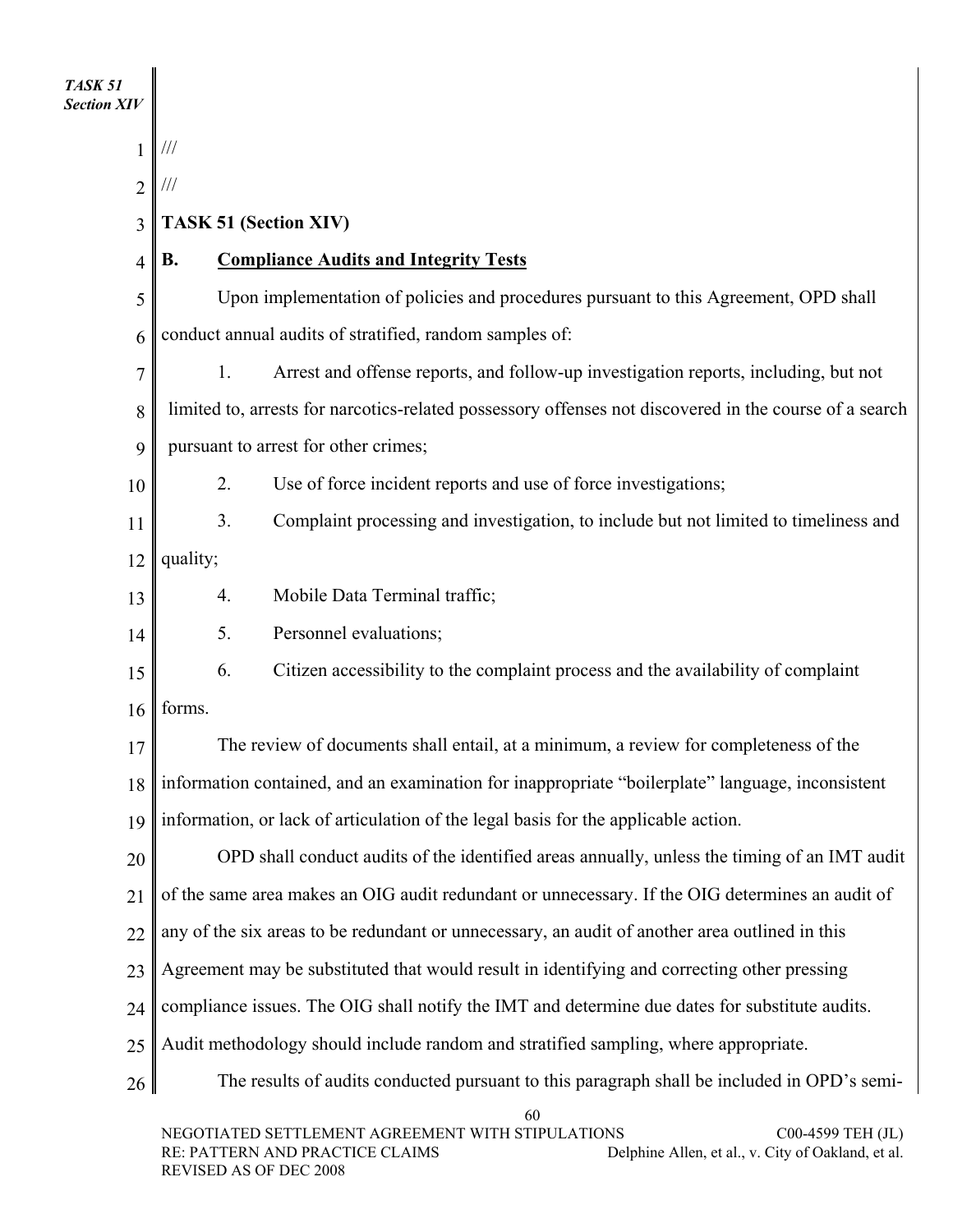///

///

**TASK 51 (Section XIV)**

**B. <u>Compliance Audits and Integrity Tests</u>**

Upon implementation of policies and procedures pursuant to this Agreement, OPD shall conduct annual audits of stratified, random samples of:

1. Arrest and offense reports, and follow-up investigation reports, including, but not limited to, arrests for narcotics-related possessory offenses not discovered in the course of a search pursuant to arrest for other crimes;
2. Use of force incident reports and use of force investigations;
3. Complaint processing and investigation, to include but not limited to timeliness and quality;
4. Mobile Data Terminal traffic;
5. Personnel evaluations;
6. Citizen accessibility to the complaint process and the availability of complaint forms.

The review of documents shall entail, at a minimum, a review for completeness of the information contained, and an examination for inappropriate "boilerplate" language, inconsistent information, or lack of articulation of the legal basis for the applicable action.

OPD shall conduct audits of the identified areas annually, unless the timing of an IMT audit of the same area makes an OIG audit redundant or unnecessary. If the OIG determines an audit of any of the six areas to be redundant or unnecessary, an audit of another area outlined in this Agreement may be substituted that would result in identifying and correcting other pressing compliance issues. The OIG shall notify the IMT and determine due dates for substitute audits. Audit methodology should include random and stratified sampling, where appropriate.

The results of audits conducted pursuant to this paragraph shall be included in OPD's semi-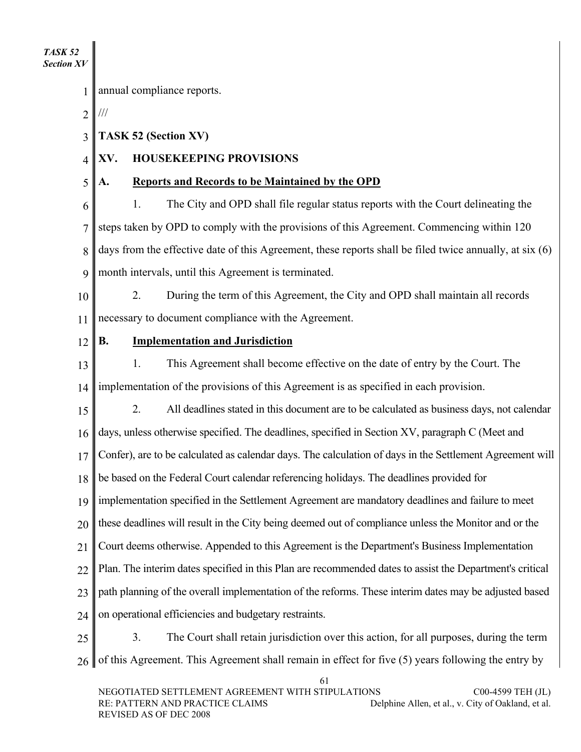annual compliance reports.

///

**TASK 52 (Section XV)**

## XV. HOUSEKEEPING PROVISIONS

### A. Reports and Records to be Maintained by the OPD

1. The City and OPD shall file regular status reports with the Court delineating the steps taken by OPD to comply with the provisions of this Agreement. Commencing within 120 days from the effective date of this Agreement, these reports shall be filed twice annually, at six (6) month intervals, until this Agreement is terminated.

2. During the term of this Agreement, the City and OPD shall maintain all records necessary to document compliance with the Agreement.

### B. Implementation and Jurisdiction

1. This Agreement shall become effective on the date of entry by the Court. The implementation of the provisions of this Agreement is as specified in each provision.

2. All deadlines stated in this document are to be calculated as business days, not calendar days, unless otherwise specified. The deadlines, specified in Section XV, paragraph C (Meet and Confer), are to be calculated as calendar days. The calculation of days in the Settlement Agreement will be based on the Federal Court calendar referencing holidays. The deadlines provided for implementation specified in the Settlement Agreement are mandatory deadlines and failure to meet these deadlines will result in the City being deemed out of compliance unless the Monitor and or the Court deems otherwise. Appended to this Agreement is the Department's Business Implementation Plan. The interim dates specified in this Plan are recommended dates to assist the Department's critical path planning of the overall implementation of the reforms. These interim dates may be adjusted based on operational efficiencies and budgetary restraints.

3. The Court shall retain jurisdiction over this action, for all purposes, during the term of this Agreement. This Agreement shall remain in effect for five (5) years following the entry by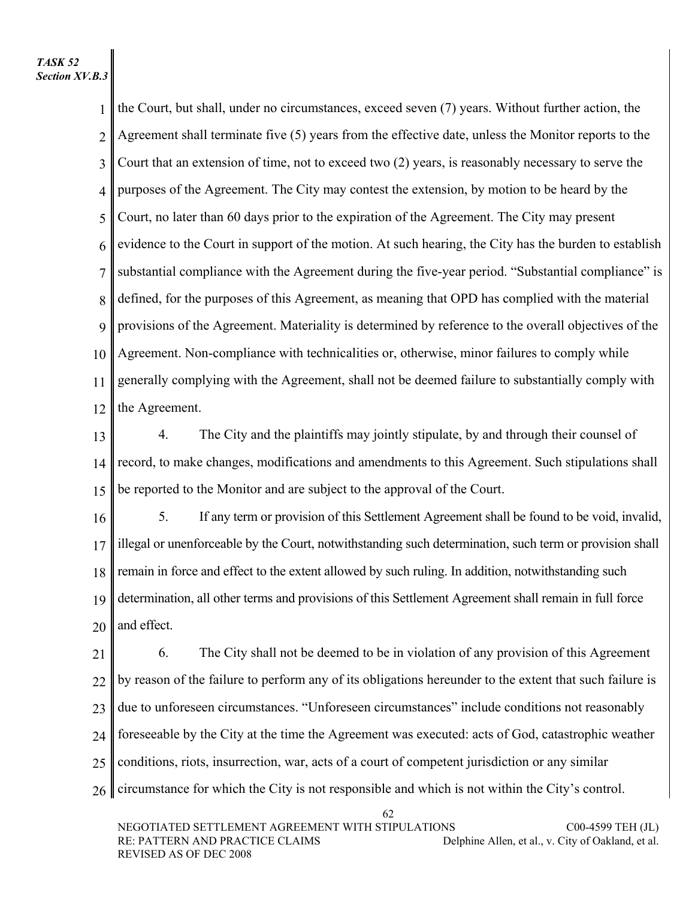*TASK 52*
*Section XV.B.3*

the Court, but shall, under no circumstances, exceed seven (7) years. Without further action, the Agreement shall terminate five (5) years from the effective date, unless the Monitor reports to the Court that an extension of time, not to exceed two (2) years, is reasonably necessary to serve the purposes of the Agreement. The City may contest the extension, by motion to be heard by the Court, no later than 60 days prior to the expiration of the Agreement. The City may present evidence to the Court in support of the motion. At such hearing, the City has the burden to establish substantial compliance with the Agreement during the five-year period. "Substantial compliance" is defined, for the purposes of this Agreement, as meaning that OPD has complied with the material provisions of the Agreement. Materiality is determined by reference to the overall objectives of the Agreement. Non-compliance with technicalities or, otherwise, minor failures to comply while generally complying with the Agreement, shall not be deemed failure to substantially comply with the Agreement.

4. The City and the plaintiffs may jointly stipulate, by and through their counsel of record, to make changes, modifications and amendments to this Agreement. Such stipulations shall be reported to the Monitor and are subject to the approval of the Court.

5. If any term or provision of this Settlement Agreement shall be found to be void, invalid, illegal or unenforceable by the Court, notwithstanding such determination, such term or provision shall remain in force and effect to the extent allowed by such ruling. In addition, notwithstanding such determination, all other terms and provisions of this Settlement Agreement shall remain in full force and effect.

6. The City shall not be deemed to be in violation of any provision of this Agreement by reason of the failure to perform any of its obligations hereunder to the extent that such failure is due to unforeseen circumstances. "Unforeseen circumstances" include conditions not reasonably foreseeable by the City at the time the Agreement was executed: acts of God, catastrophic weather conditions, riots, insurrection, war, acts of a court of competent jurisdiction or any similar circumstance for which the City is not responsible and which is not within the City's control.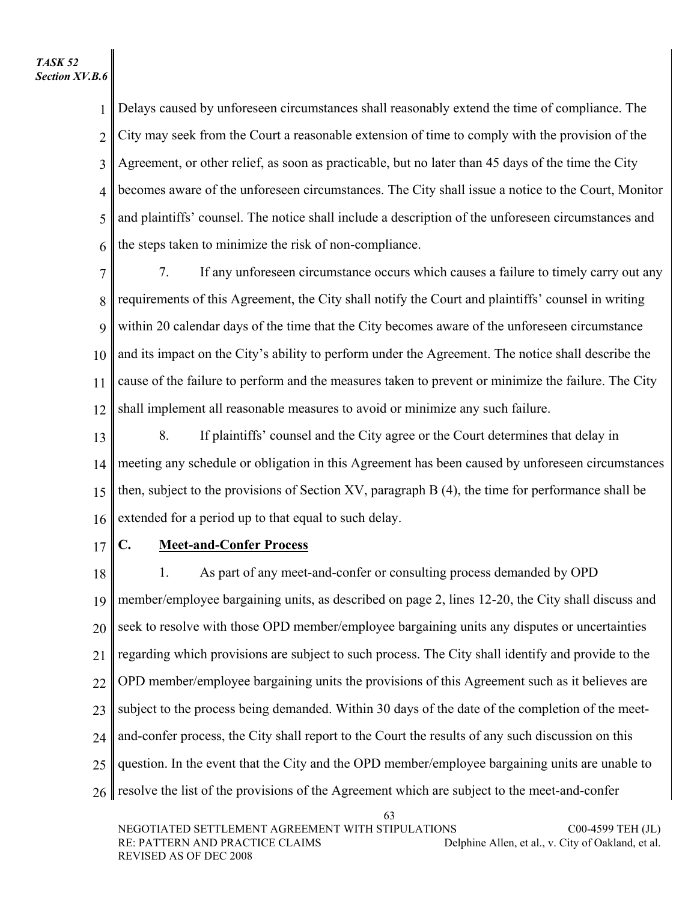Delays caused by unforeseen circumstances shall reasonably extend the time of compliance. The City may seek from the Court a reasonable extension of time to comply with the provision of the Agreement, or other relief, as soon as practicable, but no later than 45 days of the time the City becomes aware of the unforeseen circumstances. The City shall issue a notice to the Court, Monitor and plaintiffs' counsel. The notice shall include a description of the unforeseen circumstances and the steps taken to minimize the risk of non-compliance.

7. If any unforeseen circumstance occurs which causes a failure to timely carry out any requirements of this Agreement, the City shall notify the Court and plaintiffs' counsel in writing within 20 calendar days of the time that the City becomes aware of the unforeseen circumstance and its impact on the City's ability to perform under the Agreement. The notice shall describe the cause of the failure to perform and the measures taken to prevent or minimize the failure. The City shall implement all reasonable measures to avoid or minimize any such failure.

8. If plaintiffs' counsel and the City agree or the Court determines that delay in meeting any schedule or obligation in this Agreement has been caused by unforeseen circumstances then, subject to the provisions of Section XV, paragraph B (4), the time for performance shall be extended for a period up to that equal to such delay.

**C. Meet-and-Confer Process**

1. As part of any meet-and-confer or consulting process demanded by OPD member/employee bargaining units, as described on page 2, lines 12-20, the City shall discuss and seek to resolve with those OPD member/employee bargaining units any disputes or uncertainties regarding which provisions are subject to such process. The City shall identify and provide to the OPD member/employee bargaining units the provisions of this Agreement such as it believes are subject to the process being demanded. Within 30 days of the date of the completion of the meet-and-confer process, the City shall report to the Court the results of any such discussion on this question. In the event that the City and the OPD member/employee bargaining units are unable to resolve the list of the provisions of the Agreement which are subject to the meet-and-confer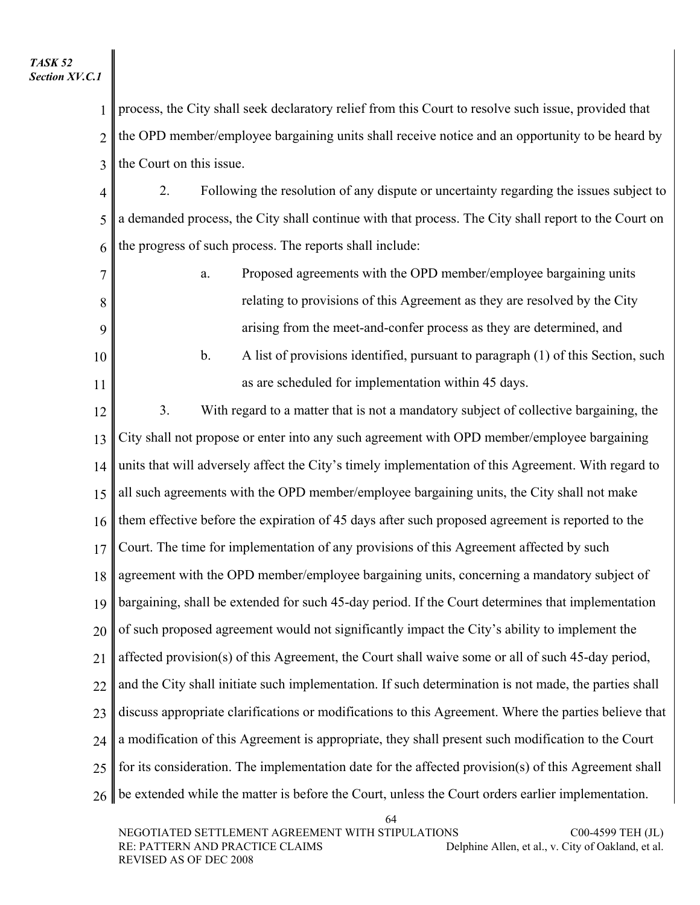process, the City shall seek declaratory relief from this Court to resolve such issue, provided that the OPD member/employee bargaining units shall receive notice and an opportunity to be heard by the Court on this issue.

2. Following the resolution of any dispute or uncertainty regarding the issues subject to a demanded process, the City shall continue with that process. The City shall report to the Court on the progress of such process. The reports shall include:

   a. Proposed agreements with the OPD member/employee bargaining units relating to provisions of this Agreement as they are resolved by the City arising from the meet-and-confer process as they are determined, and

   b. A list of provisions identified, pursuant to paragraph (1) of this Section, such as are scheduled for implementation within 45 days.

3. With regard to a matter that is not a mandatory subject of collective bargaining, the City shall not propose or enter into any such agreement with OPD member/employee bargaining units that will adversely affect the City's timely implementation of this Agreement. With regard to all such agreements with the OPD member/employee bargaining units, the City shall not make them effective before the expiration of 45 days after such proposed agreement is reported to the Court. The time for implementation of any provisions of this Agreement affected by such agreement with the OPD member/employee bargaining units, concerning a mandatory subject of bargaining, shall be extended for such 45-day period. If the Court determines that implementation of such proposed agreement would not significantly impact the City's ability to implement the affected provision(s) of this Agreement, the Court shall waive some or all of such 45-day period, and the City shall initiate such implementation. If such determination is not made, the parties shall discuss appropriate clarifications or modifications to this Agreement. Where the parties believe that a modification of this Agreement is appropriate, they shall present such modification to the Court for its consideration. The implementation date for the affected provision(s) of this Agreement shall be extended while the matter is before the Court, unless the Court orders earlier implementation.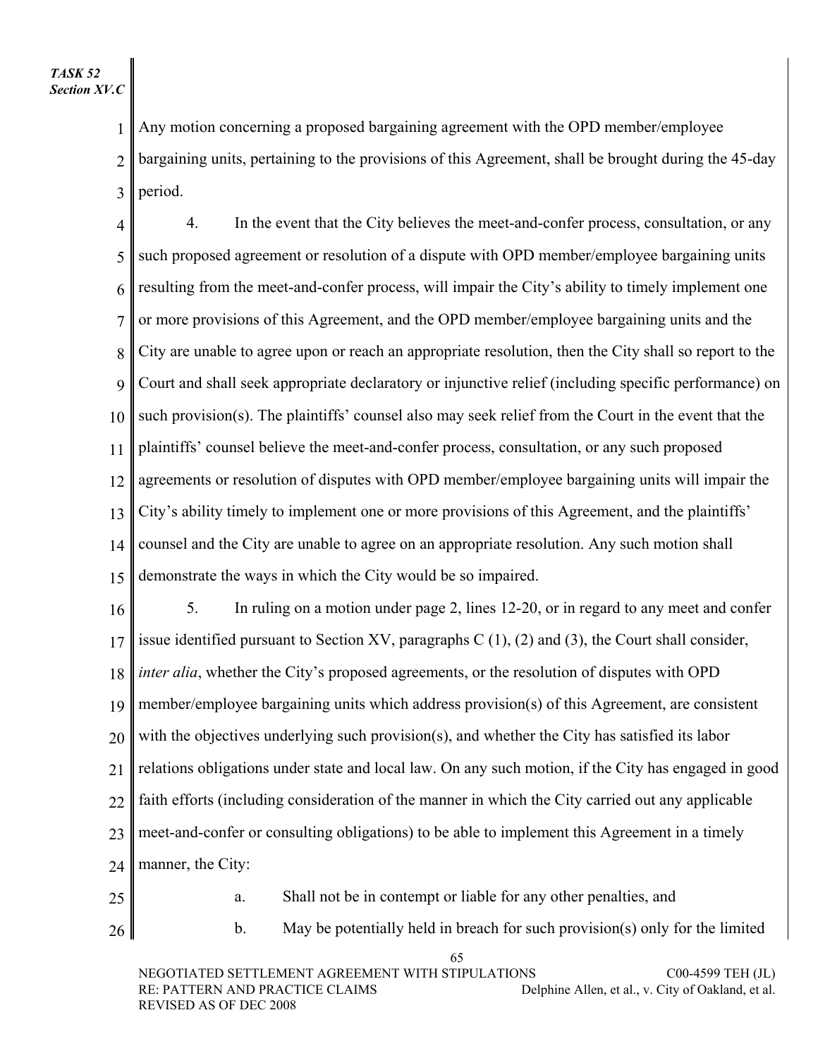Any motion concerning a proposed bargaining agreement with the OPD member/employee bargaining units, pertaining to the provisions of this Agreement, shall be brought during the 45-day period.

4. In the event that the City believes the meet-and-confer process, consultation, or any such proposed agreement or resolution of a dispute with OPD member/employee bargaining units resulting from the meet-and-confer process, will impair the City's ability to timely implement one or more provisions of this Agreement, and the OPD member/employee bargaining units and the City are unable to agree upon or reach an appropriate resolution, then the City shall so report to the Court and shall seek appropriate declaratory or injunctive relief (including specific performance) on such provision(s). The plaintiffs' counsel also may seek relief from the Court in the event that the plaintiffs' counsel believe the meet-and-confer process, consultation, or any such proposed agreements or resolution of disputes with OPD member/employee bargaining units will impair the City's ability timely to implement one or more provisions of this Agreement, and the plaintiffs' counsel and the City are unable to agree on an appropriate resolution. Any such motion shall demonstrate the ways in which the City would be so impaired.

5. In ruling on a motion under page 2, lines 12-20, or in regard to any meet and confer issue identified pursuant to Section XV, paragraphs C (1), (2) and (3), the Court shall consider, *inter alia*, whether the City's proposed agreements, or the resolution of disputes with OPD member/employee bargaining units which address provision(s) of this Agreement, are consistent with the objectives underlying such provision(s), and whether the City has satisfied its labor relations obligations under state and local law. On any such motion, if the City has engaged in good faith efforts (including consideration of the manner in which the City carried out any applicable meet-and-confer or consulting obligations) to be able to implement this Agreement in a timely manner, the City:

a. Shall not be in contempt or liable for any other penalties, and

b. May be potentially held in breach for such provision(s) only for the limited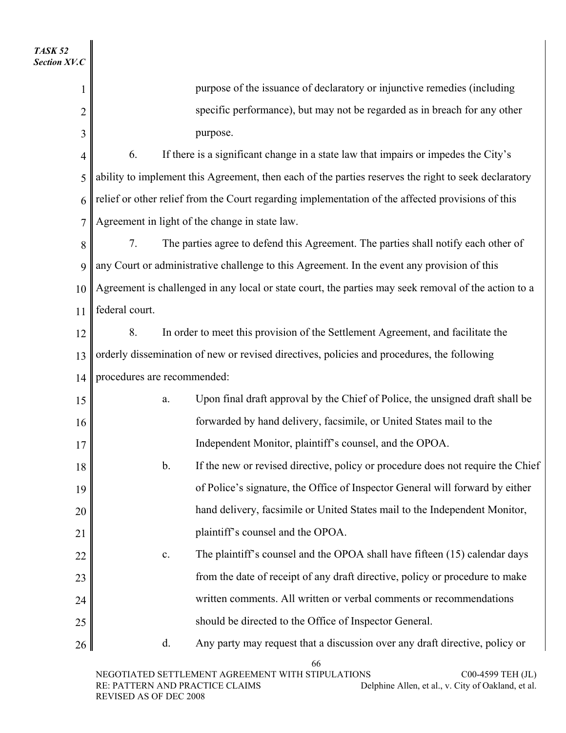purpose of the issuance of declaratory or injunctive remedies (including specific performance), but may not be regarded as in breach for any other purpose.

6. If there is a significant change in a state law that impairs or impedes the City's ability to implement this Agreement, then each of the parties reserves the right to seek declaratory relief or other relief from the Court regarding implementation of the affected provisions of this Agreement in light of the change in state law.

7. The parties agree to defend this Agreement. The parties shall notify each other of any Court or administrative challenge to this Agreement. In the event any provision of this Agreement is challenged in any local or state court, the parties may seek removal of the action to a federal court.

8. In order to meet this provision of the Settlement Agreement, and facilitate the orderly dissemination of new or revised directives, policies and procedures, the following procedures are recommended:

a. Upon final draft approval by the Chief of Police, the unsigned draft shall be forwarded by hand delivery, facsimile, or United States mail to the Independent Monitor, plaintiff's counsel, and the OPOA.

b. If the new or revised directive, policy or procedure does not require the Chief of Police's signature, the Office of Inspector General will forward by either hand delivery, facsimile or United States mail to the Independent Monitor, plaintiff's counsel and the OPOA.

c. The plaintiff's counsel and the OPOA shall have fifteen (15) calendar days from the date of receipt of any draft directive, policy or procedure to make written comments. All written or verbal comments or recommendations should be directed to the Office of Inspector General.

d. Any party may request that a discussion over any draft directive, policy or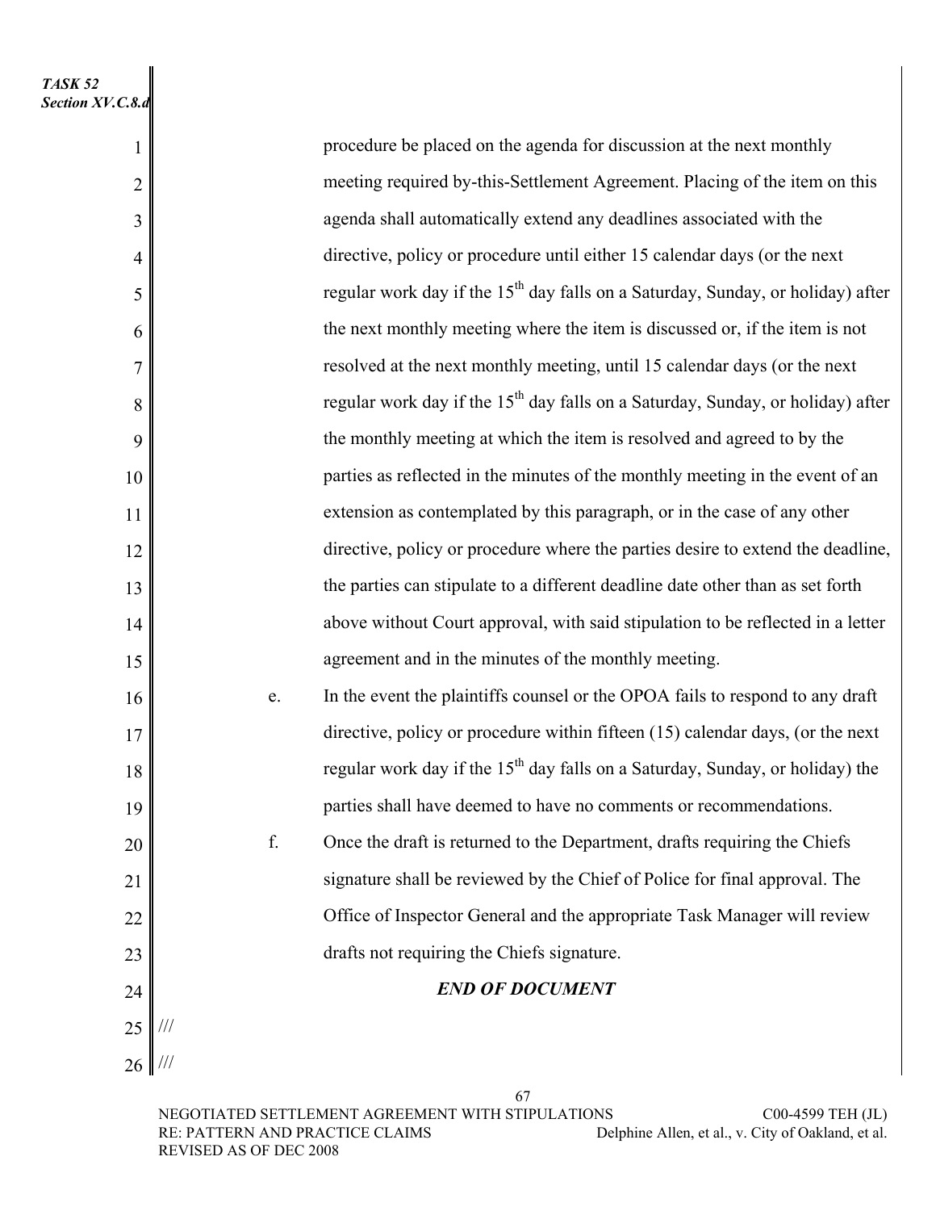TASK 52
Section XV.C.8.d

procedure be placed on the agenda for discussion at the next monthly meeting required by-this-Settlement Agreement. Placing of the item on this agenda shall automatically extend any deadlines associated with the directive, policy or procedure until either 15 calendar days (or the next regular work day if the 15th day falls on a Saturday, Sunday, or holiday) after the next monthly meeting where the item is discussed or, if the item is not resolved at the next monthly meeting, until 15 calendar days (or the next regular work day if the 15th day falls on a Saturday, Sunday, or holiday) after the monthly meeting at which the item is resolved and agreed to by the parties as reflected in the minutes of the monthly meeting in the event of an extension as contemplated by this paragraph, or in the case of any other directive, policy or procedure where the parties desire to extend the deadline, the parties can stipulate to a different deadline date other than as set forth above without Court approval, with said stipulation to be reflected in a letter agreement and in the minutes of the monthly meeting.

e. In the event the plaintiffs counsel or the OPOA fails to respond to any draft directive, policy or procedure within fifteen (15) calendar days, (or the next regular work day if the 15th day falls on a Saturday, Sunday, or holiday) the parties shall have deemed to have no comments or recommendations.

f. Once the draft is returned to the Department, drafts requiring the Chiefs signature shall be reviewed by the Chief of Police for final approval. The Office of Inspector General and the appropriate Task Manager will review drafts not requiring the Chiefs signature.

***END OF DOCUMENT***

///

///